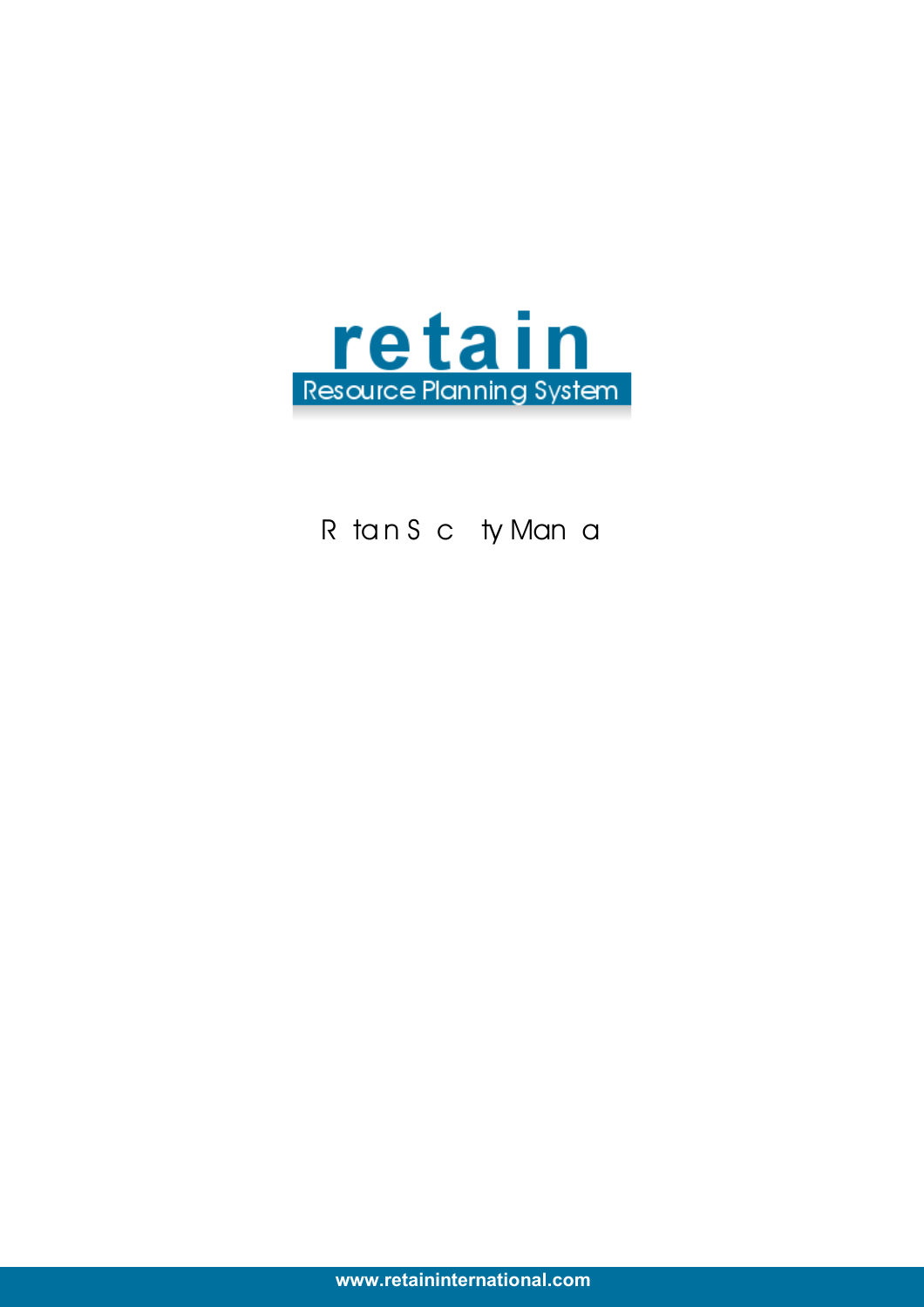# retain

Resource Planning System

Retain Security Manual

www.retaininternational.com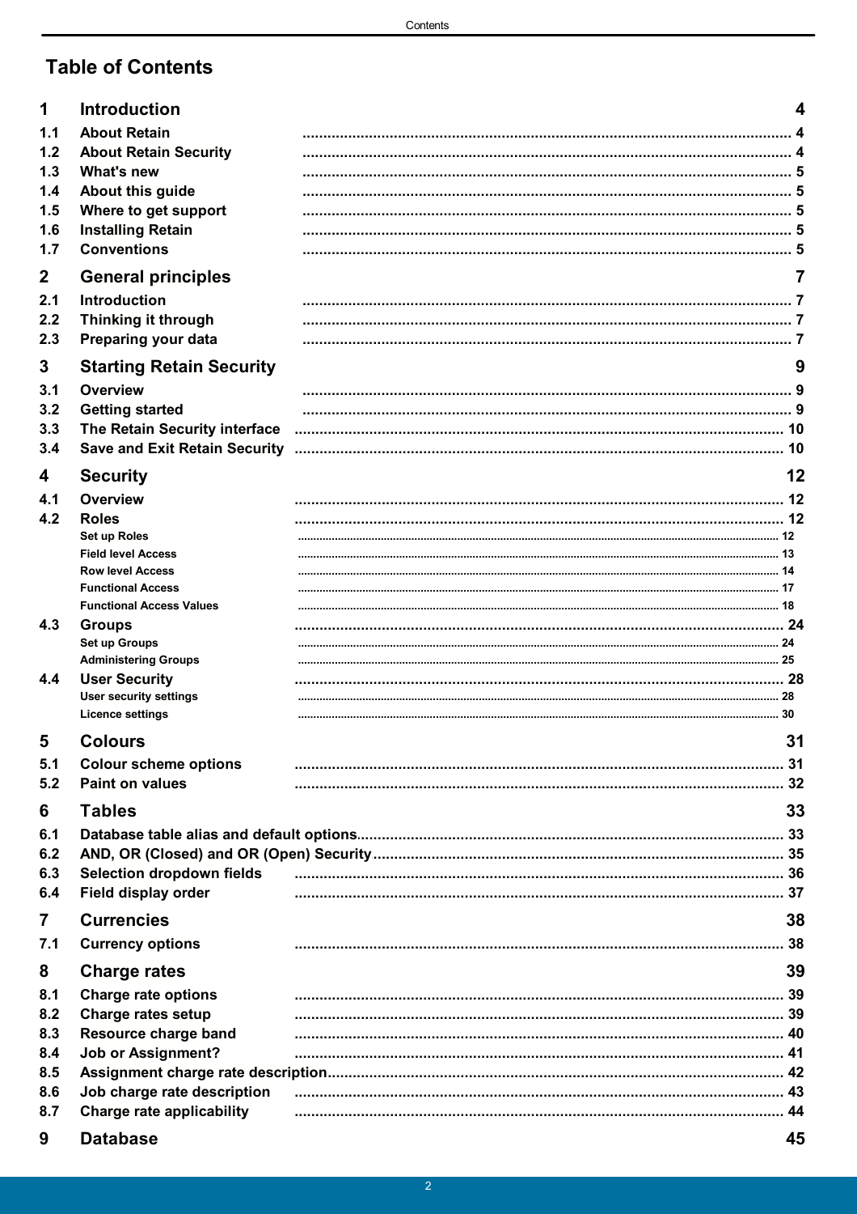# Table of Contents

**1 Introduction** 4

- 1.1 About Retain ... 4
- 1.2 About Retain Security ... 4
- 1.3 What's new ... 5
- 1.4 About this guide ... 5
- 1.5 Where to get support ... 5
- 1.6 Installing Retain ... 5
- 1.7 Conventions ... 5

**2 General principles** 7

- 2.1 Introduction ... 7
- 2.2 Thinking it through ... 7
- 2.3 Preparing your data ... 7

**3 Starting Retain Security** 9

- 3.1 Overview ... 9
- 3.2 Getting started ... 9
- 3.3 The Retain Security interface ... 10
- 3.4 Save and Exit Retain Security ... 10

**4 Security** 12

- 4.1 Overview ... 12
- 4.2 Roles ... 12
  - Set up Roles ... 12
  - Field level Access ... 13
  - Row level Access ... 14
  - Functional Access ... 17
  - Functional Access Values ... 18
- 4.3 Groups ... 24
  - Set up Groups ... 24
  - Administering Groups ... 25
- 4.4 User Security ... 28
  - User security settings ... 28
  - Licence settings ... 30

**5 Colours** 31

- 5.1 Colour scheme options ... 31
- 5.2 Paint on values ... 32

**6 Tables** 33

- 6.1 Database table alias and default options ... 33
- 6.2 AND, OR (Closed) and OR (Open) Security ... 35
- 6.3 Selection dropdown fields ... 36
- 6.4 Field display order ... 37

**7 Currencies** 38

- 7.1 Currency options ... 38

**8 Charge rates** 39

- 8.1 Charge rate options ... 39
- 8.2 Charge rates setup ... 39
- 8.3 Resource charge band ... 40
- 8.4 Job or Assignment? ... 41
- 8.5 Assignment charge rate description ... 42
- 8.6 Job charge rate description ... 43
- 8.7 Charge rate applicability ... 44

**9 Database** 45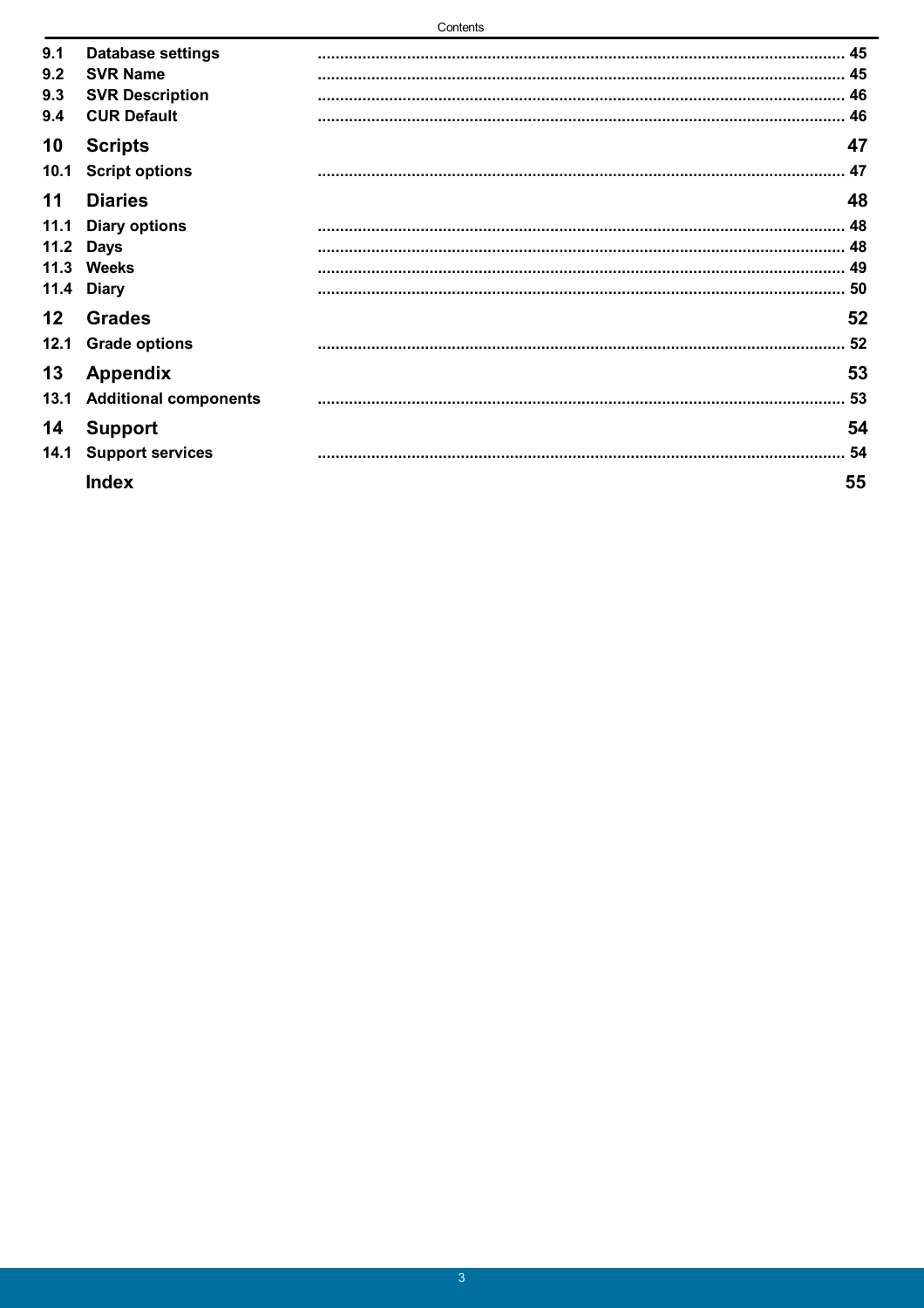| | | |
|---|---|---|
| 9.1 | **Database settings** | 45 |
| 9.2 | **SVR Name** | 45 |
| 9.3 | **SVR Description** | 46 |
| 9.4 | **CUR Default** | 46 |
| **10** | **Scripts** | **47** |
| 10.1 | **Script options** | 47 |
| **11** | **Diaries** | **48** |
| 11.1 | **Diary options** | 48 |
| 11.2 | **Days** | 48 |
| 11.3 | **Weeks** | 49 |
| 11.4 | **Diary** | 50 |
| **12** | **Grades** | **52** |
| 12.1 | **Grade options** | 52 |
| **13** | **Appendix** | **53** |
| 13.1 | **Additional components** | 53 |
| **14** | **Support** | **54** |
| 14.1 | **Support services** | 54 |
| | **Index** | **55** |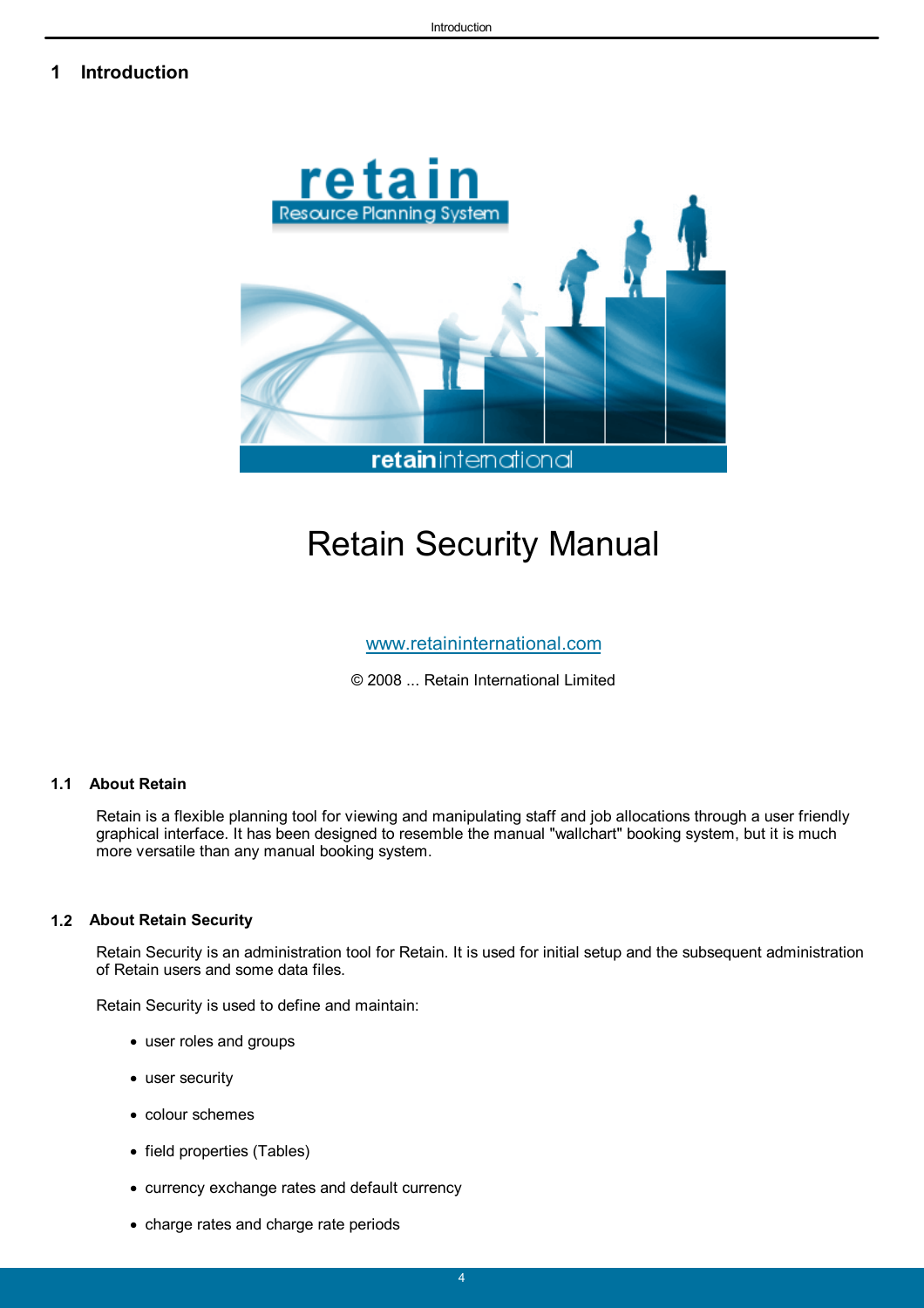# 1 Introduction

# Retain Security Manual

www.retaininternational.com

© 2008 ... Retain International Limited

## 1.1 About Retain

Retain is a flexible planning tool for viewing and manipulating staff and job allocations through a user friendly graphical interface. It has been designed to resemble the manual "wallchart" booking system, but it is much more versatile than any manual booking system.

## 1.2 About Retain Security

Retain Security is an administration tool for Retain. It is used for initial setup and the subsequent administration of Retain users and some data files.

Retain Security is used to define and maintain:

- user roles and groups
- user security
- colour schemes
- field properties (Tables)
- currency exchange rates and default currency
- charge rates and charge rate periods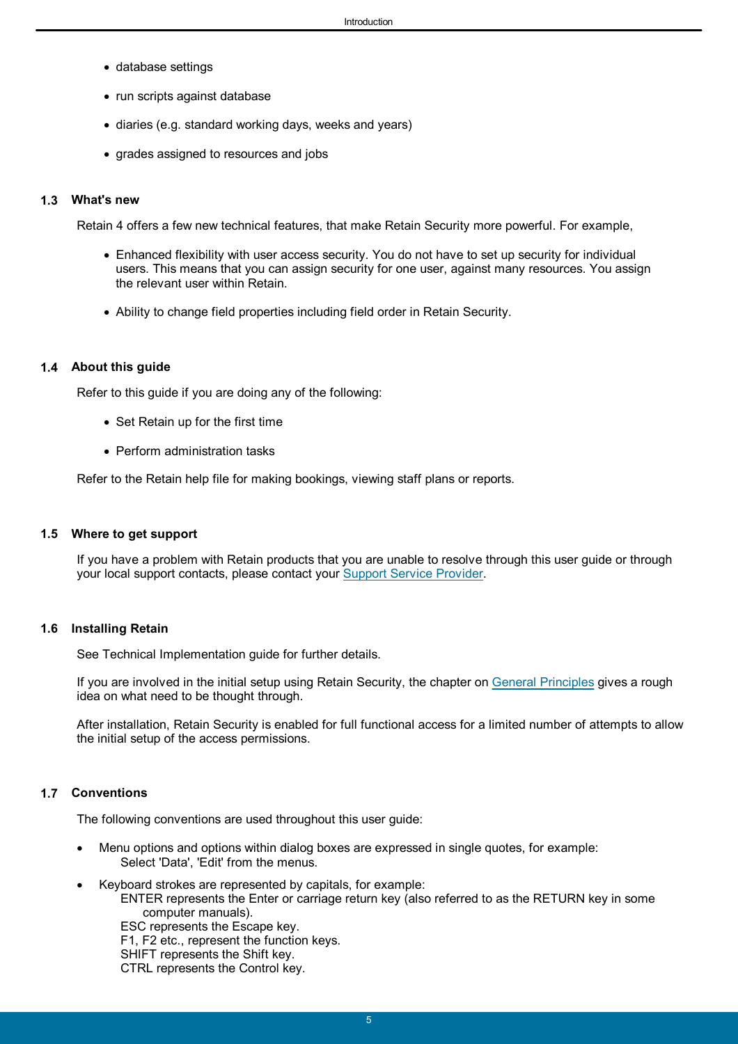- database settings
- run scripts against database
- diaries (e.g. standard working days, weeks and years)
- grades assigned to resources and jobs

## 1.3 What's new

Retain 4 offers a few new technical features, that make Retain Security more powerful. For example,

- Enhanced flexibility with user access security. You do not have to set up security for individual users. This means that you can assign security for one user, against many resources. You assign the relevant user within Retain.
- Ability to change field properties including field order in Retain Security.

## 1.4 About this guide

Refer to this guide if you are doing any of the following:

- Set Retain up for the first time
- Perform administration tasks

Refer to the Retain help file for making bookings, viewing staff plans or reports.

## 1.5 Where to get support

If you have a problem with Retain products that you are unable to resolve through this user guide or through your local support contacts, please contact your Support Service Provider.

## 1.6 Installing Retain

See Technical Implementation guide for further details.

If you are involved in the initial setup using Retain Security, the chapter on General Principles gives a rough idea on what need to be thought through.

After installation, Retain Security is enabled for full functional access for a limited number of attempts to allow the initial setup of the access permissions.

## 1.7 Conventions

The following conventions are used throughout this user guide:

- Menu options and options within dialog boxes are expressed in single quotes, for example:
  Select 'Data', 'Edit' from the menus.
- Keyboard strokes are represented by capitals, for example:
  ENTER represents the Enter or carriage return key (also referred to as the RETURN key in some computer manuals).
  ESC represents the Escape key.
  F1, F2 etc., represent the function keys.
  SHIFT represents the Shift key.
  CTRL represents the Control key.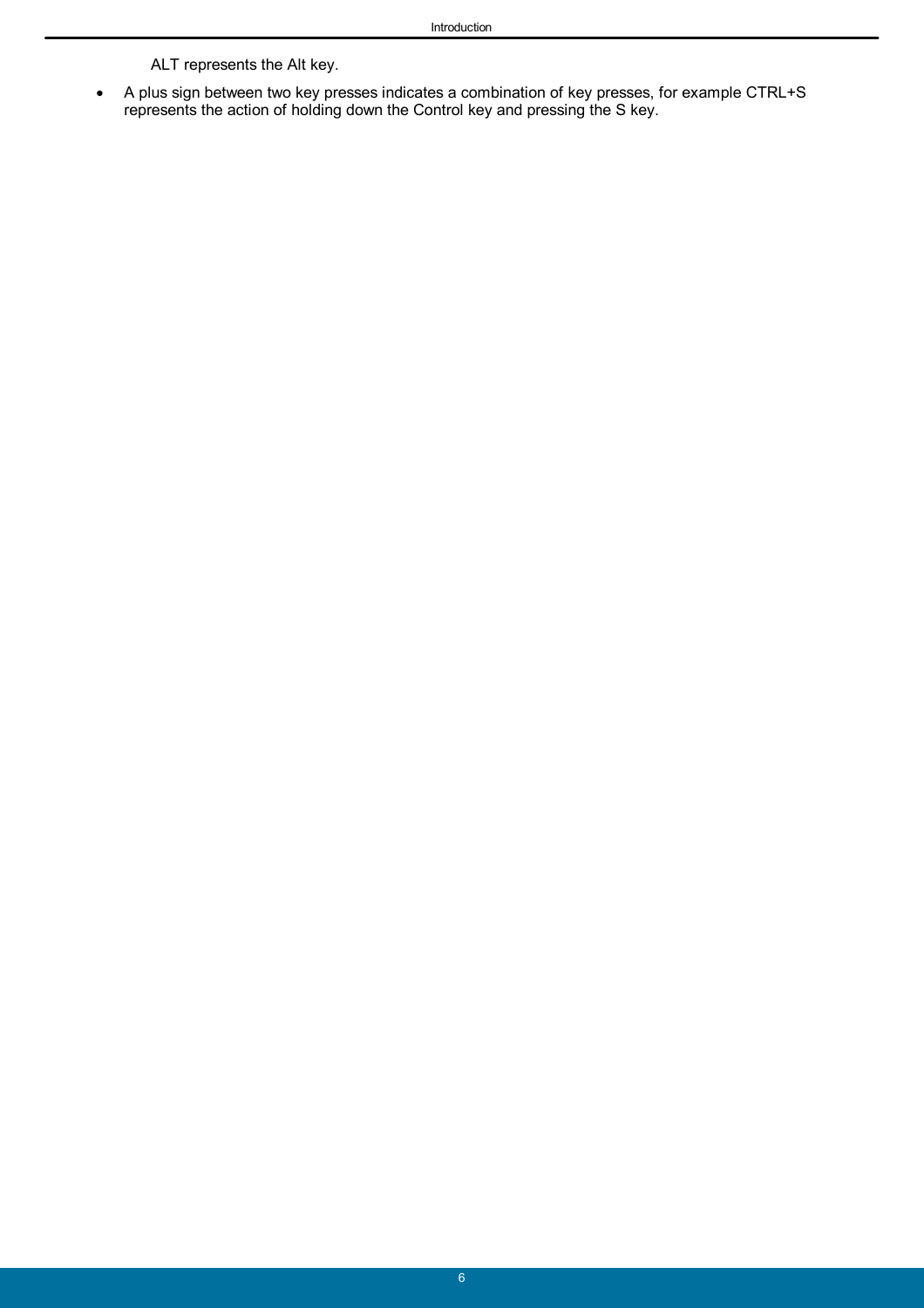ALT represents the Alt key.

- A plus sign between two key presses indicates a combination of key presses, for example CTRL+S represents the action of holding down the Control key and pressing the S key.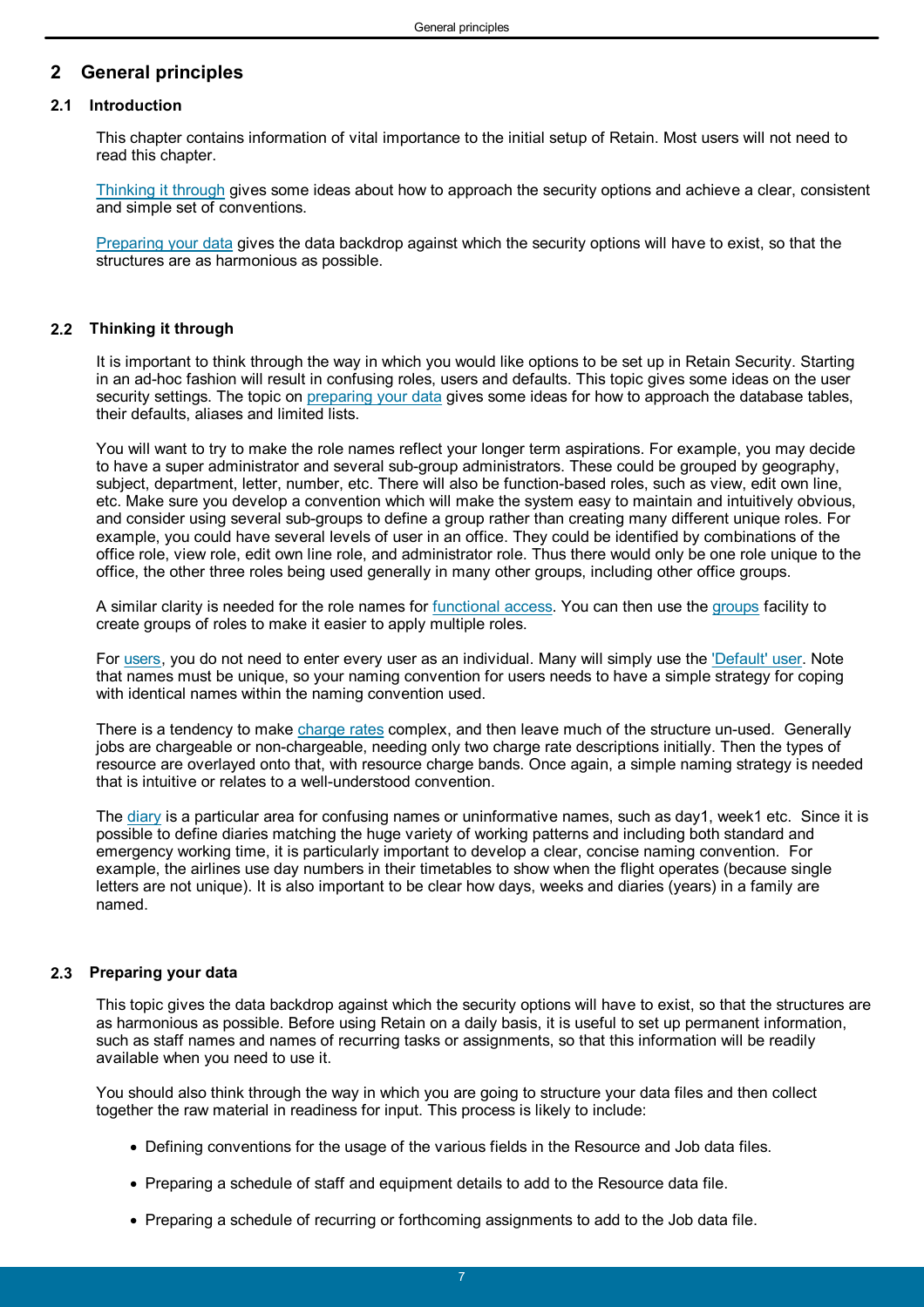# 2 General principles

## 2.1 Introduction

This chapter contains information of vital importance to the initial setup of Retain. Most users will not need to read this chapter.

Thinking it through gives some ideas about how to approach the security options and achieve a clear, consistent and simple set of conventions.

Preparing your data gives the data backdrop against which the security options will have to exist, so that the structures are as harmonious as possible.

## 2.2 Thinking it through

It is important to think through the way in which you would like options to be set up in Retain Security. Starting in an ad-hoc fashion will result in confusing roles, users and defaults. This topic gives some ideas on the user security settings. The topic on preparing your data gives some ideas for how to approach the database tables, their defaults, aliases and limited lists.

You will want to try to make the role names reflect your longer term aspirations. For example, you may decide to have a super administrator and several sub-group administrators. These could be grouped by geography, subject, department, letter, number, etc. There will also be function-based roles, such as view, edit own line, etc. Make sure you develop a convention which will make the system easy to maintain and intuitively obvious, and consider using several sub-groups to define a group rather than creating many different unique roles. For example, you could have several levels of user in an office. They could be identified by combinations of the office role, view role, edit own line role, and administrator role. Thus there would only be one role unique to the office, the other three roles being used generally in many other groups, including other office groups.

A similar clarity is needed for the role names for functional access. You can then use the groups facility to create groups of roles to make it easier to apply multiple roles.

For users, you do not need to enter every user as an individual. Many will simply use the 'Default' user. Note that names must be unique, so your naming convention for users needs to have a simple strategy for coping with identical names within the naming convention used.

There is a tendency to make charge rates complex, and then leave much of the structure un-used. Generally jobs are chargeable or non-chargeable, needing only two charge rate descriptions initially. Then the types of resource are overlayed onto that, with resource charge bands. Once again, a simple naming strategy is needed that is intuitive or relates to a well-understood convention.

The diary is a particular area for confusing names or uninformative names, such as day1, week1 etc. Since it is possible to define diaries matching the huge variety of working patterns and including both standard and emergency working time, it is particularly important to develop a clear, concise naming convention. For example, the airlines use day numbers in their timetables to show when the flight operates (because single letters are not unique). It is also important to be clear how days, weeks and diaries (years) in a family are named.

## 2.3 Preparing your data

This topic gives the data backdrop against which the security options will have to exist, so that the structures are as harmonious as possible. Before using Retain on a daily basis, it is useful to set up permanent information, such as staff names and names of recurring tasks or assignments, so that this information will be readily available when you need to use it.

You should also think through the way in which you are going to structure your data files and then collect together the raw material in readiness for input. This process is likely to include:

- Defining conventions for the usage of the various fields in the Resource and Job data files.
- Preparing a schedule of staff and equipment details to add to the Resource data file.
- Preparing a schedule of recurring or forthcoming assignments to add to the Job data file.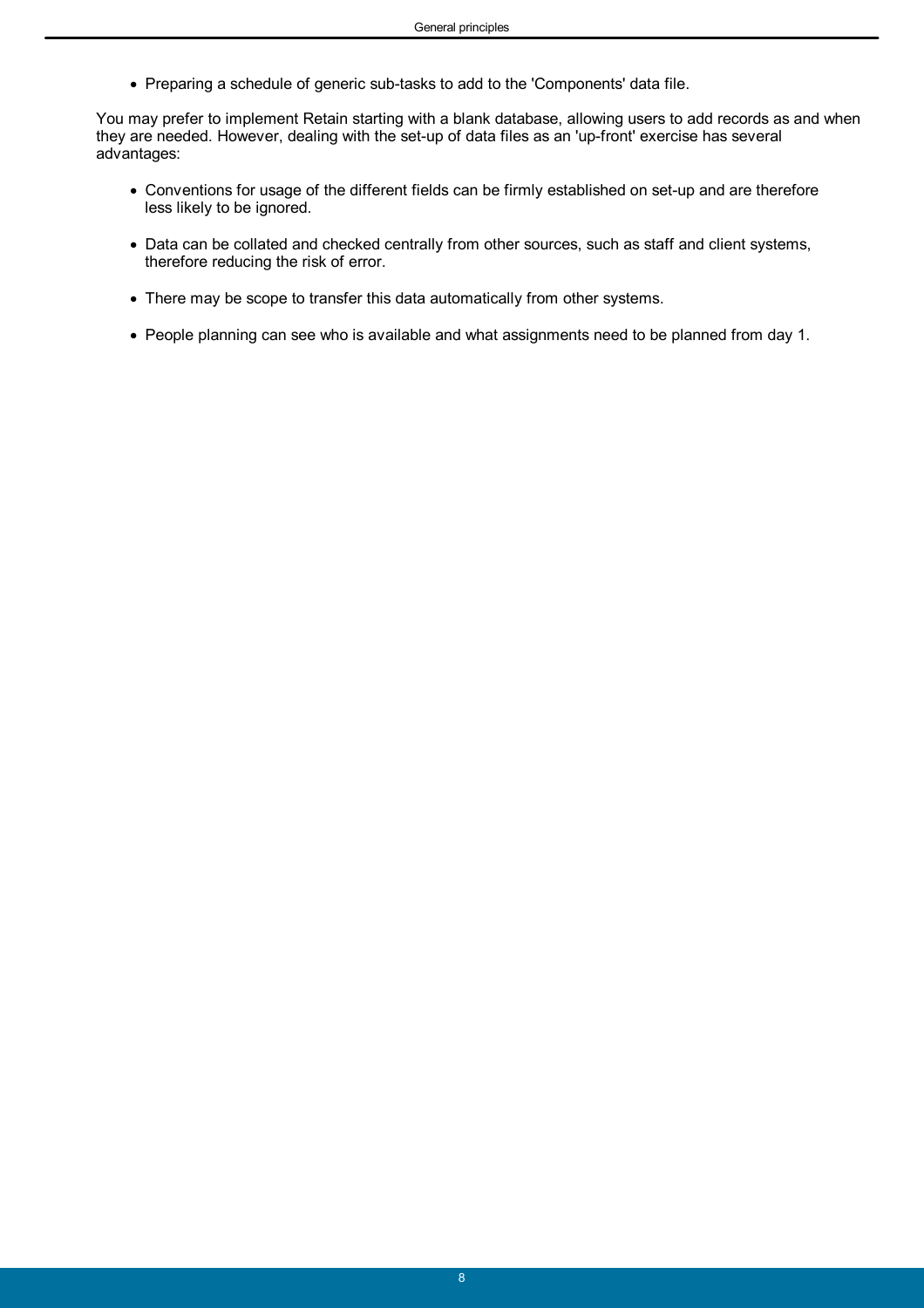- Preparing a schedule of generic sub-tasks to add to the 'Components' data file.

You may prefer to implement Retain starting with a blank database, allowing users to add records as and when they are needed. However, dealing with the set-up of data files as an 'up-front' exercise has several advantages:

- Conventions for usage of the different fields can be firmly established on set-up and are therefore less likely to be ignored.
- Data can be collated and checked centrally from other sources, such as staff and client systems, therefore reducing the risk of error.
- There may be scope to transfer this data automatically from other systems.
- People planning can see who is available and what assignments need to be planned from day 1.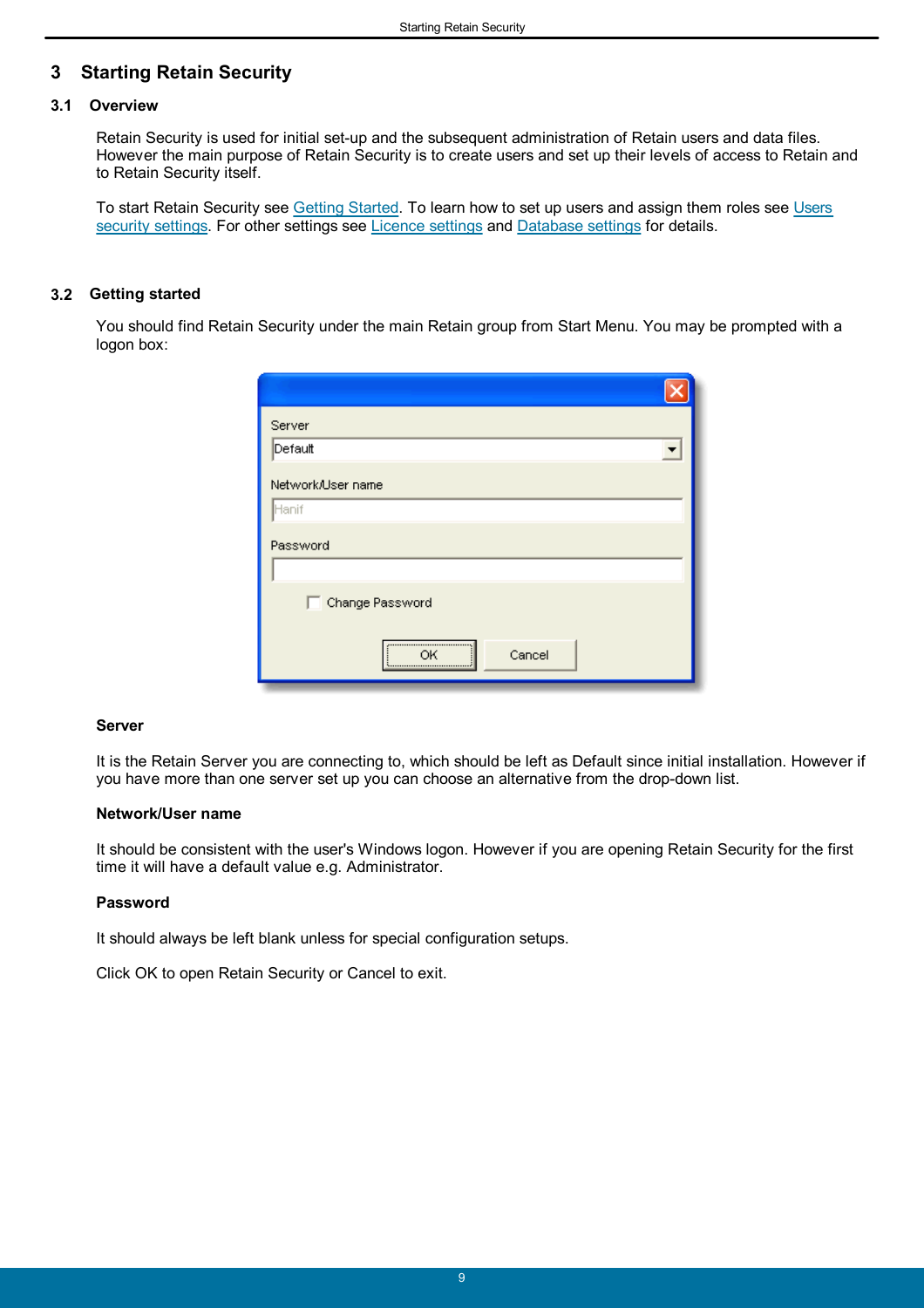# 3 Starting Retain Security

## 3.1 Overview

Retain Security is used for initial set-up and the subsequent administration of Retain users and data files. However the main purpose of Retain Security is to create users and set up their levels of access to Retain and to Retain Security itself.

To start Retain Security see Getting Started. To learn how to set up users and assign them roles see Users security settings. For other settings see Licence settings and Database settings for details.

## 3.2 Getting started

You should find Retain Security under the main Retain group from Start Menu. You may be prompted with a logon box:

**Server**

It is the Retain Server you are connecting to, which should be left as Default since initial installation. However if you have more than one server set up you can choose an alternative from the drop-down list.

**Network/User name**

It should be consistent with the user's Windows logon. However if you are opening Retain Security for the first time it will have a default value e.g. Administrator.

**Password**

It should always be left blank unless for special configuration setups.

Click OK to open Retain Security or Cancel to exit.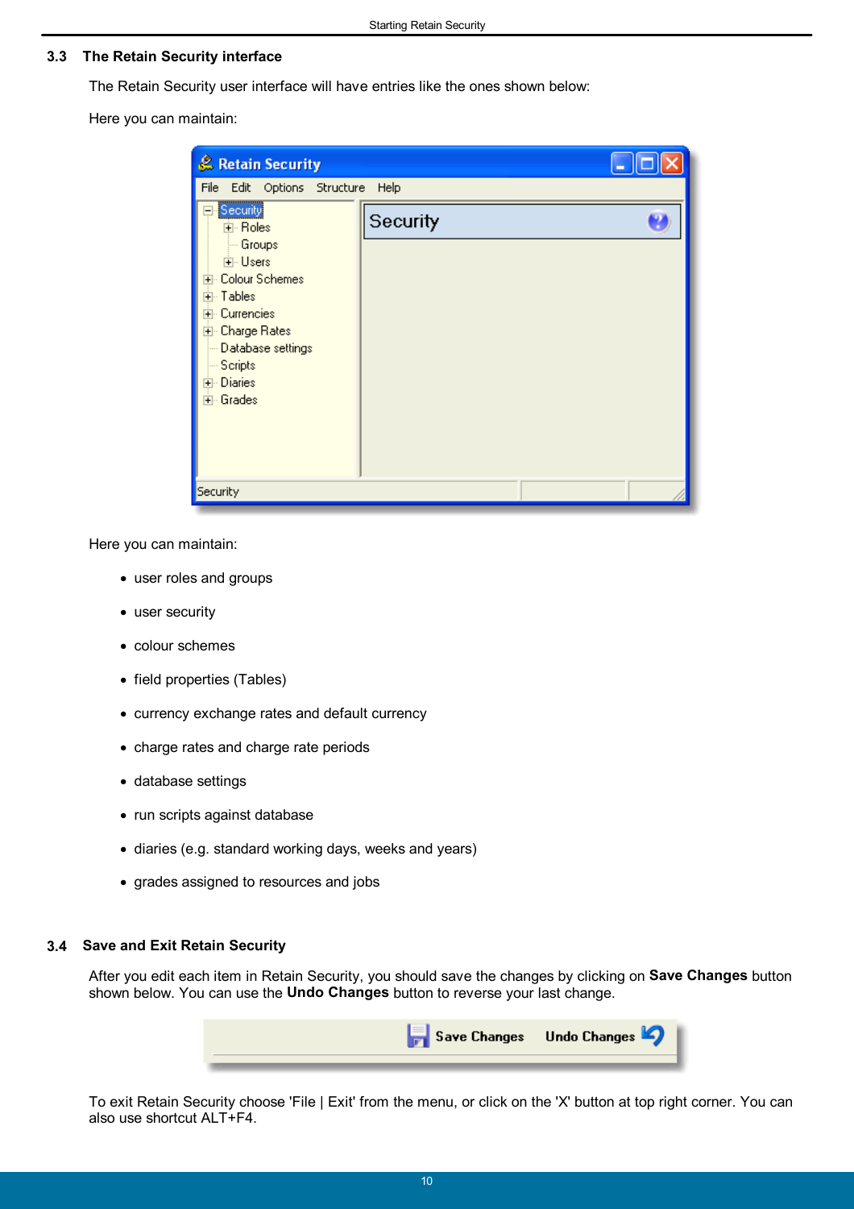## 3.3 The Retain Security interface

The Retain Security user interface will have entries like the ones shown below:

Here you can maintain:

Here you can maintain:

- user roles and groups
- user security
- colour schemes
- field properties (Tables)
- currency exchange rates and default currency
- charge rates and charge rate periods
- database settings
- run scripts against database
- diaries (e.g. standard working days, weeks and years)
- grades assigned to resources and jobs

## 3.4 Save and Exit Retain Security

After you edit each item in Retain Security, you should save the changes by clicking on **Save Changes** button shown below. You can use the **Undo Changes** button to reverse your last change.

To exit Retain Security choose 'File | Exit' from the menu, or click on the 'X' button at top right corner. You can also use shortcut ALT+F4.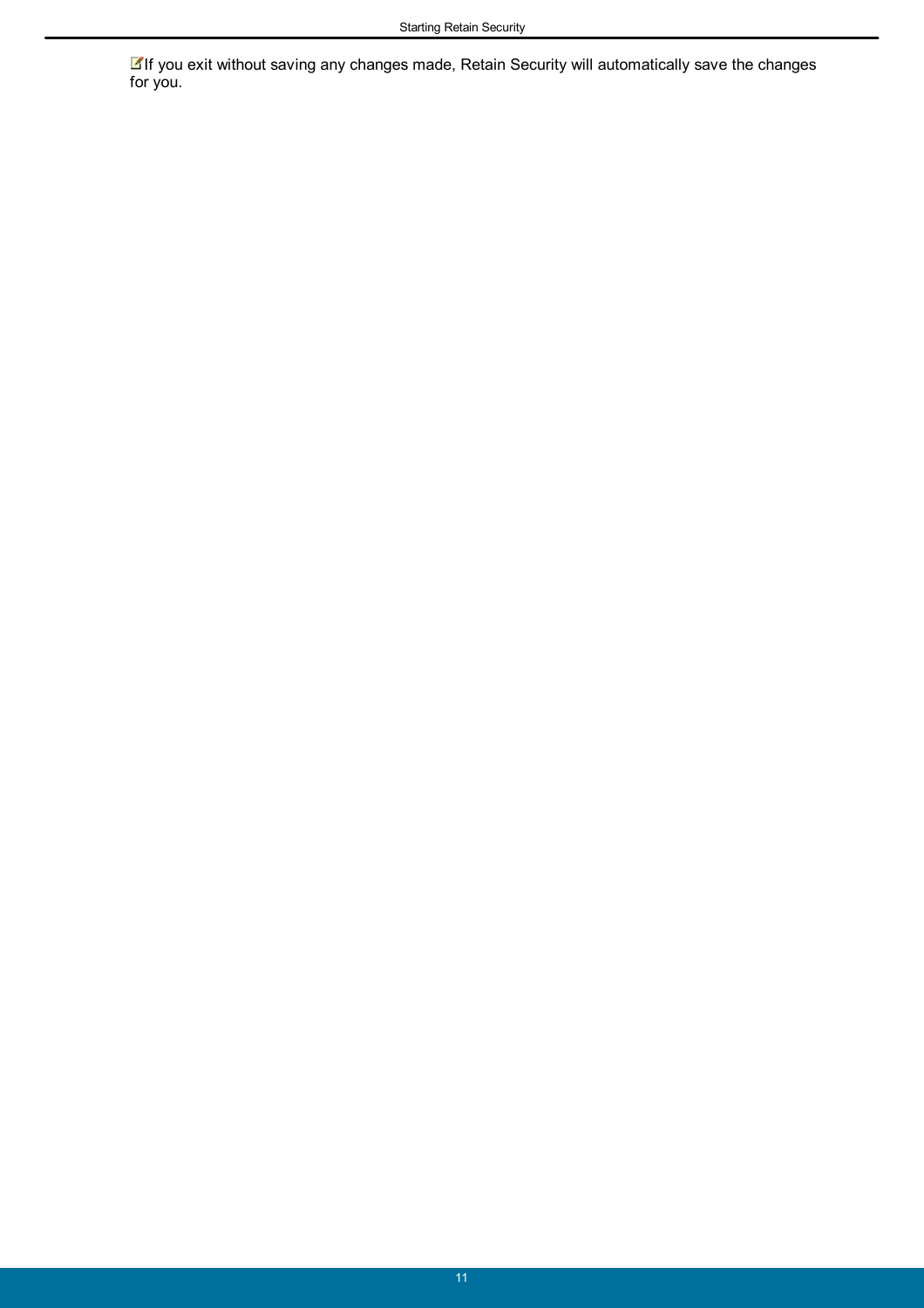If you exit without saving any changes made, Retain Security will automatically save the changes for you.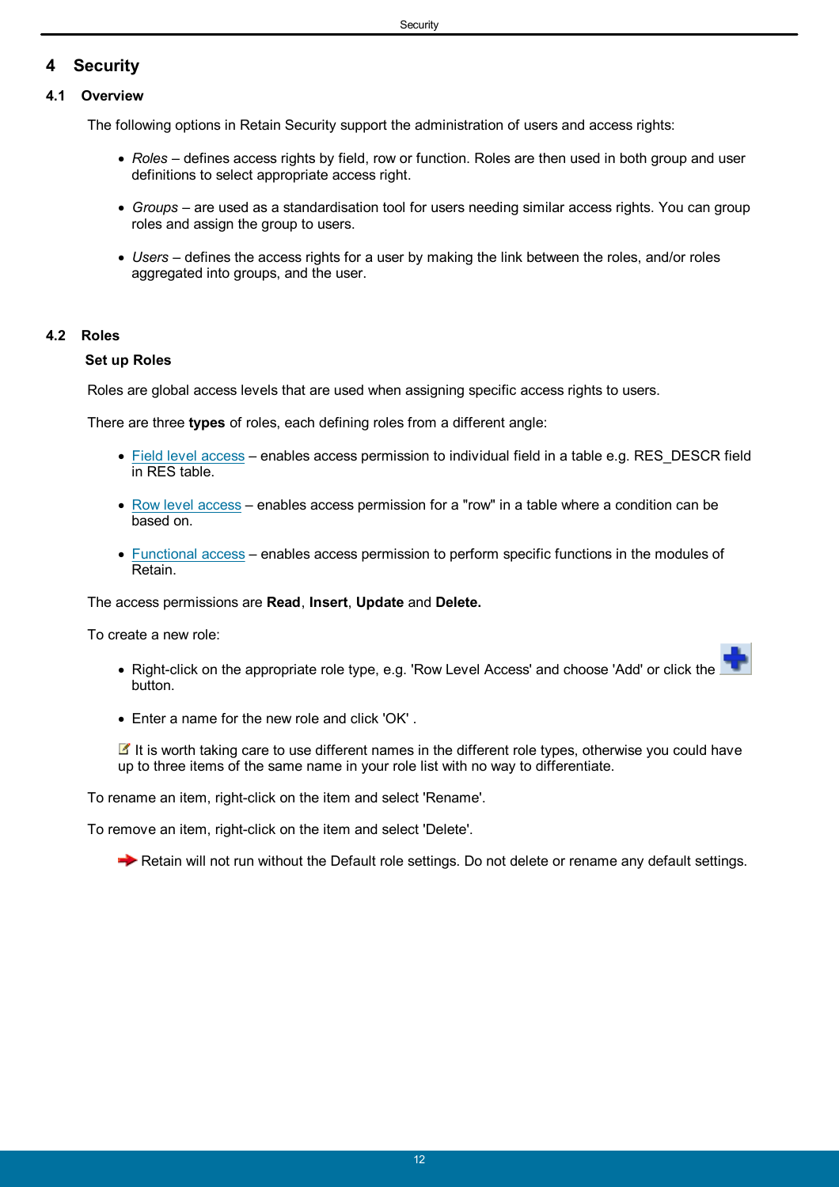# 4 Security

## 4.1 Overview

The following options in Retain Security support the administration of users and access rights:

- *Roles* – defines access rights by field, row or function. Roles are then used in both group and user definitions to select appropriate access right.
- *Groups* – are used as a standardisation tool for users needing similar access rights. You can group roles and assign the group to users.
- *Users* – defines the access rights for a user by making the link between the roles, and/or roles aggregated into groups, and the user.

## 4.2 Roles

### Set up Roles

Roles are global access levels that are used when assigning specific access rights to users.

There are three **types** of roles, each defining roles from a different angle:

- Field level access – enables access permission to individual field in a table e.g. RES_DESCR field in RES table.
- Row level access – enables access permission for a "row" in a table where a condition can be based on.
- Functional access – enables access permission to perform specific functions in the modules of Retain.

The access permissions are **Read**, **Insert**, **Update** and **Delete.**

To create a new role:

- Right-click on the appropriate role type, e.g. 'Row Level Access' and choose 'Add' or click the button.
- Enter a name for the new role and click 'OK' .

It is worth taking care to use different names in the different role types, otherwise you could have up to three items of the same name in your role list with no way to differentiate.

To rename an item, right-click on the item and select 'Rename'.

To remove an item, right-click on the item and select 'Delete'.

Retain will not run without the Default role settings. Do not delete or rename any default settings.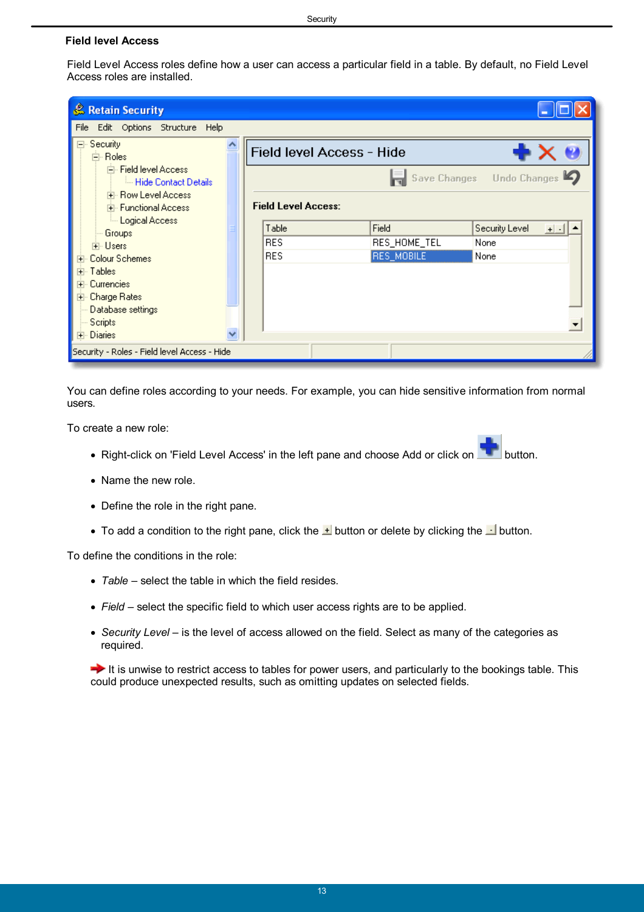## Field level Access

Field Level Access roles define how a user can access a particular field in a table. By default, no Field Level Access roles are installed.

You can define roles according to your needs. For example, you can hide sensitive information from normal users.

To create a new role:

- Right-click on 'Field Level Access' in the left pane and choose Add or click on button.
- Name the new role.
- Define the role in the right pane.
- To add a condition to the right pane, click the button or delete by clicking the button.

To define the conditions in the role:

- *Table* – select the table in which the field resides.
- *Field* – select the specific field to which user access rights are to be applied.
- *Security Level* – is the level of access allowed on the field. Select as many of the categories as required.

It is unwise to restrict access to tables for power users, and particularly to the bookings table. This could produce unexpected results, such as omitting updates on selected fields.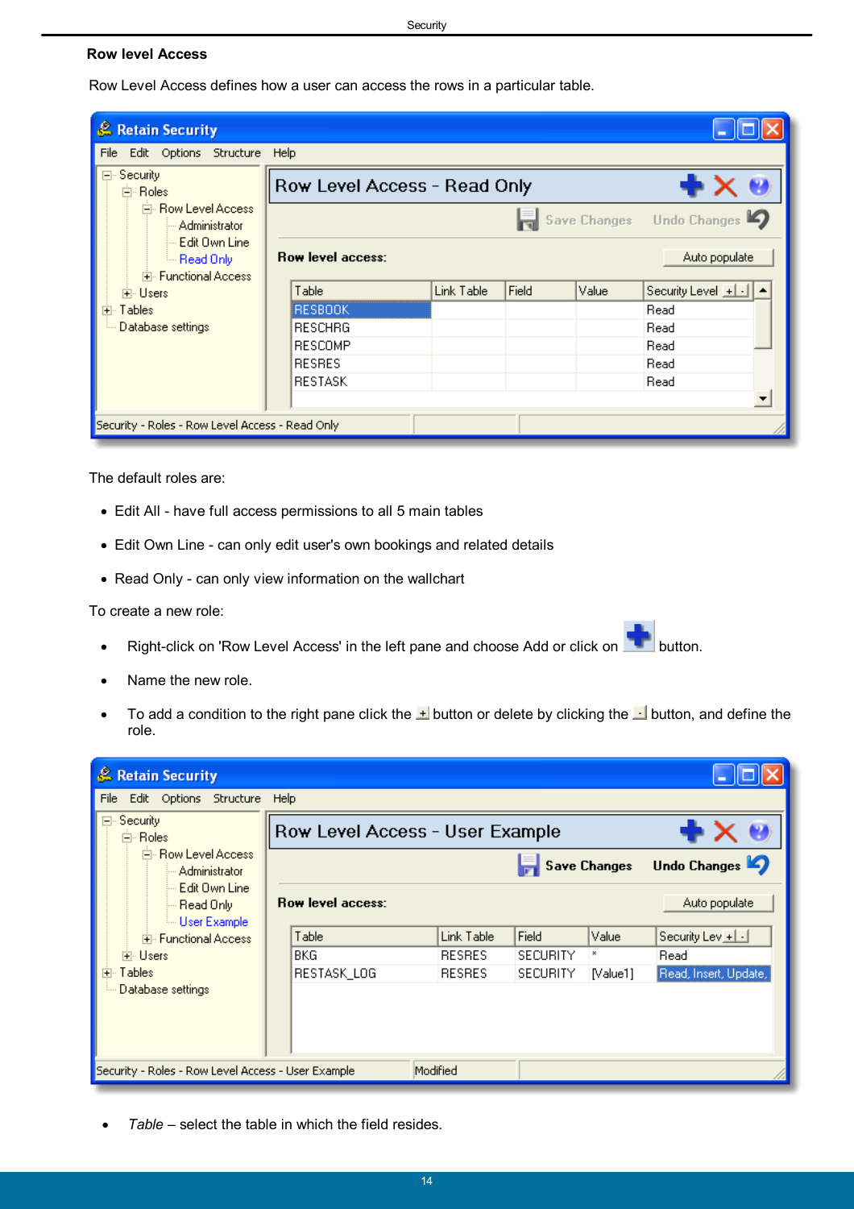### Row level Access

Row Level Access defines how a user can access the rows in a particular table.

The default roles are:

- Edit All - have full access permissions to all 5 main tables
- Edit Own Line - can only edit user's own bookings and related details
- Read Only - can only view information on the wallchart

To create a new role:

- Right-click on 'Row Level Access' in the left pane and choose Add or click on button.
- Name the new role.
- To add a condition to the right pane click the button or delete by clicking the button, and define the role.

- *Table* – select the table in which the field resides.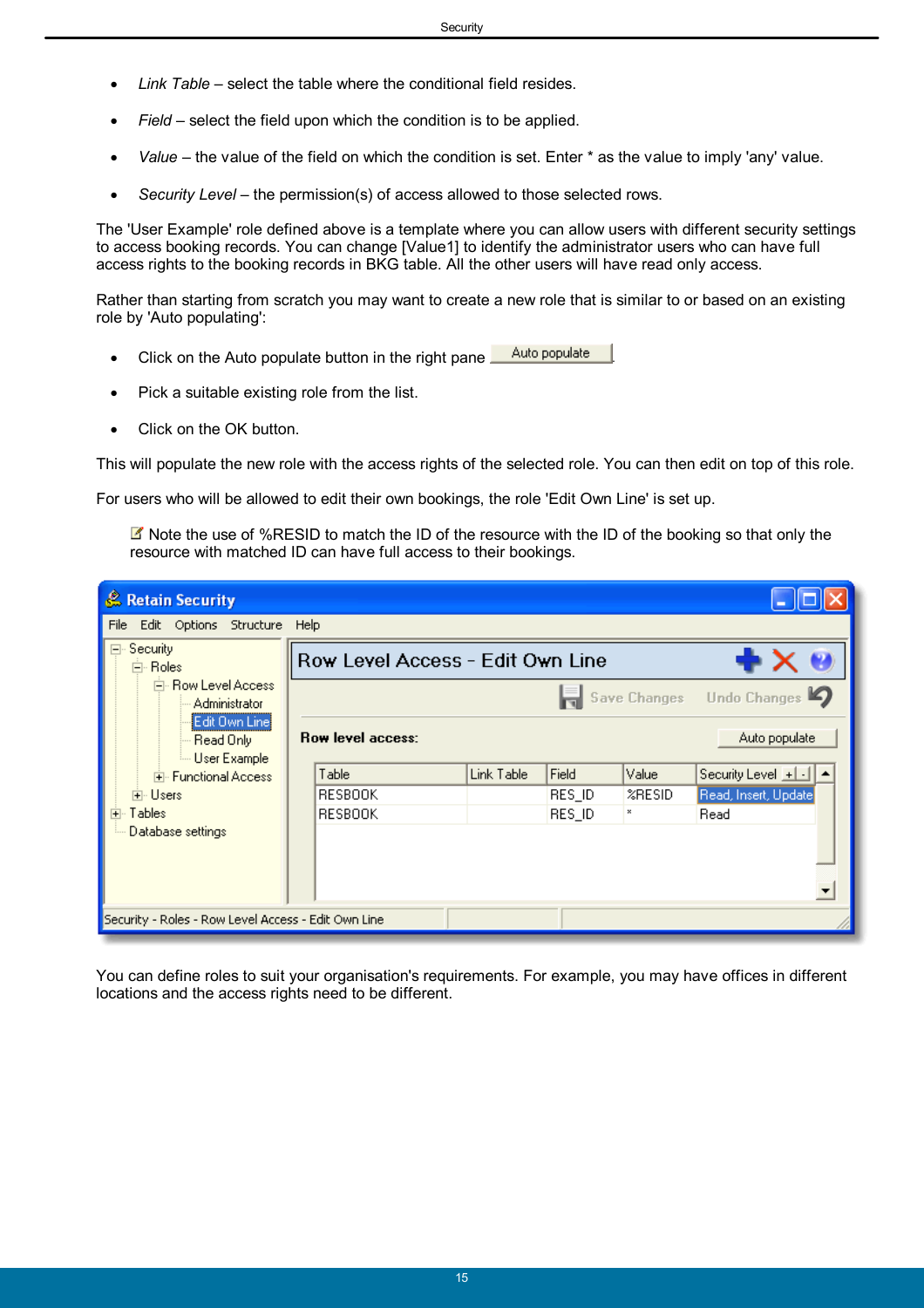- *Link Table* – select the table where the conditional field resides.
- *Field* – select the field upon which the condition is to be applied.
- *Value* – the value of the field on which the condition is set. Enter * as the value to imply 'any' value.
- *Security Level* – the permission(s) of access allowed to those selected rows.

The 'User Example' role defined above is a template where you can allow users with different security settings to access booking records. You can change [Value1] to identify the administrator users who can have full access rights to the booking records in BKG table. All the other users will have read only access.

Rather than starting from scratch you may want to create a new role that is similar to or based on an existing role by 'Auto populating':

- Click on the Auto populate button in the right pane Auto populate
- Pick a suitable existing role from the list.
- Click on the OK button.

This will populate the new role with the access rights of the selected role. You can then edit on top of this role.

For users who will be allowed to edit their own bookings, the role 'Edit Own Line' is set up.

Note the use of %RESID to match the ID of the resource with the ID of the booking so that only the resource with matched ID can have full access to their bookings.

You can define roles to suit your organisation's requirements. For example, you may have offices in different locations and the access rights need to be different.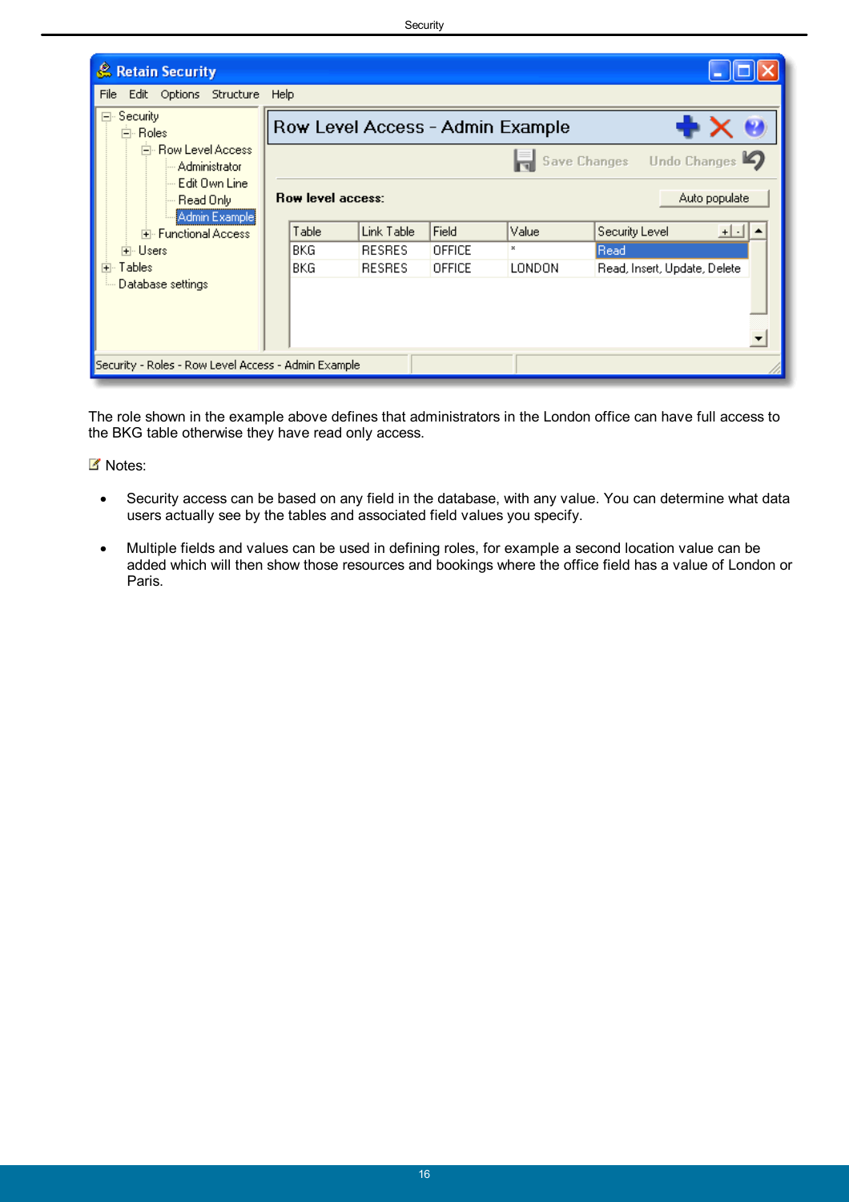The role shown in the example above defines that administrators in the London office can have full access to the BKG table otherwise they have read only access.

Notes:

- Security access can be based on any field in the database, with any value. You can determine what data users actually see by the tables and associated field values you specify.
- Multiple fields and values can be used in defining roles, for example a second location value can be added which will then show those resources and bookings where the office field has a value of London or Paris.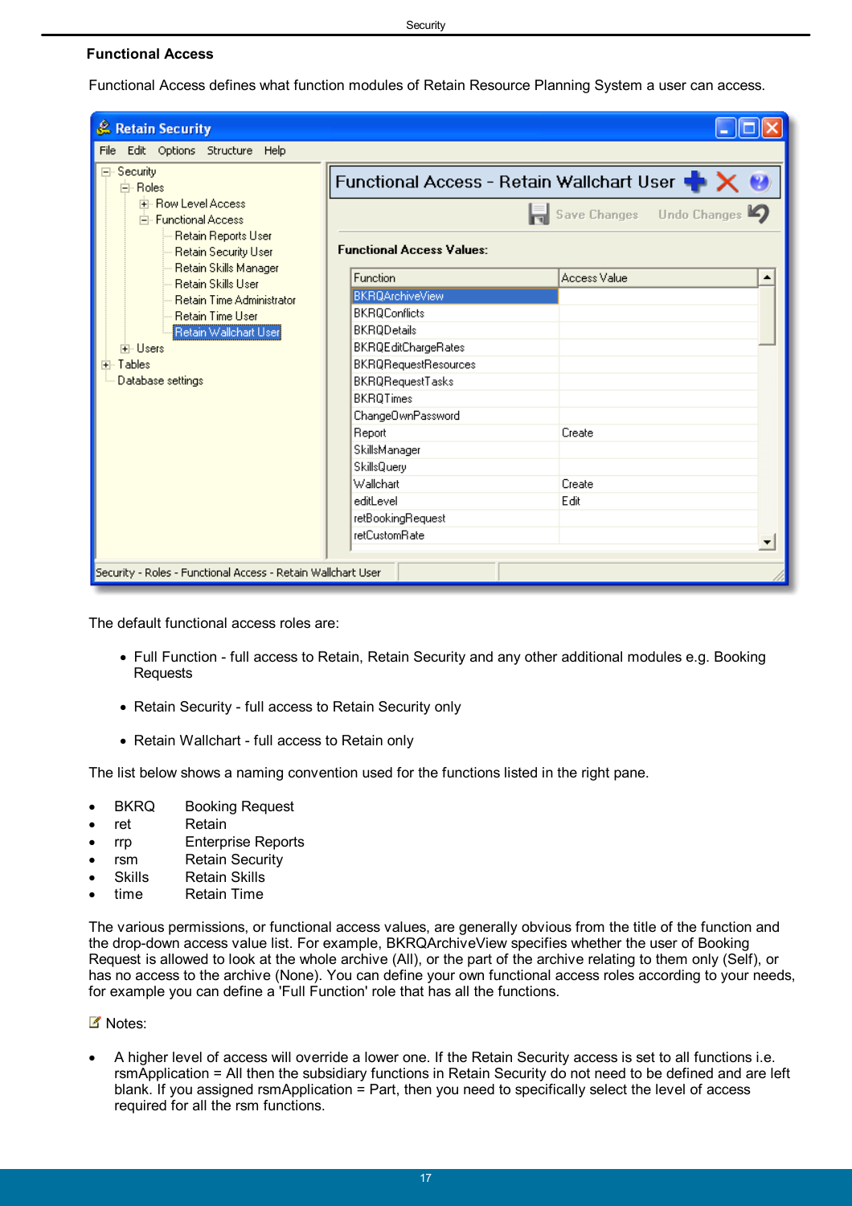## Functional Access

Functional Access defines what function modules of Retain Resource Planning System a user can access.

The default functional access roles are:

- Full Function - full access to Retain, Retain Security and any other additional modules e.g. Booking Requests
- Retain Security - full access to Retain Security only
- Retain Wallchart - full access to Retain only

The list below shows a naming convention used for the functions listed in the right pane.

- BKRQ Booking Request
- ret Retain
- rrp Enterprise Reports
- rsm Retain Security
- Skills Retain Skills
- time Retain Time

The various permissions, or functional access values, are generally obvious from the title of the function and the drop-down access value list. For example, BKRQArchiveView specifies whether the user of Booking Request is allowed to look at the whole archive (All), or the part of the archive relating to them only (Self), or has no access to the archive (None). You can define your own functional access roles according to your needs, for example you can define a 'Full Function' role that has all the functions.

Notes:

- A higher level of access will override a lower one. If the Retain Security access is set to all functions i.e. rsmApplication = All then the subsidiary functions in Retain Security do not need to be defined and are left blank. If you assigned rsmApplication = Part, then you need to specifically select the level of access required for all the rsm functions.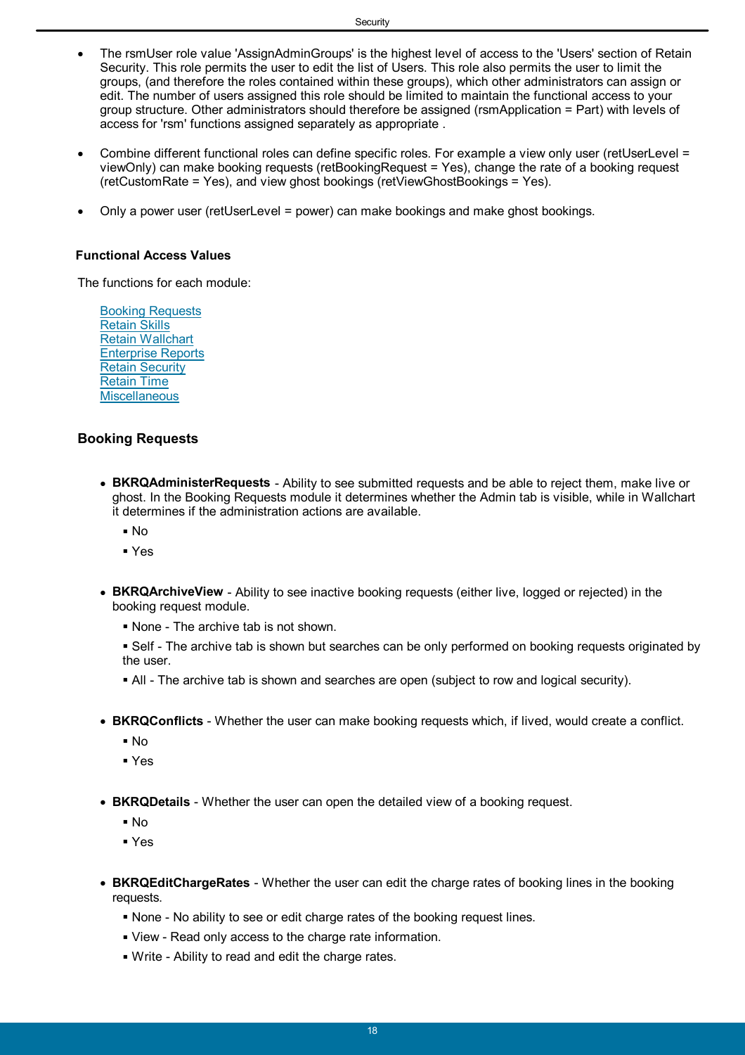- The rsmUser role value 'AssignAdminGroups' is the highest level of access to the 'Users' section of Retain Security. This role permits the user to edit the list of Users. This role also permits the user to limit the groups, (and therefore the roles contained within these groups), which other administrators can assign or edit. The number of users assigned this role should be limited to maintain the functional access to your group structure. Other administrators should therefore be assigned (rsmApplication = Part) with levels of access for 'rsm' functions assigned separately as appropriate .

- Combine different functional roles can define specific roles. For example a view only user (retUserLevel = viewOnly) can make booking requests (retBookingRequest = Yes), change the rate of a booking request (retCustomRate = Yes), and view ghost bookings (retViewGhostBookings = Yes).

- Only a power user (retUserLevel = power) can make bookings and make ghost bookings.

#### Functional Access Values

The functions for each module:

Booking Requests
Retain Skills
Retain Wallchart
Enterprise Reports
Retain Security
Retain Time
Miscellaneous

### Booking Requests

- **BKRQAdministerRequests** - Ability to see submitted requests and be able to reject them, make live or ghost. In the Booking Requests module it determines whether the Admin tab is visible, while in Wallchart it determines if the administration actions are available.
  - No
  - Yes

- **BKRQArchiveView** - Ability to see inactive booking requests (either live, logged or rejected) in the booking request module.
  - None - The archive tab is not shown.
  - Self - The archive tab is shown but searches can be only performed on booking requests originated by the user.
  - All - The archive tab is shown and searches are open (subject to row and logical security).

- **BKRQConflicts** - Whether the user can make booking requests which, if lived, would create a conflict.
  - No
  - Yes

- **BKRQDetails** - Whether the user can open the detailed view of a booking request.
  - No
  - Yes

- **BKRQEditChargeRates** - Whether the user can edit the charge rates of booking lines in the booking requests.
  - None - No ability to see or edit charge rates of the booking request lines.
  - View - Read only access to the charge rate information.
  - Write - Ability to read and edit the charge rates.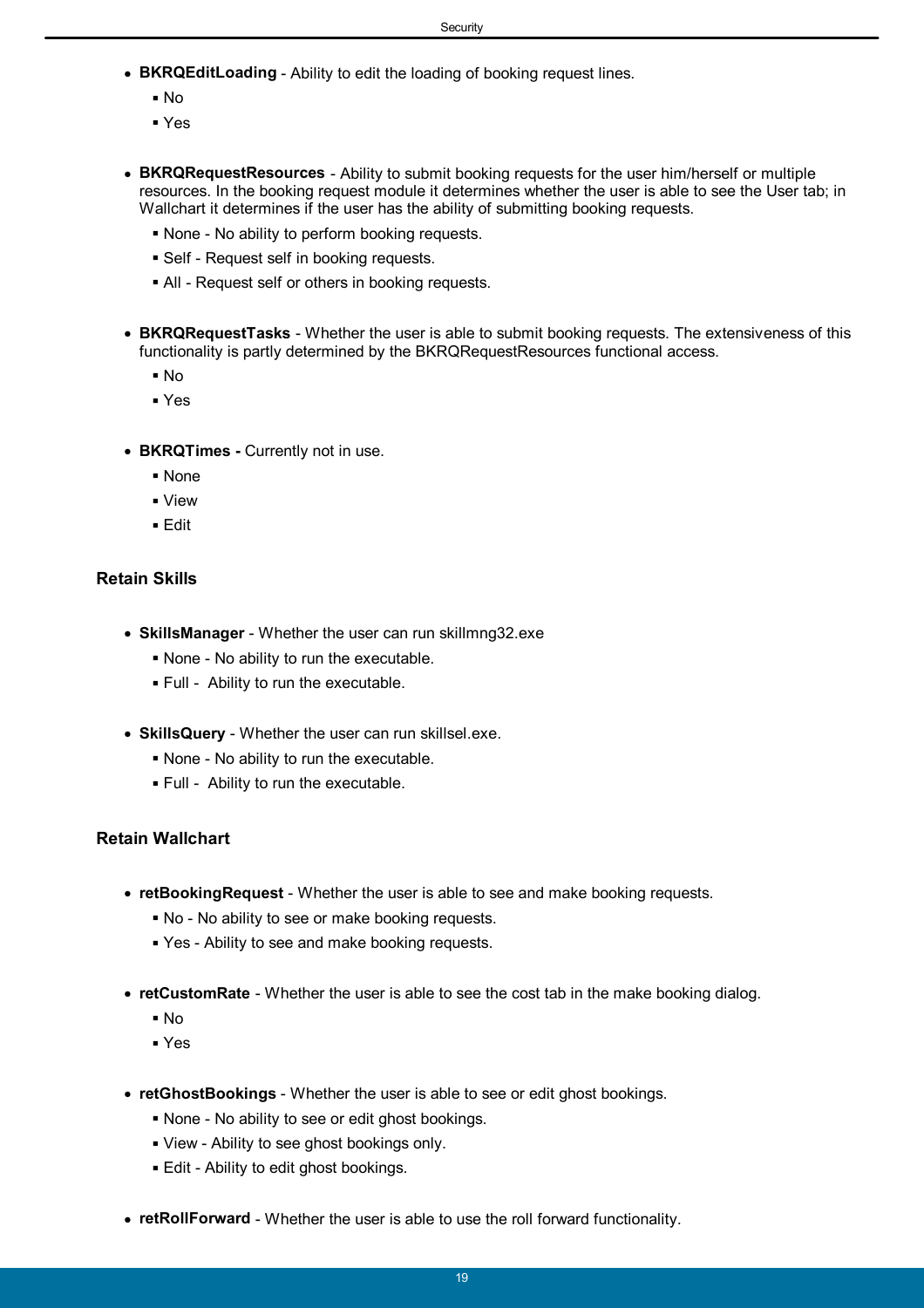- **BKRQEditLoading** - Ability to edit the loading of booking request lines.
  - No
  - Yes

- **BKRQRequestResources** - Ability to submit booking requests for the user him/herself or multiple resources. In the booking request module it determines whether the user is able to see the User tab; in Wallchart it determines if the user has the ability of submitting booking requests.
  - None - No ability to perform booking requests.
  - Self - Request self in booking requests.
  - All - Request self or others in booking requests.

- **BKRQRequestTasks** - Whether the user is able to submit booking requests. The extensiveness of this functionality is partly determined by the BKRQRequestResources functional access.
  - No
  - Yes

- **BKRQTimes -** Currently not in use.
  - None
  - View
  - Edit

### Retain Skills

- **SkillsManager** - Whether the user can run skillmng32.exe
  - None - No ability to run the executable.
  - Full - Ability to run the executable.

- **SkillsQuery** - Whether the user can run skillsel.exe.
  - None - No ability to run the executable.
  - Full - Ability to run the executable.

### Retain Wallchart

- **retBookingRequest** - Whether the user is able to see and make booking requests.
  - No - No ability to see or make booking requests.
  - Yes - Ability to see and make booking requests.

- **retCustomRate** - Whether the user is able to see the cost tab in the make booking dialog.
  - No
  - Yes

- **retGhostBookings** - Whether the user is able to see or edit ghost bookings.
  - None - No ability to see or edit ghost bookings.
  - View - Ability to see ghost bookings only.
  - Edit - Ability to edit ghost bookings.

- **retRollForward** - Whether the user is able to use the roll forward functionality.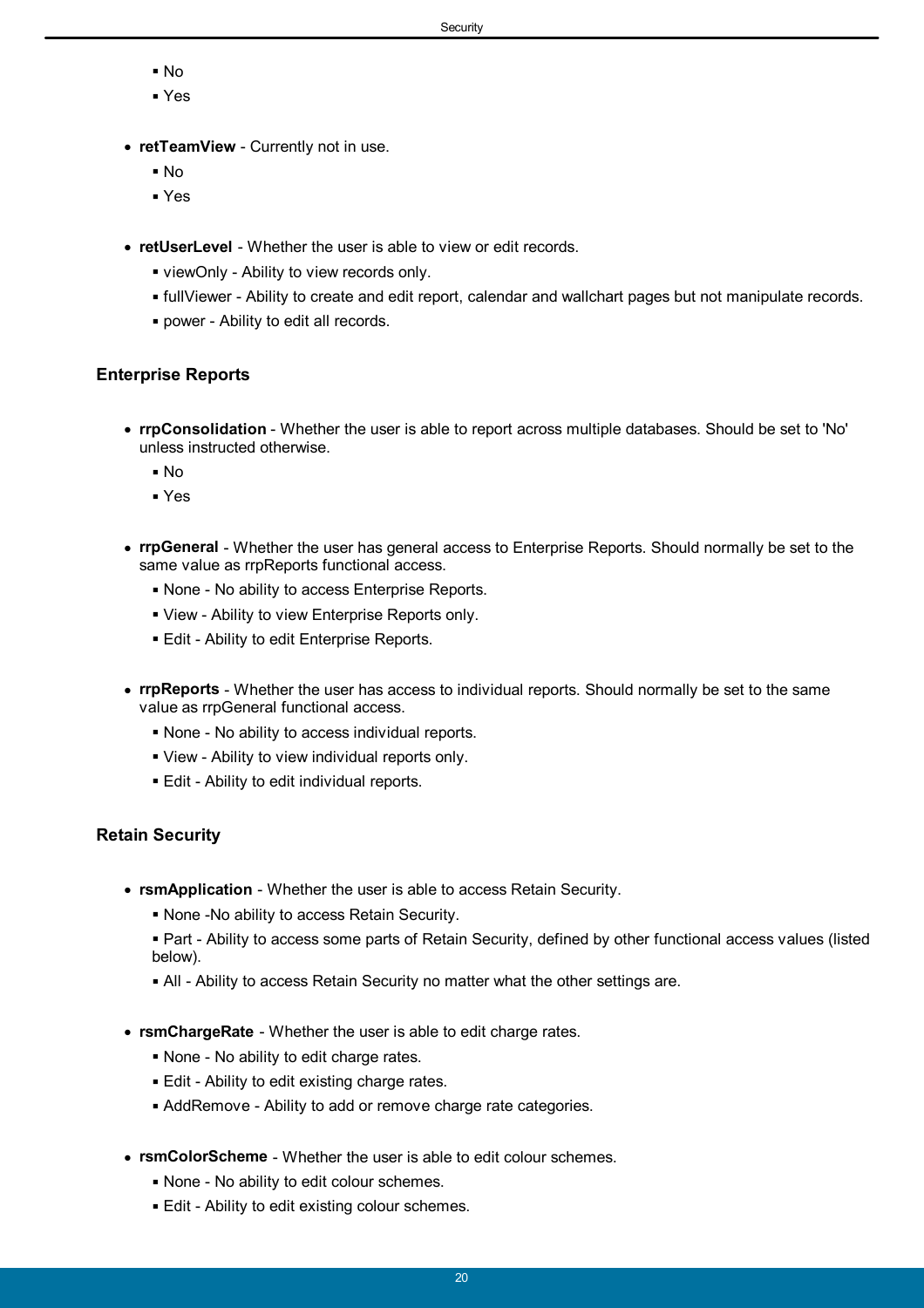- No
- Yes

- **retTeamView** - Currently not in use.
  - No
  - Yes

- **retUserLevel** - Whether the user is able to view or edit records.
  - viewOnly - Ability to view records only.
  - fullViewer - Ability to create and edit report, calendar and wallchart pages but not manipulate records.
  - power - Ability to edit all records.

### Enterprise Reports

- **rrpConsolidation** - Whether the user is able to report across multiple databases. Should be set to 'No' unless instructed otherwise.
  - No
  - Yes

- **rrpGeneral** - Whether the user has general access to Enterprise Reports. Should normally be set to the same value as rrpReports functional access.
  - None - No ability to access Enterprise Reports.
  - View - Ability to view Enterprise Reports only.
  - Edit - Ability to edit Enterprise Reports.

- **rrpReports** - Whether the user has access to individual reports. Should normally be set to the same value as rrpGeneral functional access.
  - None - No ability to access individual reports.
  - View - Ability to view individual reports only.
  - Edit - Ability to edit individual reports.

### Retain Security

- **rsmApplication** - Whether the user is able to access Retain Security.
  - None -No ability to access Retain Security.
  - Part - Ability to access some parts of Retain Security, defined by other functional access values (listed below).
  - All - Ability to access Retain Security no matter what the other settings are.

- **rsmChargeRate** - Whether the user is able to edit charge rates.
  - None - No ability to edit charge rates.
  - Edit - Ability to edit existing charge rates.
  - AddRemove - Ability to add or remove charge rate categories.

- **rsmColorScheme** - Whether the user is able to edit colour schemes.
  - None - No ability to edit colour schemes.
  - Edit - Ability to edit existing colour schemes.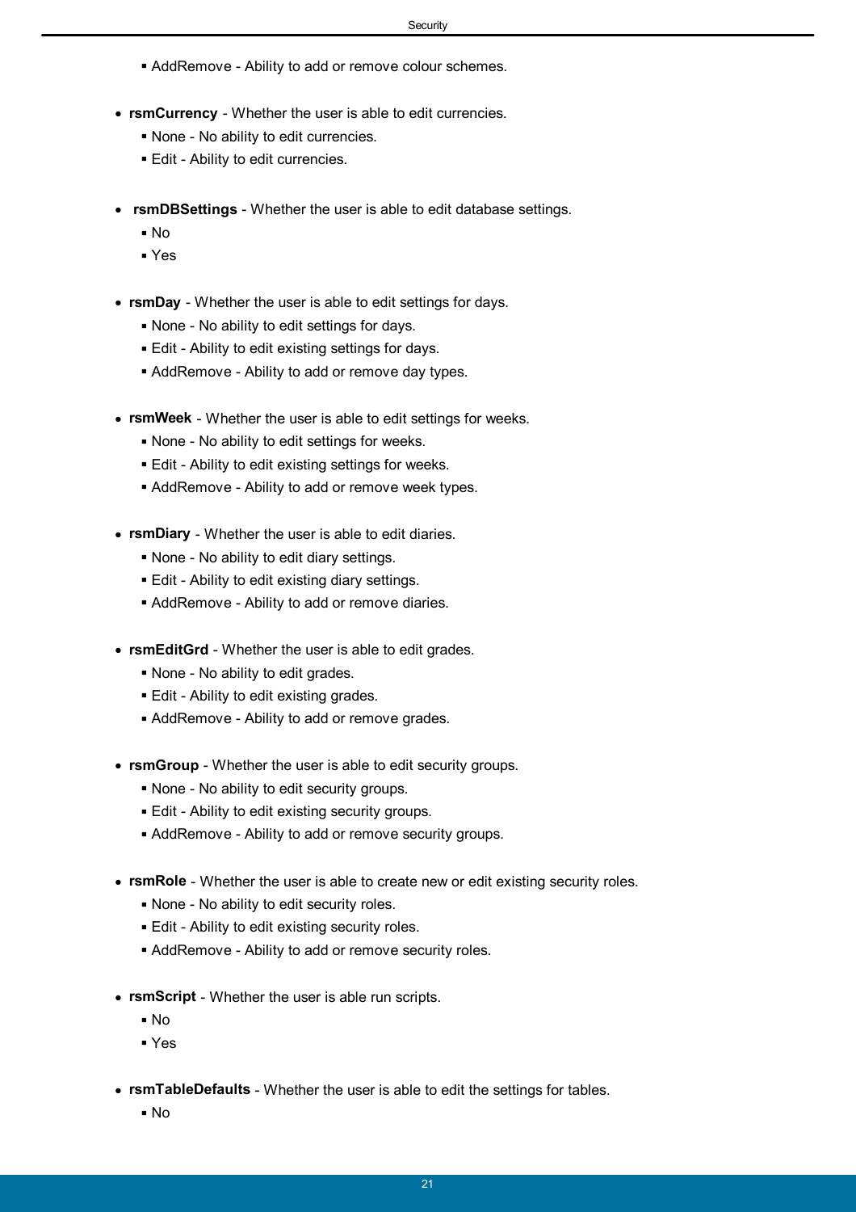- AddRemove - Ability to add or remove colour schemes.

- **rsmCurrency** - Whether the user is able to edit currencies.
  - None - No ability to edit currencies.
  - Edit - Ability to edit currencies.

- **rsmDBSettings** - Whether the user is able to edit database settings.
  - No
  - Yes

- **rsmDay** - Whether the user is able to edit settings for days.
  - None - No ability to edit settings for days.
  - Edit - Ability to edit existing settings for days.
  - AddRemove - Ability to add or remove day types.

- **rsmWeek** - Whether the user is able to edit settings for weeks.
  - None - No ability to edit settings for weeks.
  - Edit - Ability to edit existing settings for weeks.
  - AddRemove - Ability to add or remove week types.

- **rsmDiary** - Whether the user is able to edit diaries.
  - None - No ability to edit diary settings.
  - Edit - Ability to edit existing diary settings.
  - AddRemove - Ability to add or remove diaries.

- **rsmEditGrd** - Whether the user is able to edit grades.
  - None - No ability to edit grades.
  - Edit - Ability to edit existing grades.
  - AddRemove - Ability to add or remove grades.

- **rsmGroup** - Whether the user is able to edit security groups.
  - None - No ability to edit security groups.
  - Edit - Ability to edit existing security groups.
  - AddRemove - Ability to add or remove security groups.

- **rsmRole** - Whether the user is able to create new or edit existing security roles.
  - None - No ability to edit security roles.
  - Edit - Ability to edit existing security roles.
  - AddRemove - Ability to add or remove security roles.

- **rsmScript** - Whether the user is able run scripts.
  - No
  - Yes

- **rsmTableDefaults** - Whether the user is able to edit the settings for tables.
  - No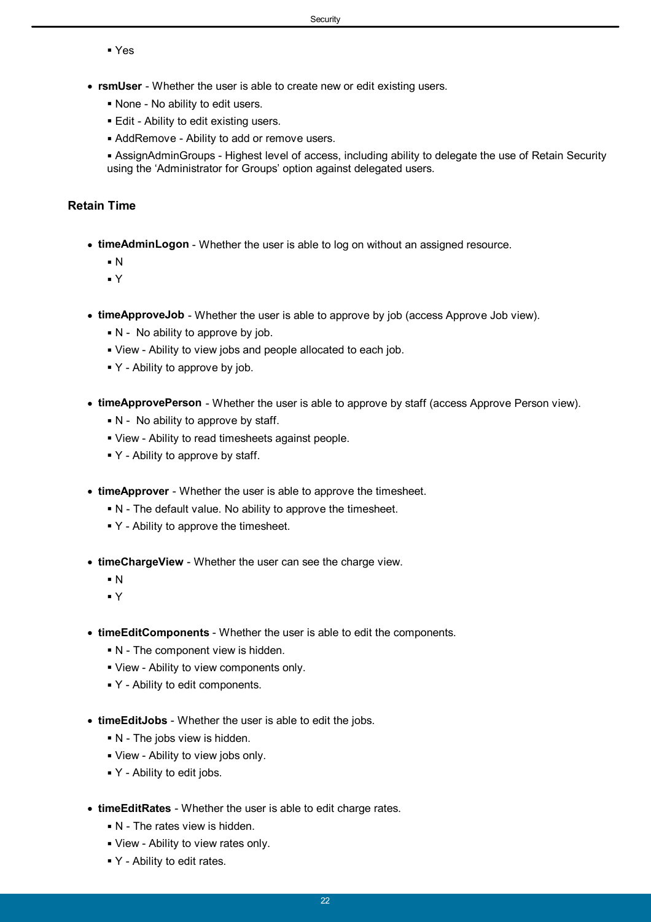- Yes

- **rsmUser** - Whether the user is able to create new or edit existing users.
  - None - No ability to edit users.
  - Edit - Ability to edit existing users.
  - AddRemove - Ability to add or remove users.
  - AssignAdminGroups - Highest level of access, including ability to delegate the use of Retain Security using the 'Administrator for Groups' option against delegated users.

### Retain Time

- **timeAdminLogon** - Whether the user is able to log on without an assigned resource.
  - N
  - Y

- **timeApproveJob** - Whether the user is able to approve by job (access Approve Job view).
  - N - No ability to approve by job.
  - View - Ability to view jobs and people allocated to each job.
  - Y - Ability to approve by job.

- **timeApprovePerson** - Whether the user is able to approve by staff (access Approve Person view).
  - N - No ability to approve by staff.
  - View - Ability to read timesheets against people.
  - Y - Ability to approve by staff.

- **timeApprover** - Whether the user is able to approve the timesheet.
  - N - The default value. No ability to approve the timesheet.
  - Y - Ability to approve the timesheet.

- **timeChargeView** - Whether the user can see the charge view.
  - N
  - Y

- **timeEditComponents** - Whether the user is able to edit the components.
  - N - The component view is hidden.
  - View - Ability to view components only.
  - Y - Ability to edit components.

- **timeEditJobs** - Whether the user is able to edit the jobs.
  - N - The jobs view is hidden.
  - View - Ability to view jobs only.
  - Y - Ability to edit jobs.

- **timeEditRates** - Whether the user is able to edit charge rates.
  - N - The rates view is hidden.
  - View - Ability to view rates only.
  - Y - Ability to edit rates.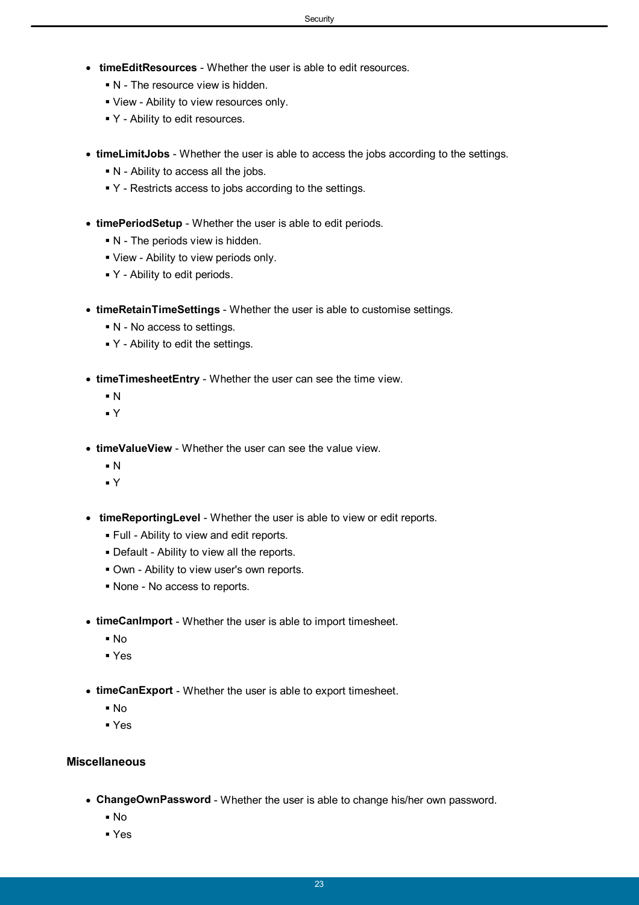- **timeEditResources** - Whether the user is able to edit resources.
  - N - The resource view is hidden.
  - View - Ability to view resources only.
  - Y - Ability to edit resources.

- **timeLimitJobs** - Whether the user is able to access the jobs according to the settings.
  - N - Ability to access all the jobs.
  - Y - Restricts access to jobs according to the settings.

- **timePeriodSetup** - Whether the user is able to edit periods.
  - N - The periods view is hidden.
  - View - Ability to view periods only.
  - Y - Ability to edit periods.

- **timeRetainTimeSettings** - Whether the user is able to customise settings.
  - N - No access to settings.
  - Y - Ability to edit the settings.

- **timeTimesheetEntry** - Whether the user can see the time view.
  - N
  - Y

- **timeValueView** - Whether the user can see the value view.
  - N
  - Y

- **timeReportingLevel** - Whether the user is able to view or edit reports.
  - Full - Ability to view and edit reports.
  - Default - Ability to view all the reports.
  - Own - Ability to view user's own reports.
  - None - No access to reports.

- **timeCanImport** - Whether the user is able to import timesheet.
  - No
  - Yes

- **timeCanExport** - Whether the user is able to export timesheet.
  - No
  - Yes

### Miscellaneous

- **ChangeOwnPassword** - Whether the user is able to change his/her own password.
  - No
  - Yes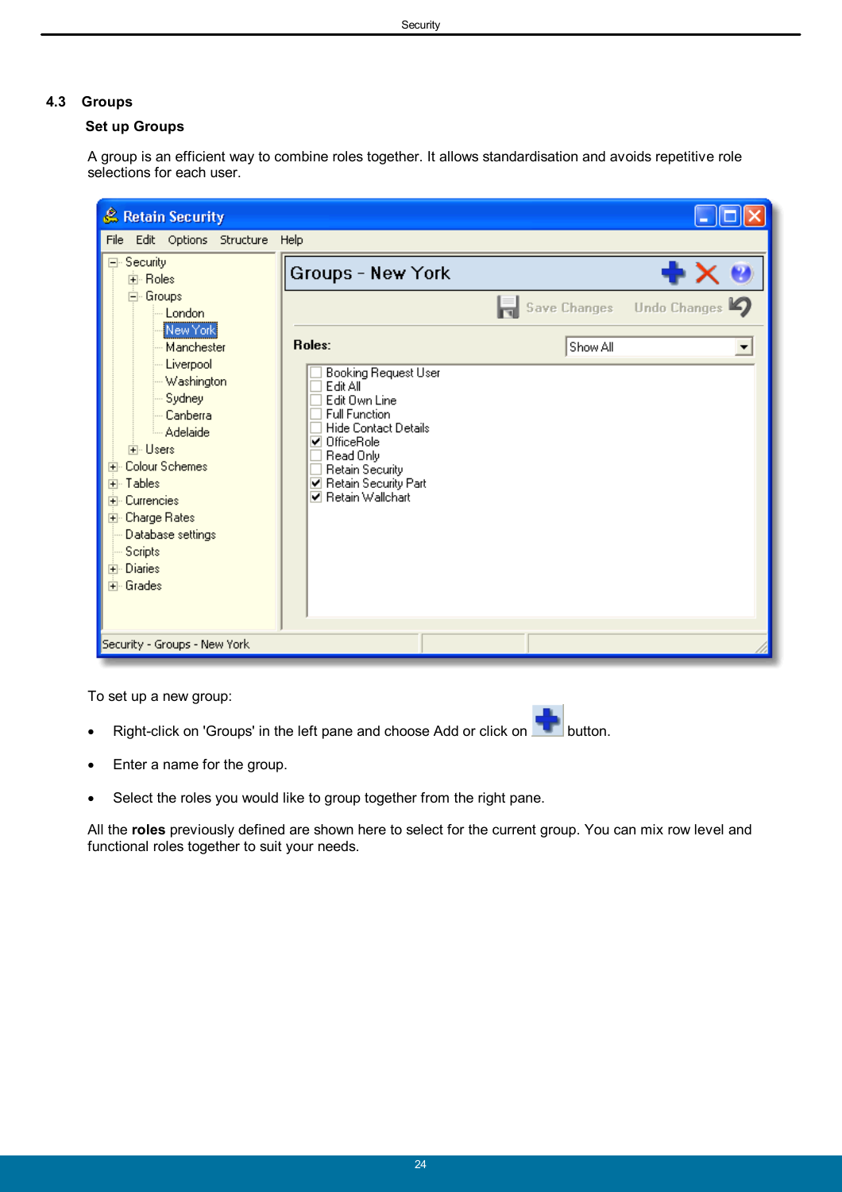## 4.3 Groups

### Set up Groups

A group is an efficient way to combine roles together. It allows standardisation and avoids repetitive role selections for each user.

To set up a new group:

- Right-click on 'Groups' in the left pane and choose Add or click on button.
- Enter a name for the group.
- Select the roles you would like to group together from the right pane.

All the **roles** previously defined are shown here to select for the current group. You can mix row level and functional roles together to suit your needs.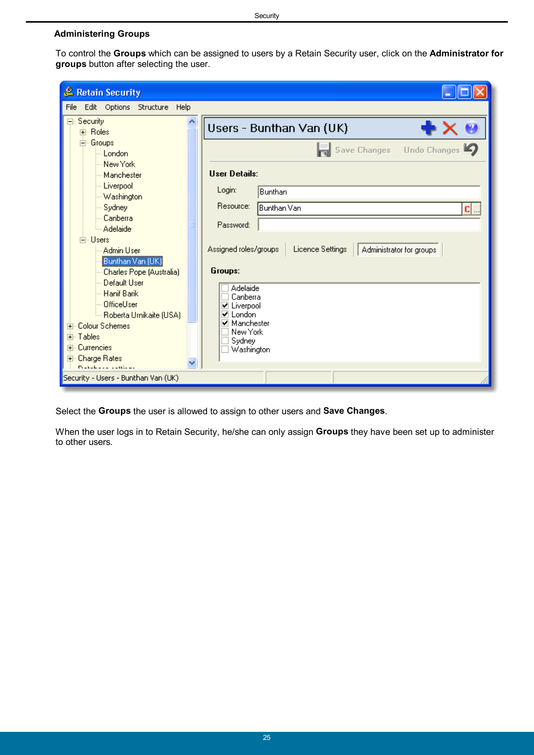## Administering Groups

To control the **Groups** which can be assigned to users by a Retain Security user, click on the **Administrator for groups** button after selecting the user.

Select the **Groups** the user is allowed to assign to other users and **Save Changes**.

When the user logs in to Retain Security, he/she can only assign **Groups** they have been set up to administer to other users.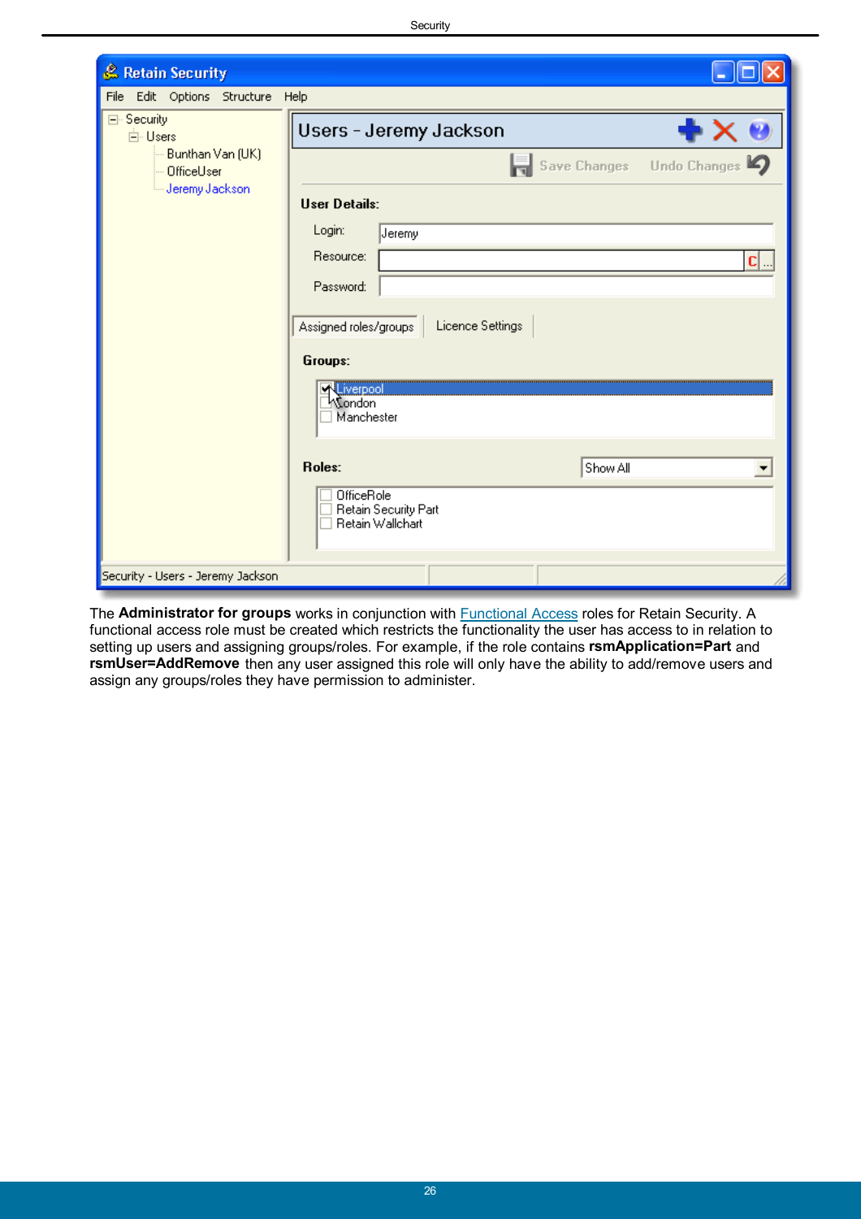The **Administrator for groups** works in conjunction with Functional Access roles for Retain Security. A functional access role must be created which restricts the functionality the user has access to in relation to setting up users and assigning groups/roles. For example, if the role contains **rsmApplication=Part** and **rsmUser=AddRemove** then any user assigned this role will only have the ability to add/remove users and assign any groups/roles they have permission to administer.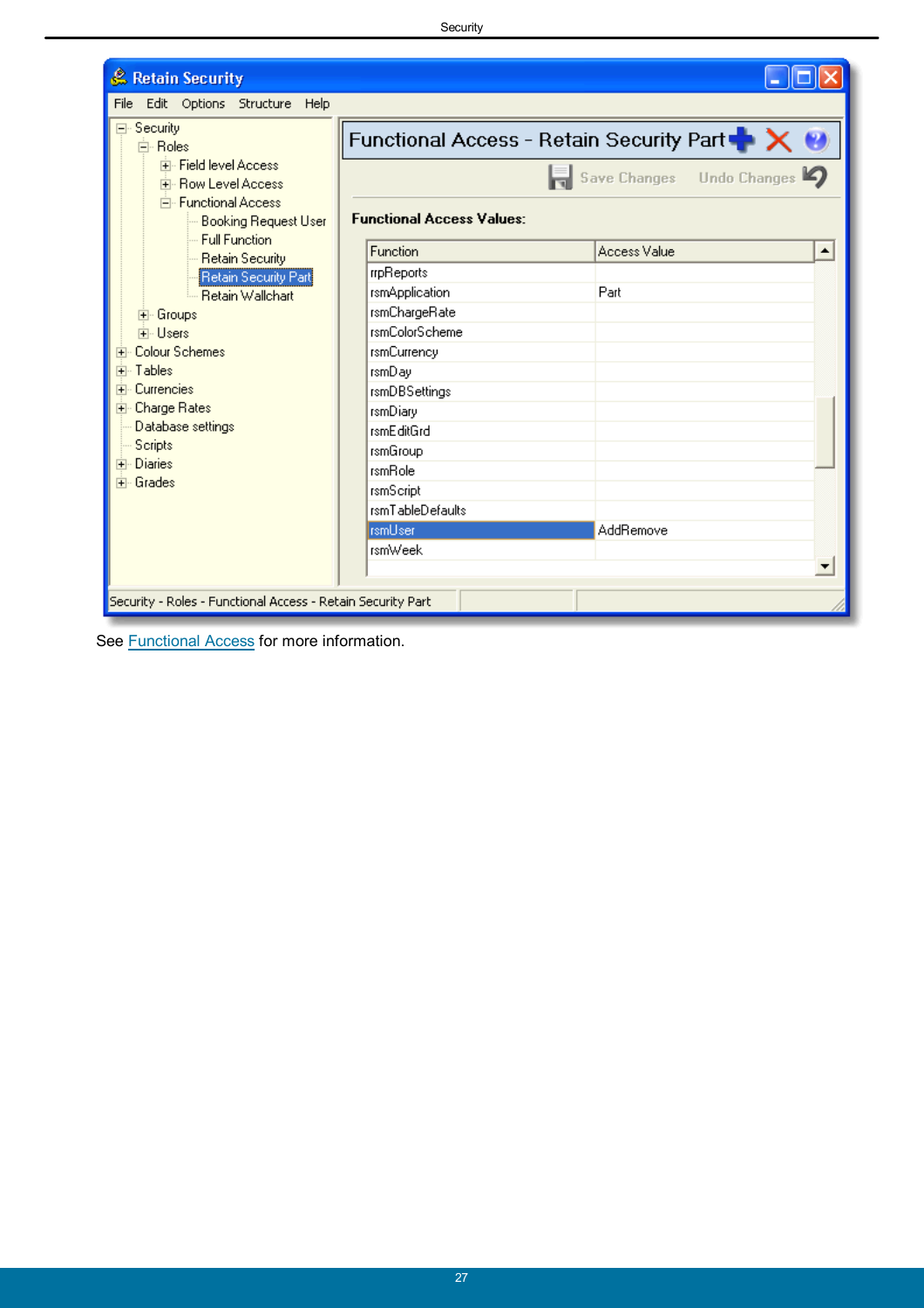See Functional Access for more information.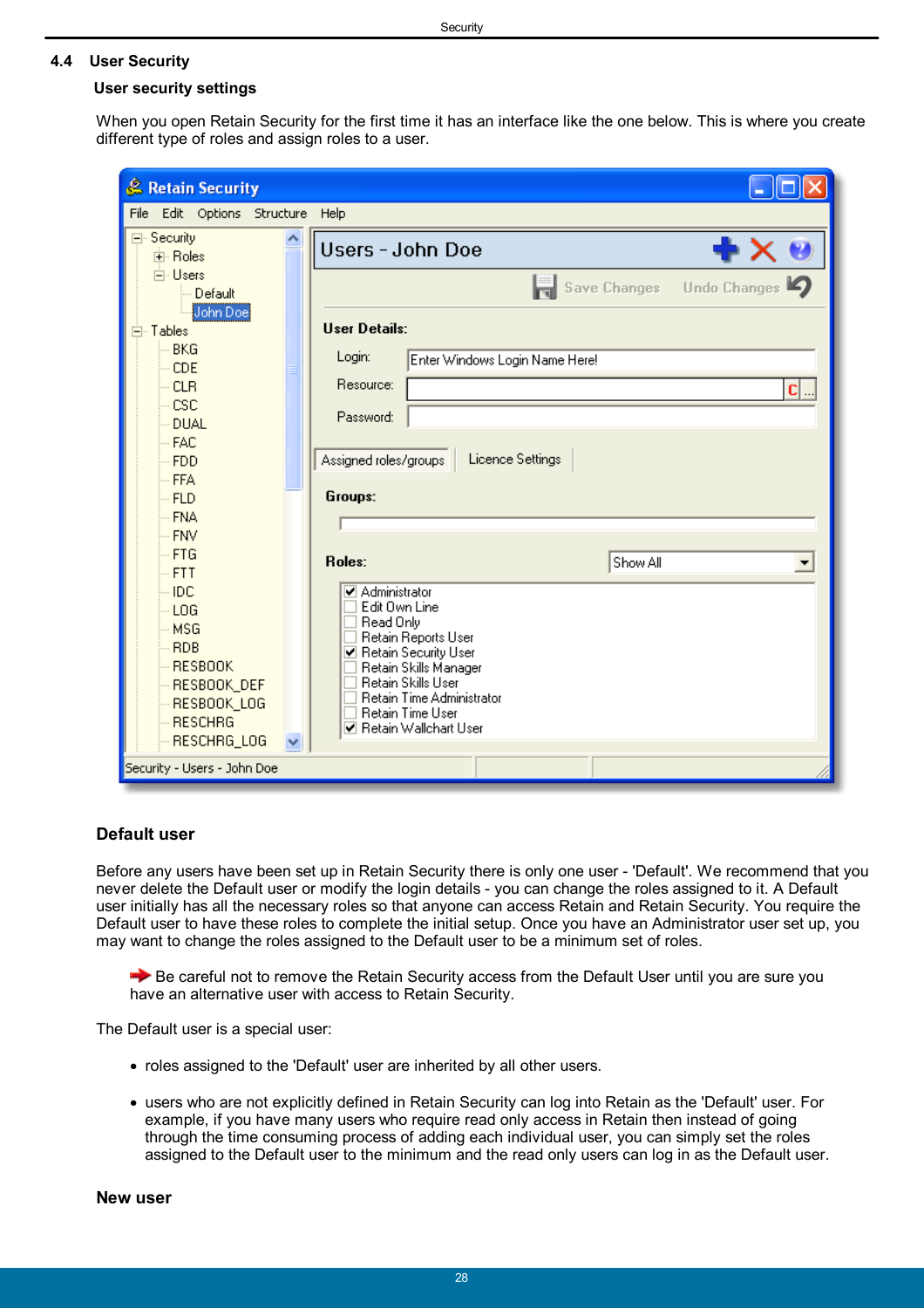## 4.4 User Security

### User security settings

When you open Retain Security for the first time it has an interface like the one below. This is where you create different type of roles and assign roles to a user.

### Default user

Before any users have been set up in Retain Security there is only one user - 'Default'. We recommend that you never delete the Default user or modify the login details - you can change the roles assigned to it. A Default user initially has all the necessary roles so that anyone can access Retain and Retain Security. You require the Default user to have these roles to complete the initial setup. Once you have an Administrator user set up, you may want to change the roles assigned to the Default user to be a minimum set of roles.

Be careful not to remove the Retain Security access from the Default User until you are sure you have an alternative user with access to Retain Security.

The Default user is a special user:

- roles assigned to the 'Default' user are inherited by all other users.
- users who are not explicitly defined in Retain Security can log into Retain as the 'Default' user. For example, if you have many users who require read only access in Retain then instead of going through the time consuming process of adding each individual user, you can simply set the roles assigned to the Default user to the minimum and the read only users can log in as the Default user.

### New user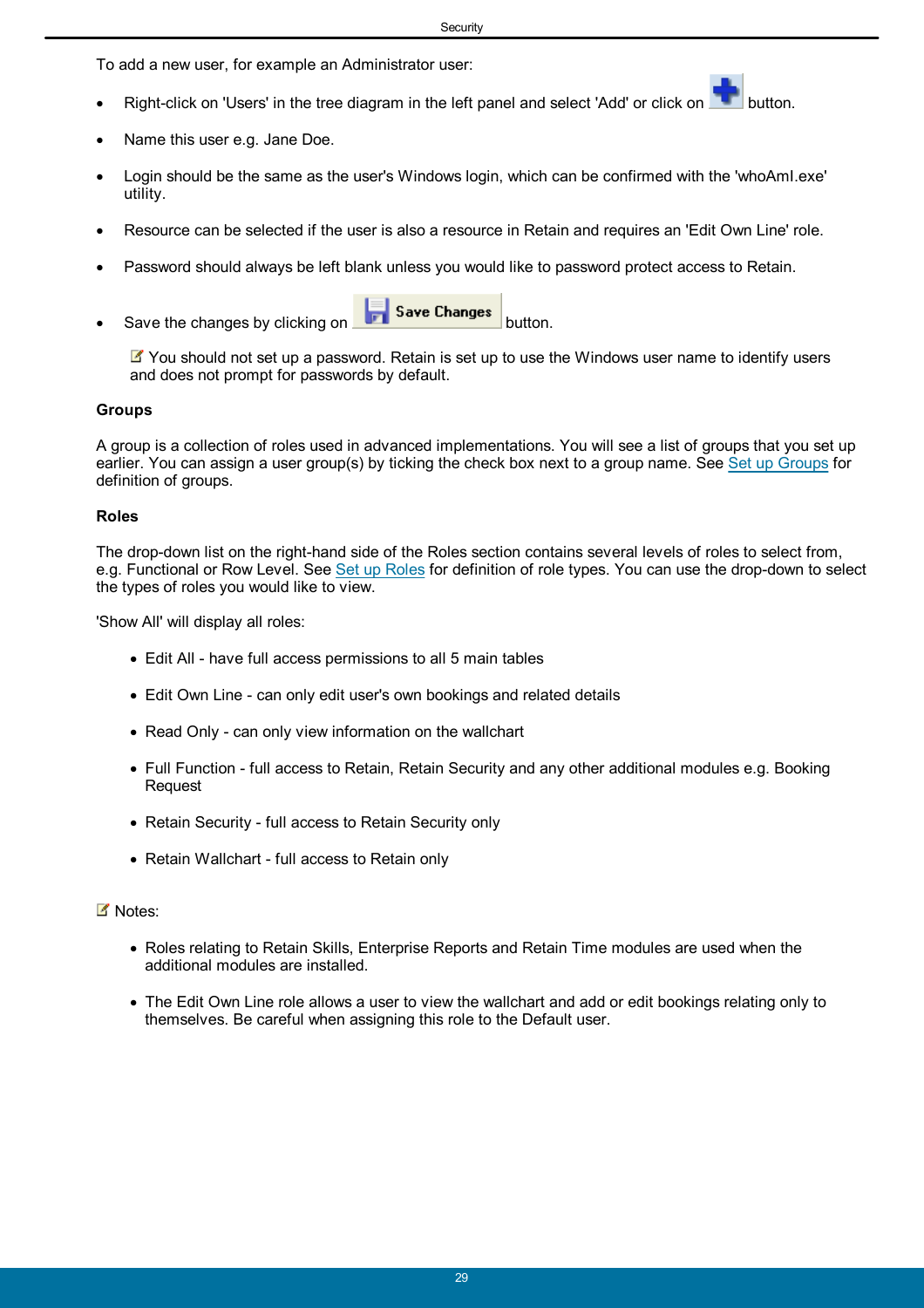To add a new user, for example an Administrator user:

- Right-click on 'Users' in the tree diagram in the left panel and select 'Add' or click on button.
- Name this user e.g. Jane Doe.
- Login should be the same as the user's Windows login, which can be confirmed with the 'whoAmI.exe' utility.
- Resource can be selected if the user is also a resource in Retain and requires an 'Edit Own Line' role.
- Password should always be left blank unless you would like to password protect access to Retain.
- Save the changes by clicking on Save Changes button.

  You should not set up a password. Retain is set up to use the Windows user name to identify users and does not prompt for passwords by default.

**Groups**

A group is a collection of roles used in advanced implementations. You will see a list of groups that you set up earlier. You can assign a user group(s) by ticking the check box next to a group name. See Set up Groups for definition of groups.

**Roles**

The drop-down list on the right-hand side of the Roles section contains several levels of roles to select from, e.g. Functional or Row Level. See Set up Roles for definition of role types. You can use the drop-down to select the types of roles you would like to view.

'Show All' will display all roles:

- Edit All - have full access permissions to all 5 main tables
- Edit Own Line - can only edit user's own bookings and related details
- Read Only - can only view information on the wallchart
- Full Function - full access to Retain, Retain Security and any other additional modules e.g. Booking Request
- Retain Security - full access to Retain Security only
- Retain Wallchart - full access to Retain only

Notes:

- Roles relating to Retain Skills, Enterprise Reports and Retain Time modules are used when the additional modules are installed.
- The Edit Own Line role allows a user to view the wallchart and add or edit bookings relating only to themselves. Be careful when assigning this role to the Default user.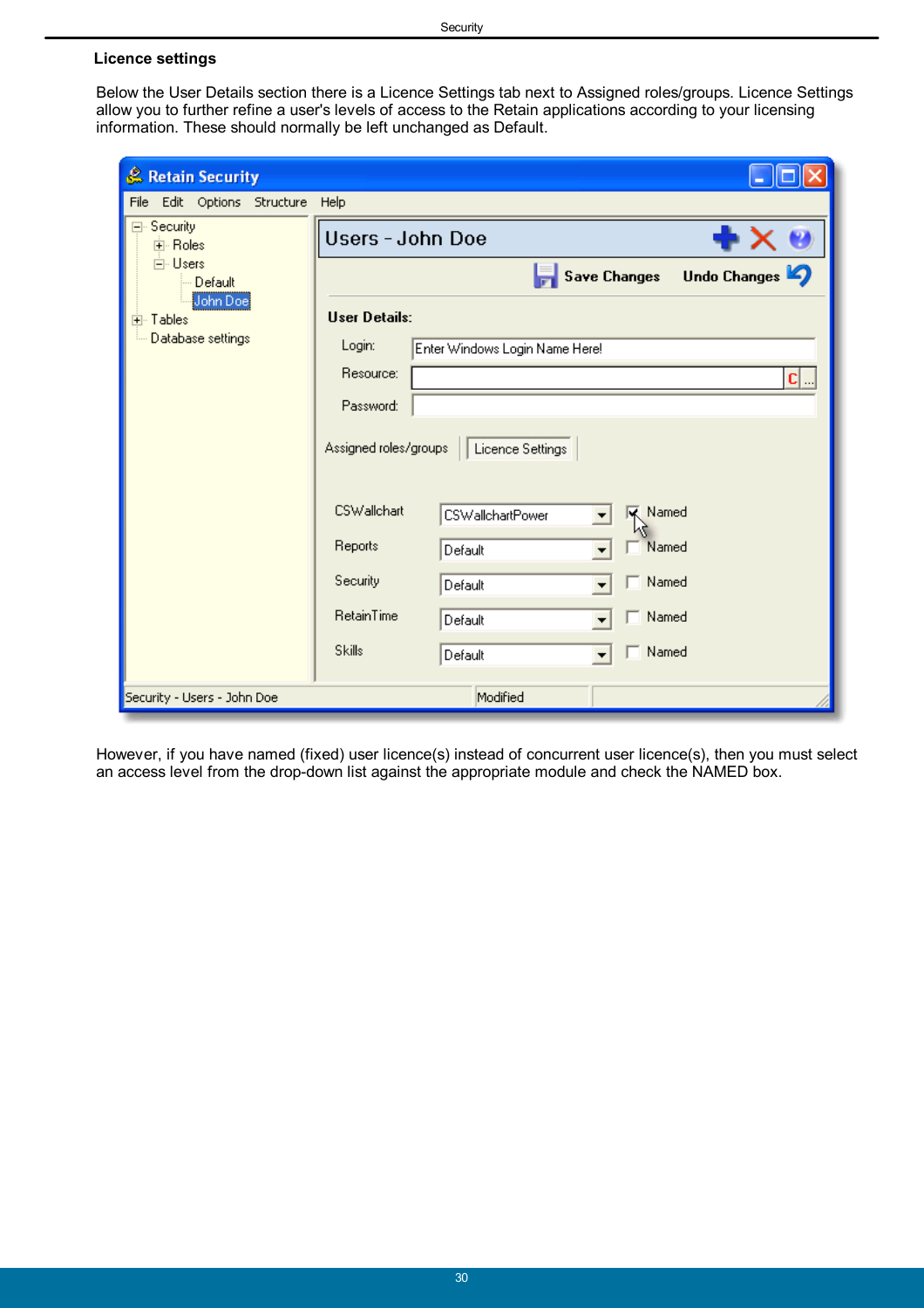## Licence settings

Below the User Details section there is a Licence Settings tab next to Assigned roles/groups. Licence Settings allow you to further refine a user's levels of access to the Retain applications according to your licensing information. These should normally be left unchanged as Default.

However, if you have named (fixed) user licence(s) instead of concurrent user licence(s), then you must select an access level from the drop-down list against the appropriate module and check the NAMED box.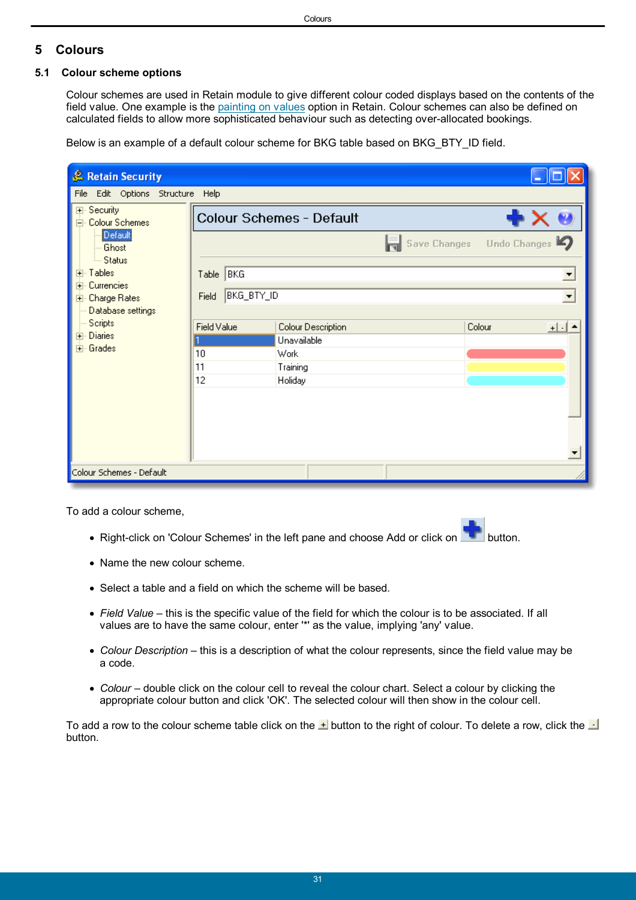# 5 Colours

## 5.1 Colour scheme options

Colour schemes are used in Retain module to give different colour coded displays based on the contents of the field value. One example is the painting on values option in Retain. Colour schemes can also be defined on calculated fields to allow more sophisticated behaviour such as detecting over-allocated bookings.

Below is an example of a default colour scheme for BKG table based on BKG_BTY_ID field.

To add a colour scheme,

- Right-click on 'Colour Schemes' in the left pane and choose Add or click on button.
- Name the new colour scheme.
- Select a table and a field on which the scheme will be based.
- *Field Value* – this is the specific value of the field for which the colour is to be associated. If all values are to have the same colour, enter '*' as the value, implying 'any' value.
- *Colour Description* – this is a description of what the colour represents, since the field value may be a code.
- *Colour* – double click on the colour cell to reveal the colour chart. Select a colour by clicking the appropriate colour button and click 'OK'. The selected colour will then show in the colour cell.

To add a row to the colour scheme table click on the button to the right of colour. To delete a row, click the button.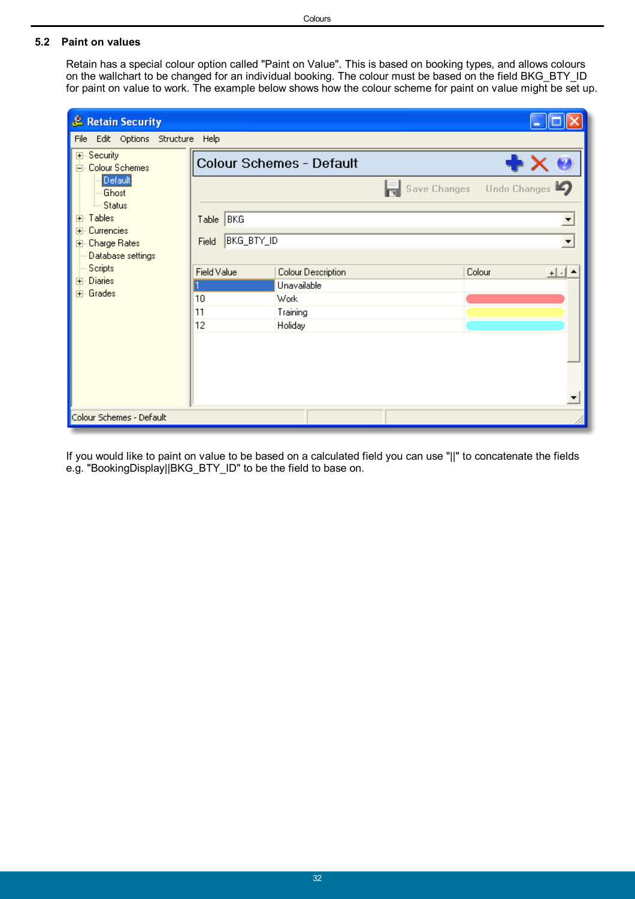## 5.2 Paint on values

Retain has a special colour option called "Paint on Value". This is based on booking types, and allows colours on the wallchart to be changed for an individual booking. The colour must be based on the field BKG_BTY_ID for paint on value to work. The example below shows how the colour scheme for paint on value might be set up.

If you would like to paint on value to be based on a calculated field you can use "||" to concatenate the fields e.g. "BookingDisplay||BKG_BTY_ID" to be the field to base on.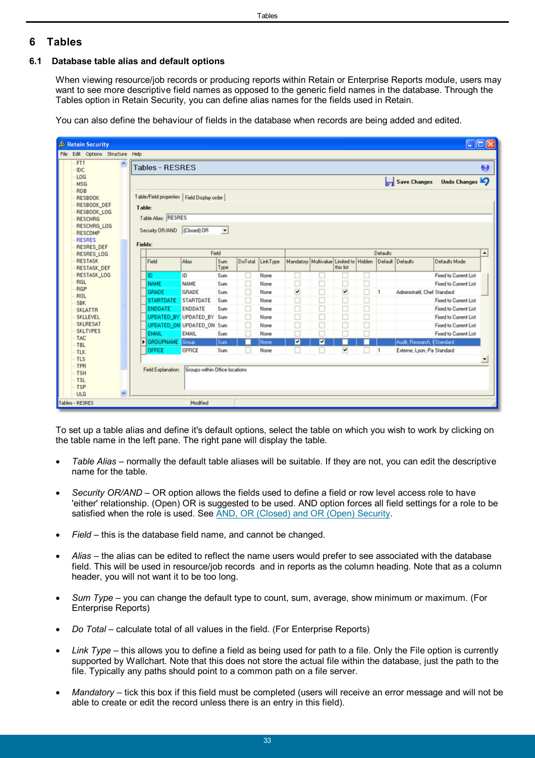# 6 Tables

## 6.1 Database table alias and default options

When viewing resource/job records or producing reports within Retain or Enterprise Reports module, users may want to see more descriptive field names as opposed to the generic field names in the database. Through the Tables option in Retain Security, you can define alias names for the fields used in Retain.

You can also define the behaviour of fields in the database when records are being added and edited.

To set up a table alias and define it's default options, select the table on which you wish to work by clicking on the table name in the left pane. The right pane will display the table.

- *Table Alias* – normally the default table aliases will be suitable. If they are not, you can edit the descriptive name for the table.
- *Security OR/AND* – OR option allows the fields used to define a field or row level access role to have 'either' relationship. (Open) OR is suggested to be used. AND option forces all field settings for a role to be satisfied when the role is used. See AND, OR (Closed) and OR (Open) Security.
- *Field* – this is the database field name, and cannot be changed.
- *Alias* – the alias can be edited to reflect the name users would prefer to see associated with the database field. This will be used in resource/job records and in reports as the column heading. Note that as a column header, you will not want it to be too long.
- *Sum Type* – you can change the default type to count, sum, average, show minimum or maximum. (For Enterprise Reports)
- *Do Total* – calculate total of all values in the field. (For Enterprise Reports)
- *Link Type* – this allows you to define a field as being used for path to a file. Only the File option is currently supported by Wallchart. Note that this does not store the actual file within the database, just the path to the file. Typically any paths should point to a common path on a file server.
- *Mandatory* – tick this box if this field must be completed (users will receive an error message and will not be able to create or edit the record unless there is an entry in this field).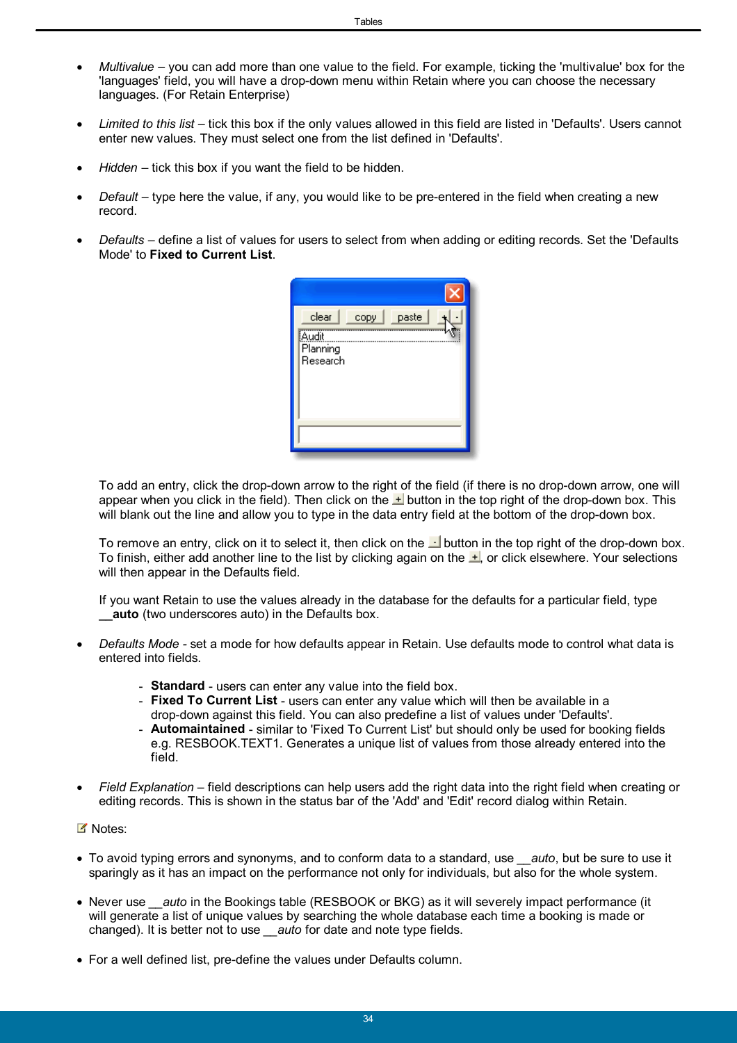- *Multivalue* – you can add more than one value to the field. For example, ticking the 'multivalue' box for the 'languages' field, you will have a drop-down menu within Retain where you can choose the necessary languages. (For Retain Enterprise)

- *Limited to this list* – tick this box if the only values allowed in this field are listed in 'Defaults'. Users cannot enter new values. They must select one from the list defined in 'Defaults'.

- *Hidden* – tick this box if you want the field to be hidden.

- *Default* – type here the value, if any, you would like to be pre-entered in the field when creating a new record.

- *Defaults* – define a list of values for users to select from when adding or editing records. Set the 'Defaults Mode' to **Fixed to Current List**.

  To add an entry, click the drop-down arrow to the right of the field (if there is no drop-down arrow, one will appear when you click in the field). Then click on the + button in the top right of the drop-down box. This will blank out the line and allow you to type in the data entry field at the bottom of the drop-down box.

  To remove an entry, click on it to select it, then click on the - button in the top right of the drop-down box. To finish, either add another line to the list by clicking again on the +, or click elsewhere. Your selections will then appear in the Defaults field.

  If you want Retain to use the values already in the database for the defaults for a particular field, type **__auto** (two underscores auto) in the Defaults box.

- *Defaults Mode* - set a mode for how defaults appear in Retain. Use defaults mode to control what data is entered into fields.

  - **Standard** - users can enter any value into the field box.
  - **Fixed To Current List** - users can enter any value which will then be available in a drop-down against this field. You can also predefine a list of values under 'Defaults'.
  - **Automaintained** - similar to 'Fixed To Current List' but should only be used for booking fields e.g. RESBOOK.TEXT1. Generates a unique list of values from those already entered into the field.

- *Field Explanation* – field descriptions can help users add the right data into the right field when creating or editing records. This is shown in the status bar of the 'Add' and 'Edit' record dialog within Retain.

Notes:

- To avoid typing errors and synonyms, and to conform data to a standard, use *__auto*, but be sure to use it sparingly as it has an impact on the performance not only for individuals, but also for the whole system.

- Never use *__auto* in the Bookings table (RESBOOK or BKG) as it will severely impact performance (it will generate a list of unique values by searching the whole database each time a booking is made or changed). It is better not to use *__auto* for date and note type fields.

- For a well defined list, pre-define the values under Defaults column.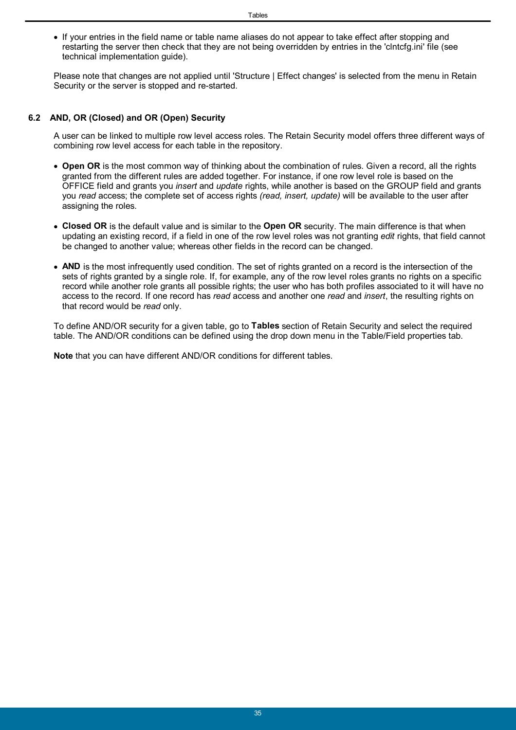- If your entries in the field name or table name aliases do not appear to take effect after stopping and restarting the server then check that they are not being overridden by entries in the 'clntcfg.ini' file (see technical implementation guide).

Please note that changes are not applied until 'Structure | Effect changes' is selected from the menu in Retain Security or the server is stopped and re-started.

## 6.2 AND, OR (Closed) and OR (Open) Security

A user can be linked to multiple row level access roles. The Retain Security model offers three different ways of combining row level access for each table in the repository.

- **Open OR** is the most common way of thinking about the combination of rules. Given a record, all the rights granted from the different rules are added together. For instance, if one row level role is based on the OFFICE field and grants you *insert* and *update* rights, while another is based on the GROUP field and grants you *read* access; the complete set of access rights *(read, insert, update)* will be available to the user after assigning the roles.
- **Closed OR** is the default value and is similar to the **Open OR** security. The main difference is that when updating an existing record, if a field in one of the row level roles was not granting *edit* rights, that field cannot be changed to another value; whereas other fields in the record can be changed.
- **AND** is the most infrequently used condition. The set of rights granted on a record is the intersection of the sets of rights granted by a single role. If, for example, any of the row level roles grants no rights on a specific record while another role grants all possible rights; the user who has both profiles associated to it will have no access to the record. If one record has *read* access and another one *read* and *insert*, the resulting rights on that record would be *read* only.

To define AND/OR security for a given table, go to **Tables** section of Retain Security and select the required table. The AND/OR conditions can be defined using the drop down menu in the Table/Field properties tab.

**Note** that you can have different AND/OR conditions for different tables.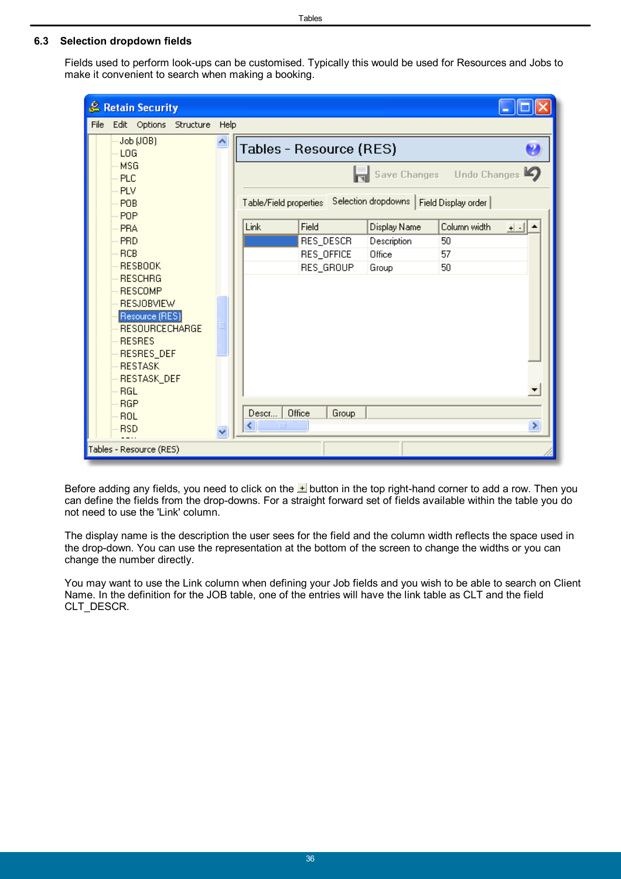## 6.3 Selection dropdown fields

Fields used to perform look-ups can be customised. Typically this would be used for Resources and Jobs to make it convenient to search when making a booking.

Before adding any fields, you need to click on the + button in the top right-hand corner to add a row. Then you can define the fields from the drop-downs. For a straight forward set of fields available within the table you do not need to use the 'Link' column.

The display name is the description the user sees for the field and the column width reflects the space used in the drop-down. You can use the representation at the bottom of the screen to change the widths or you can change the number directly.

You may want to use the Link column when defining your Job fields and you wish to be able to search on Client Name. In the definition for the JOB table, one of the entries will have the link table as CLT and the field CLT_DESCR.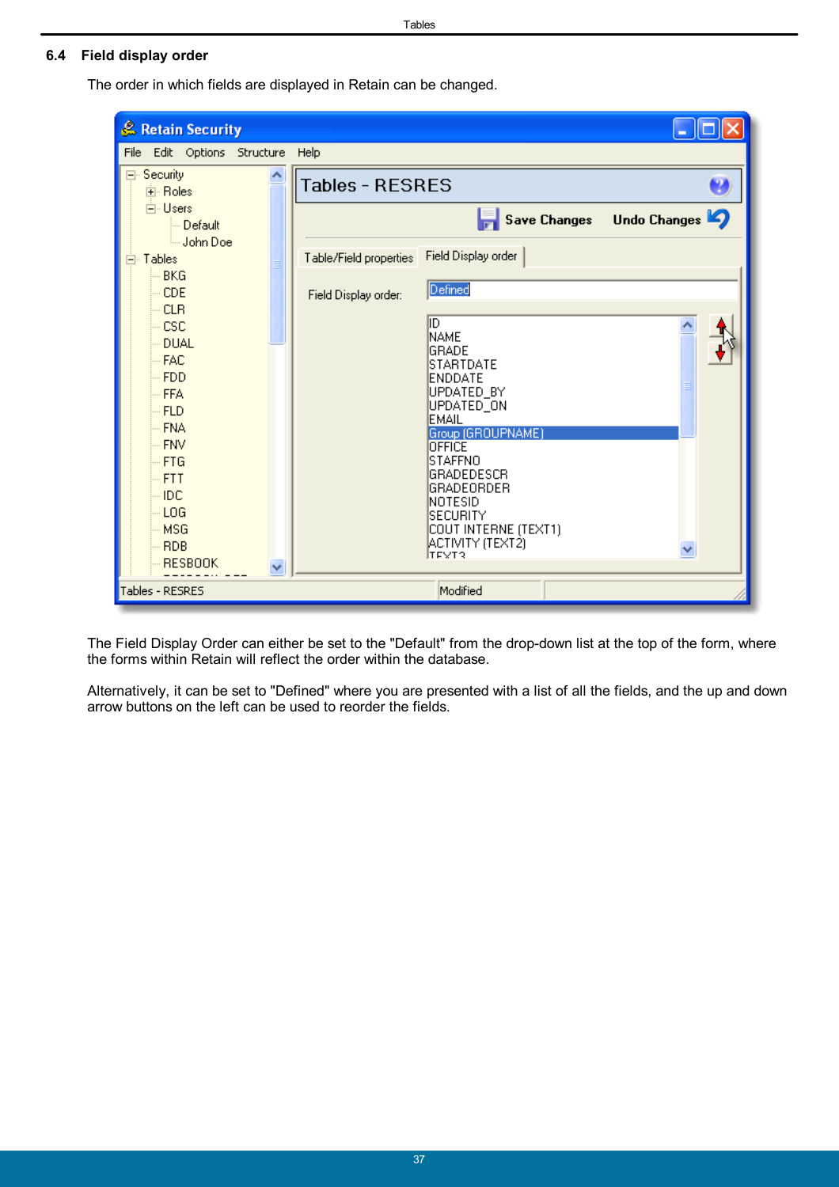## 6.4 Field display order

The order in which fields are displayed in Retain can be changed.

The Field Display Order can either be set to the "Default" from the drop-down list at the top of the form, where the forms within Retain will reflect the order within the database.

Alternatively, it can be set to "Defined" where you are presented with a list of all the fields, and the up and down arrow buttons on the left can be used to reorder the fields.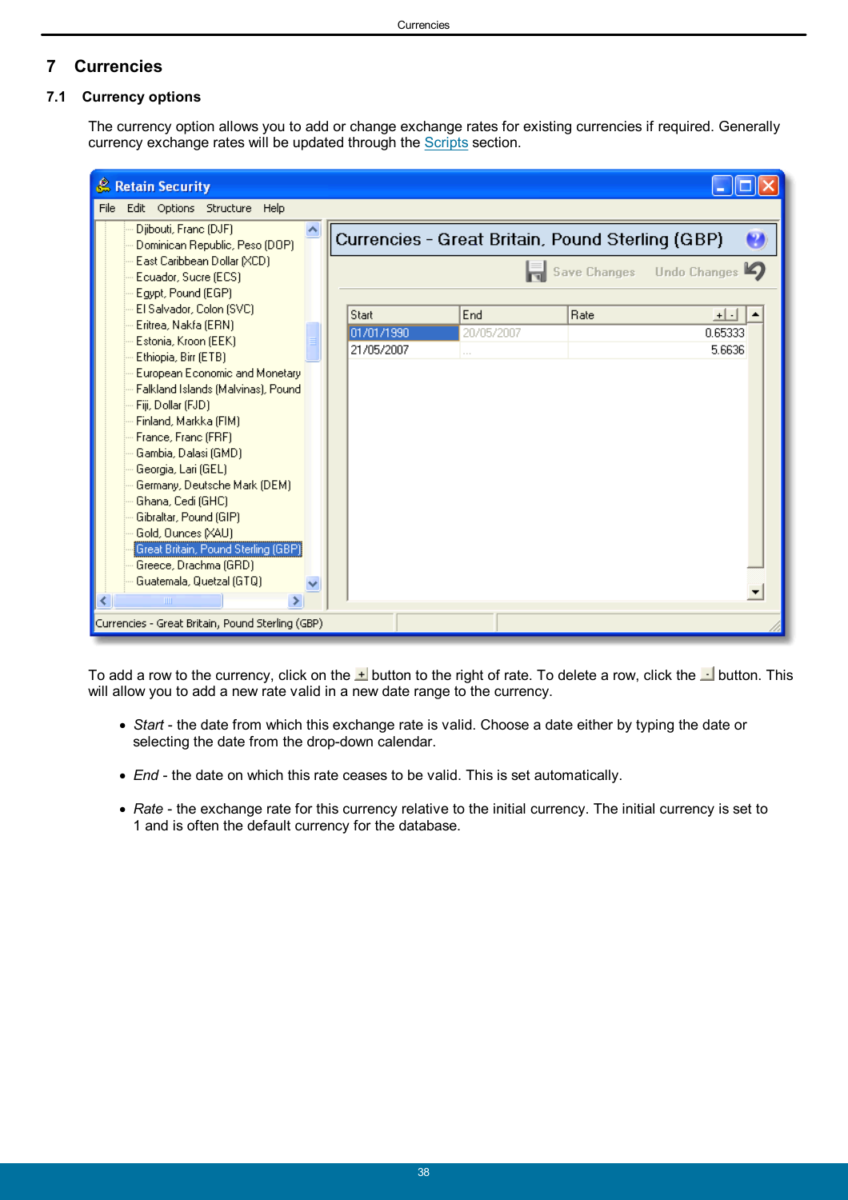# 7 Currencies

## 7.1 Currency options

The currency option allows you to add or change exchange rates for existing currencies if required. Generally currency exchange rates will be updated through the Scripts section.

To add a row to the currency, click on the + button to the right of rate. To delete a row, click the - button. This will allow you to add a new rate valid in a new date range to the currency.

- *Start* - the date from which this exchange rate is valid. Choose a date either by typing the date or selecting the date from the drop-down calendar.
- *End* - the date on which this rate ceases to be valid. This is set automatically.
- *Rate* - the exchange rate for this currency relative to the initial currency. The initial currency is set to 1 and is often the default currency for the database.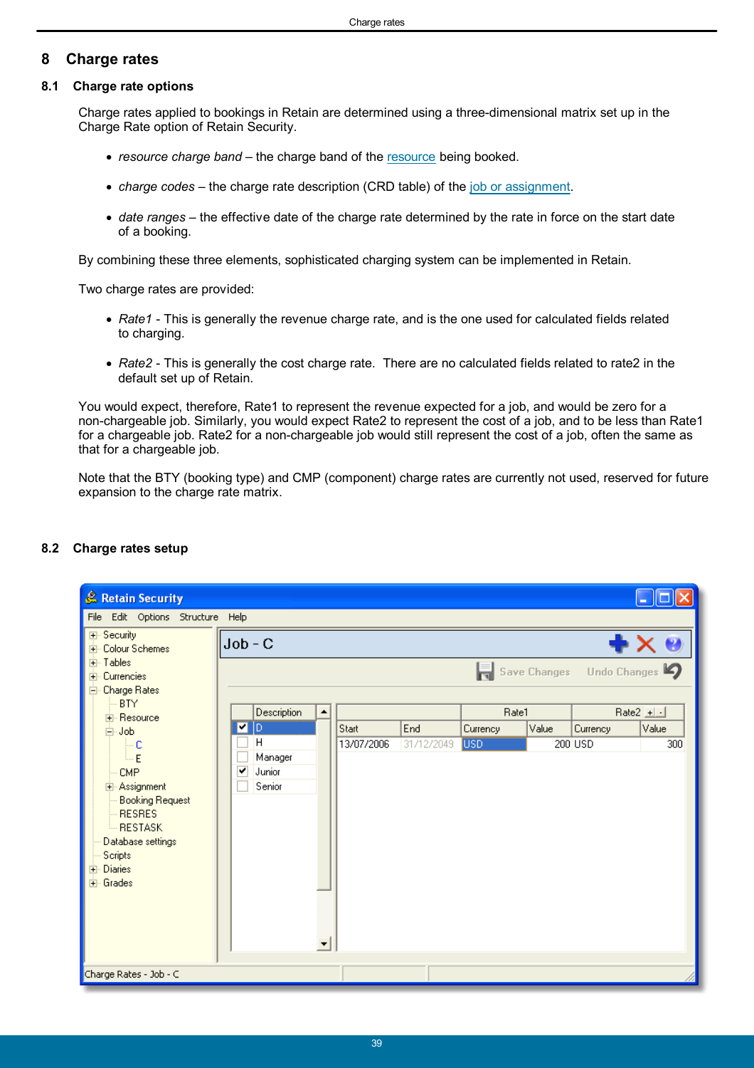# 8 Charge rates

## 8.1 Charge rate options

Charge rates applied to bookings in Retain are determined using a three-dimensional matrix set up in the Charge Rate option of Retain Security.

- *resource charge band* – the charge band of the resource being booked.
- *charge codes* – the charge rate description (CRD table) of the job or assignment.
- *date ranges* – the effective date of the charge rate determined by the rate in force on the start date of a booking.

By combining these three elements, sophisticated charging system can be implemented in Retain.

Two charge rates are provided:

- *Rate1* - This is generally the revenue charge rate, and is the one used for calculated fields related to charging.
- *Rate2* - This is generally the cost charge rate. There are no calculated fields related to rate2 in the default set up of Retain.

You would expect, therefore, Rate1 to represent the revenue expected for a job, and would be zero for a non-chargeable job. Similarly, you would expect Rate2 to represent the cost of a job, and to be less than Rate1 for a chargeable job. Rate2 for a non-chargeable job would still represent the cost of a job, often the same as that for a chargeable job.

Note that the BTY (booking type) and CMP (component) charge rates are currently not used, reserved for future expansion to the charge rate matrix.

## 8.2 Charge rates setup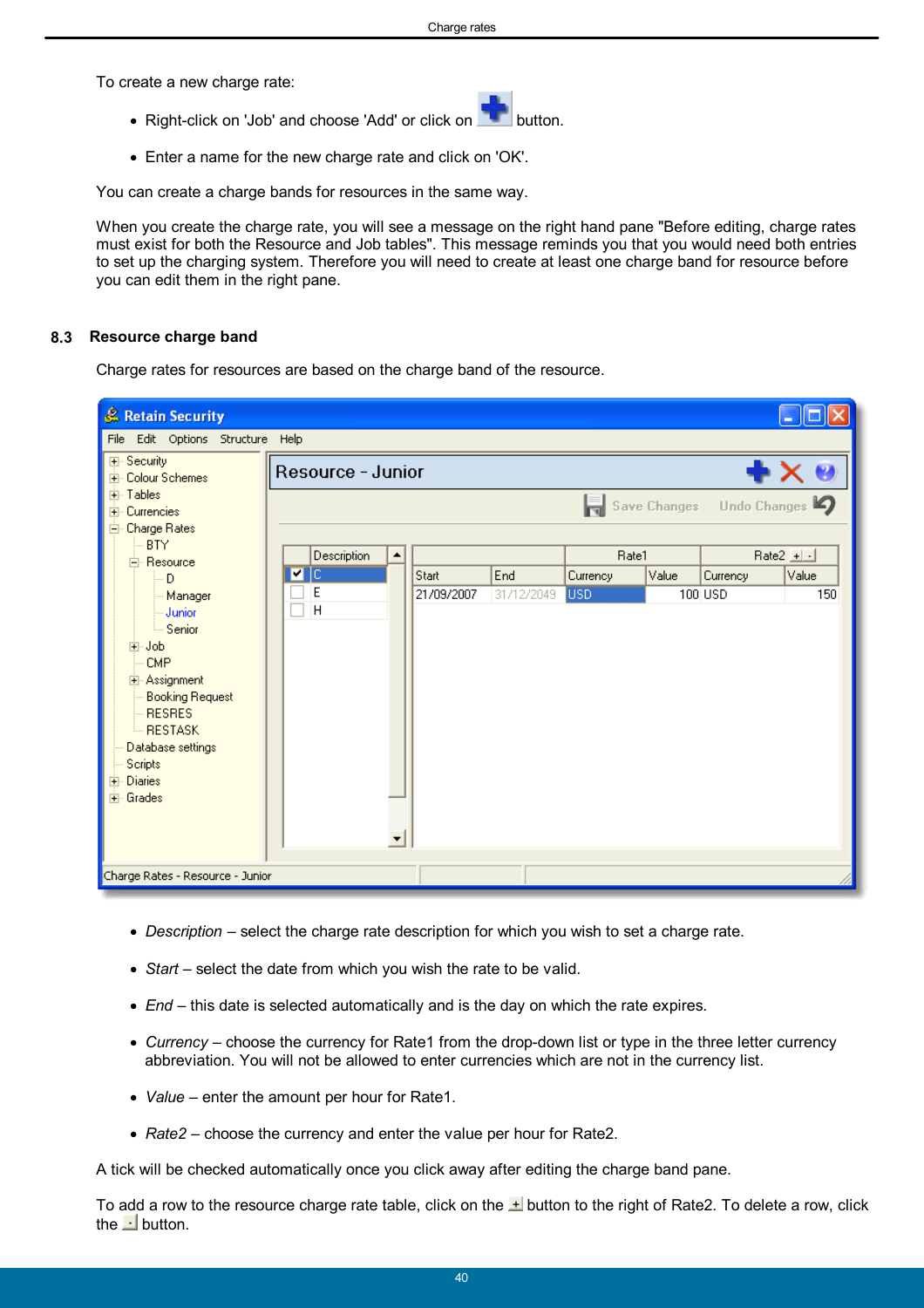To create a new charge rate:

- Right-click on 'Job' and choose 'Add' or click on button.
- Enter a name for the new charge rate and click on 'OK'.

You can create a charge bands for resources in the same way.

When you create the charge rate, you will see a message on the right hand pane "Before editing, charge rates must exist for both the Resource and Job tables". This message reminds you that you would need both entries to set up the charging system. Therefore you will need to create at least one charge band for resource before you can edit them in the right pane.

## 8.3 Resource charge band

Charge rates for resources are based on the charge band of the resource.

- *Description* – select the charge rate description for which you wish to set a charge rate.
- *Start* – select the date from which you wish the rate to be valid.
- *End* – this date is selected automatically and is the day on which the rate expires.
- *Currency* – choose the currency for Rate1 from the drop-down list or type in the three letter currency abbreviation. You will not be allowed to enter currencies which are not in the currency list.
- *Value* – enter the amount per hour for Rate1.
- *Rate2* – choose the currency and enter the value per hour for Rate2.

A tick will be checked automatically once you click away after editing the charge band pane.

To add a row to the resource charge rate table, click on the button to the right of Rate2. To delete a row, click the button.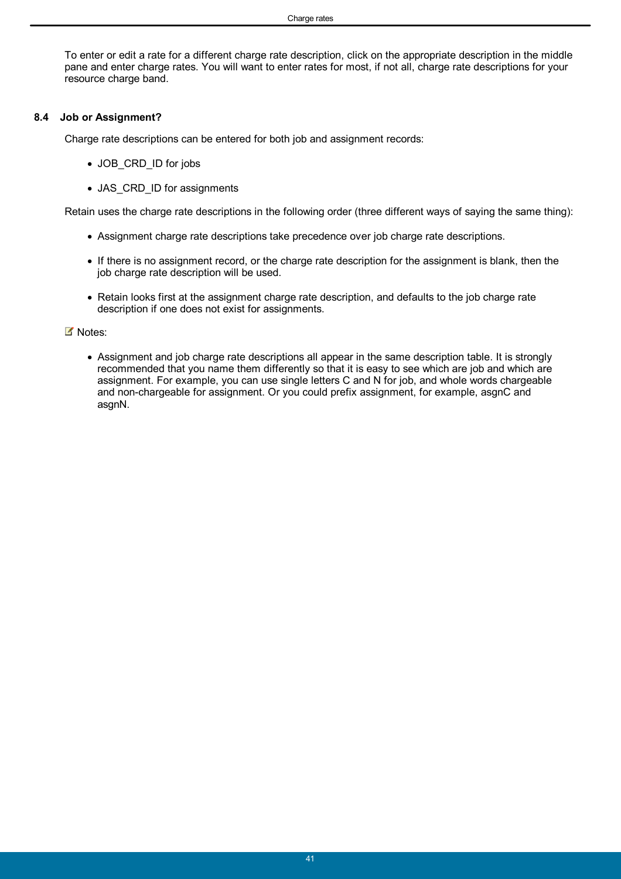To enter or edit a rate for a different charge rate description, click on the appropriate description in the middle pane and enter charge rates. You will want to enter rates for most, if not all, charge rate descriptions for your resource charge band.

## 8.4 Job or Assignment?

Charge rate descriptions can be entered for both job and assignment records:

- JOB_CRD_ID for jobs
- JAS_CRD_ID for assignments

Retain uses the charge rate descriptions in the following order (three different ways of saying the same thing):

- Assignment charge rate descriptions take precedence over job charge rate descriptions.
- If there is no assignment record, or the charge rate description for the assignment is blank, then the job charge rate description will be used.
- Retain looks first at the assignment charge rate description, and defaults to the job charge rate description if one does not exist for assignments.

Notes:

- Assignment and job charge rate descriptions all appear in the same description table. It is strongly recommended that you name them differently so that it is easy to see which are job and which are assignment. For example, you can use single letters C and N for job, and whole words chargeable and non-chargeable for assignment. Or you could prefix assignment, for example, asgnC and asgnN.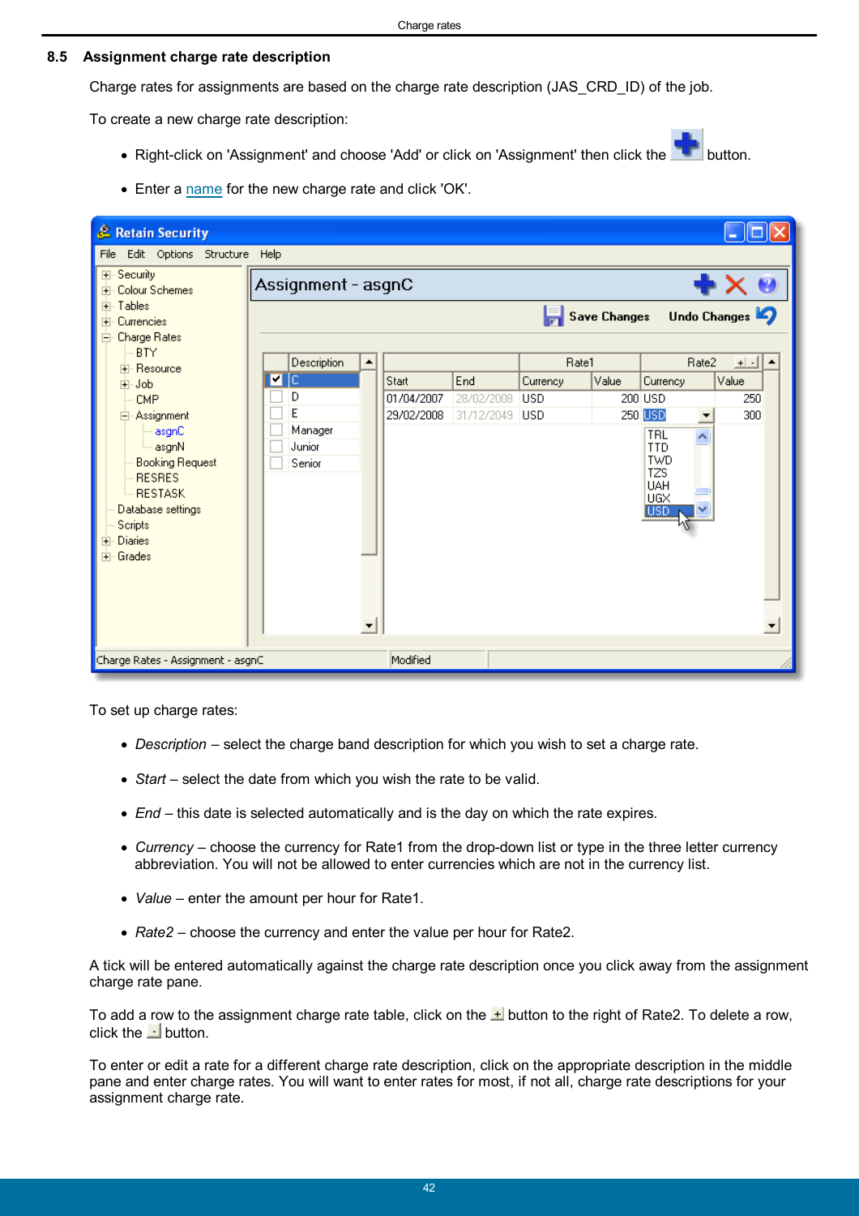## 8.5 Assignment charge rate description

Charge rates for assignments are based on the charge rate description (JAS_CRD_ID) of the job.

To create a new charge rate description:

- Right-click on 'Assignment' and choose 'Add' or click on 'Assignment' then click the button.
- Enter a name for the new charge rate and click 'OK'.

To set up charge rates:

- *Description* – select the charge band description for which you wish to set a charge rate.
- *Start* – select the date from which you wish the rate to be valid.
- *End* – this date is selected automatically and is the day on which the rate expires.
- *Currency* – choose the currency for Rate1 from the drop-down list or type in the three letter currency abbreviation. You will not be allowed to enter currencies which are not in the currency list.
- *Value* – enter the amount per hour for Rate1.
- *Rate2* – choose the currency and enter the value per hour for Rate2.

A tick will be entered automatically against the charge rate description once you click away from the assignment charge rate pane.

To add a row to the assignment charge rate table, click on the button to the right of Rate2. To delete a row, click the button.

To enter or edit a rate for a different charge rate description, click on the appropriate description in the middle pane and enter charge rates. You will want to enter rates for most, if not all, charge rate descriptions for your assignment charge rate.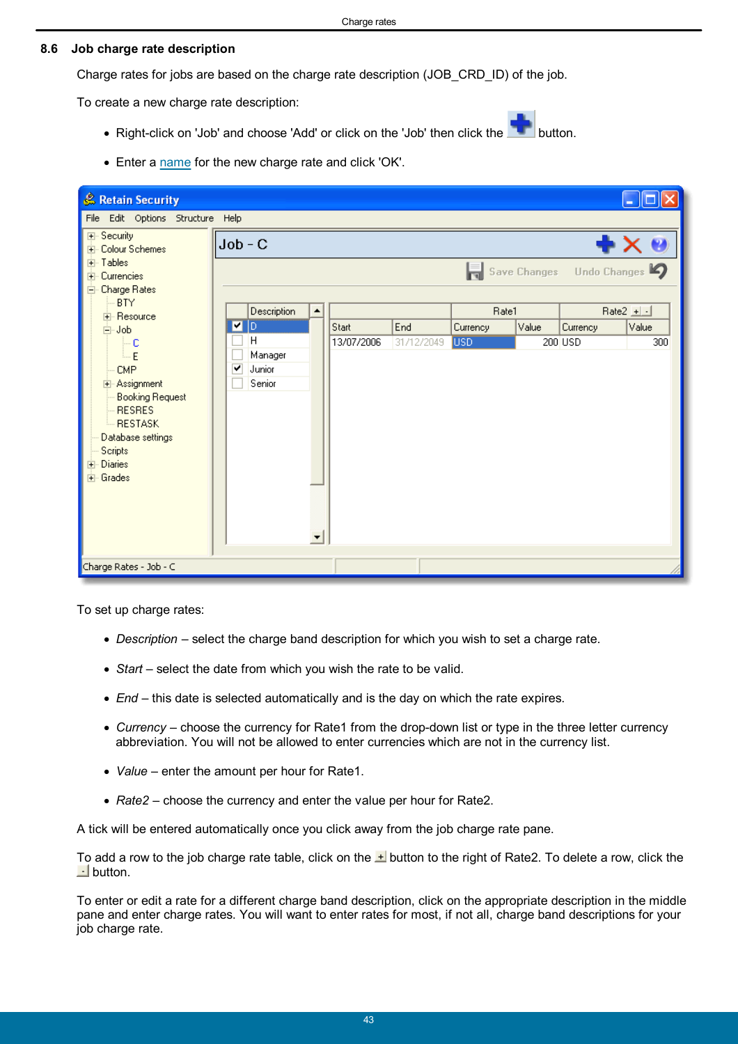## 8.6 Job charge rate description

Charge rates for jobs are based on the charge rate description (JOB_CRD_ID) of the job.

To create a new charge rate description:

- Right-click on 'Job' and choose 'Add' or click on the 'Job' then click the button.
- Enter a name for the new charge rate and click 'OK'.

To set up charge rates:

- *Description* – select the charge band description for which you wish to set a charge rate.
- *Start* – select the date from which you wish the rate to be valid.
- *End* – this date is selected automatically and is the day on which the rate expires.
- *Currency* – choose the currency for Rate1 from the drop-down list or type in the three letter currency abbreviation. You will not be allowed to enter currencies which are not in the currency list.
- *Value* – enter the amount per hour for Rate1.
- *Rate2* – choose the currency and enter the value per hour for Rate2.

A tick will be entered automatically once you click away from the job charge rate pane.

To add a row to the job charge rate table, click on the + button to the right of Rate2. To delete a row, click the - button.

To enter or edit a rate for a different charge band description, click on the appropriate description in the middle pane and enter charge rates. You will want to enter rates for most, if not all, charge band descriptions for your job charge rate.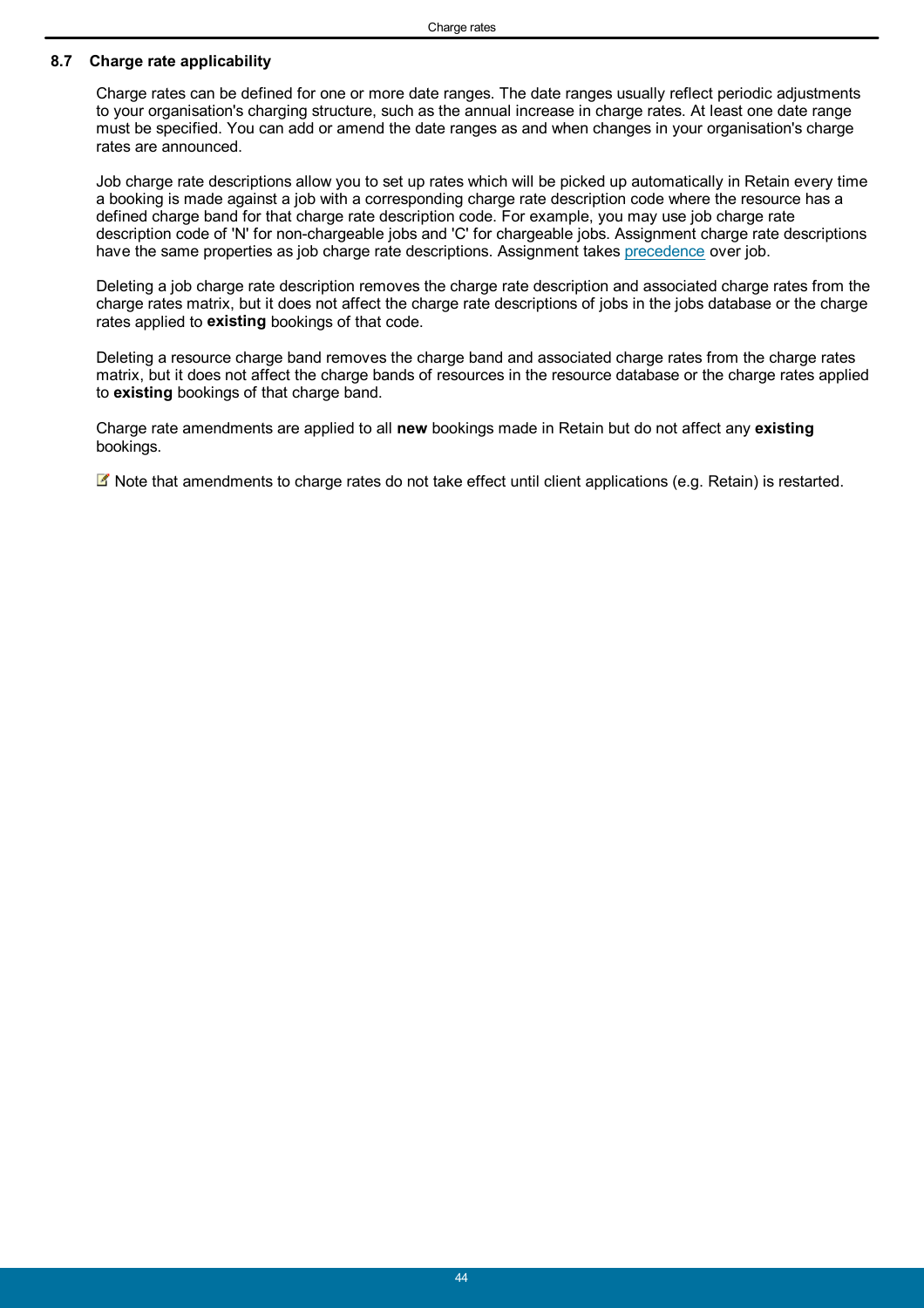### 8.7 Charge rate applicability

Charge rates can be defined for one or more date ranges. The date ranges usually reflect periodic adjustments to your organisation's charging structure, such as the annual increase in charge rates. At least one date range must be specified. You can add or amend the date ranges as and when changes in your organisation's charge rates are announced.

Job charge rate descriptions allow you to set up rates which will be picked up automatically in Retain every time a booking is made against a job with a corresponding charge rate description code where the resource has a defined charge band for that charge rate description code. For example, you may use job charge rate description code of 'N' for non-chargeable jobs and 'C' for chargeable jobs. Assignment charge rate descriptions have the same properties as job charge rate descriptions. Assignment takes precedence over job.

Deleting a job charge rate description removes the charge rate description and associated charge rates from the charge rates matrix, but it does not affect the charge rate descriptions of jobs in the jobs database or the charge rates applied to **existing** bookings of that code.

Deleting a resource charge band removes the charge band and associated charge rates from the charge rates matrix, but it does not affect the charge bands of resources in the resource database or the charge rates applied to **existing** bookings of that charge band.

Charge rate amendments are applied to all **new** bookings made in Retain but do not affect any **existing** bookings.

Note that amendments to charge rates do not take effect until client applications (e.g. Retain) is restarted.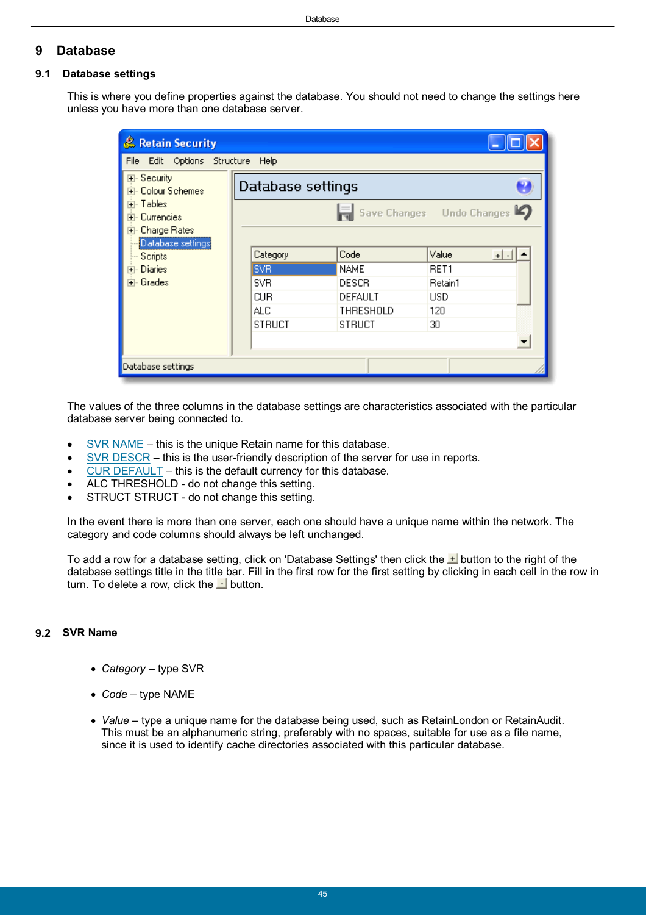# 9 Database

## 9.1 Database settings

This is where you define properties against the database. You should not need to change the settings here unless you have more than one database server.

The values of the three columns in the database settings are characteristics associated with the particular database server being connected to.

- SVR NAME – this is the unique Retain name for this database.
- SVR DESCR – this is the user-friendly description of the server for use in reports.
- CUR DEFAULT – this is the default currency for this database.
- ALC THRESHOLD - do not change this setting.
- STRUCT STRUCT - do not change this setting.

In the event there is more than one server, each one should have a unique name within the network. The category and code columns should always be left unchanged.

To add a row for a database setting, click on 'Database Settings' then click the + button to the right of the database settings title in the title bar. Fill in the first row for the first setting by clicking in each cell in the row in turn. To delete a row, click the - button.

## 9.2 SVR Name

- *Category* – type SVR
- *Code* – type NAME
- *Value* – type a unique name for the database being used, such as RetainLondon or RetainAudit. This must be an alphanumeric string, preferably with no spaces, suitable for use as a file name, since it is used to identify cache directories associated with this particular database.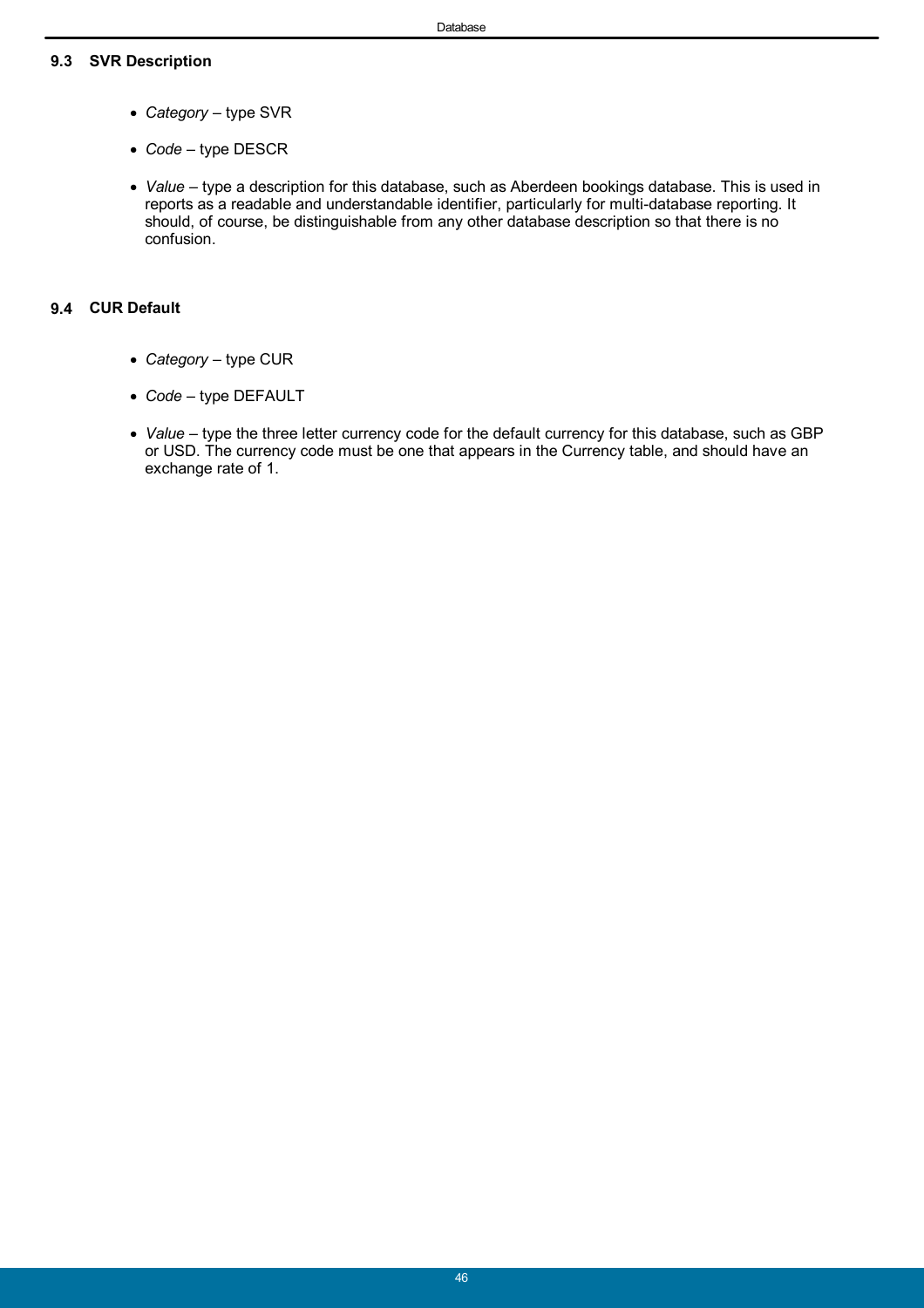### 9.3 SVR Description

- *Category* – type SVR
- *Code* – type DESCR
- *Value* – type a description for this database, such as Aberdeen bookings database. This is used in reports as a readable and understandable identifier, particularly for multi-database reporting. It should, of course, be distinguishable from any other database description so that there is no confusion.

### 9.4 CUR Default

- *Category* – type CUR
- *Code* – type DEFAULT
- *Value* – type the three letter currency code for the default currency for this database, such as GBP or USD. The currency code must be one that appears in the Currency table, and should have an exchange rate of 1.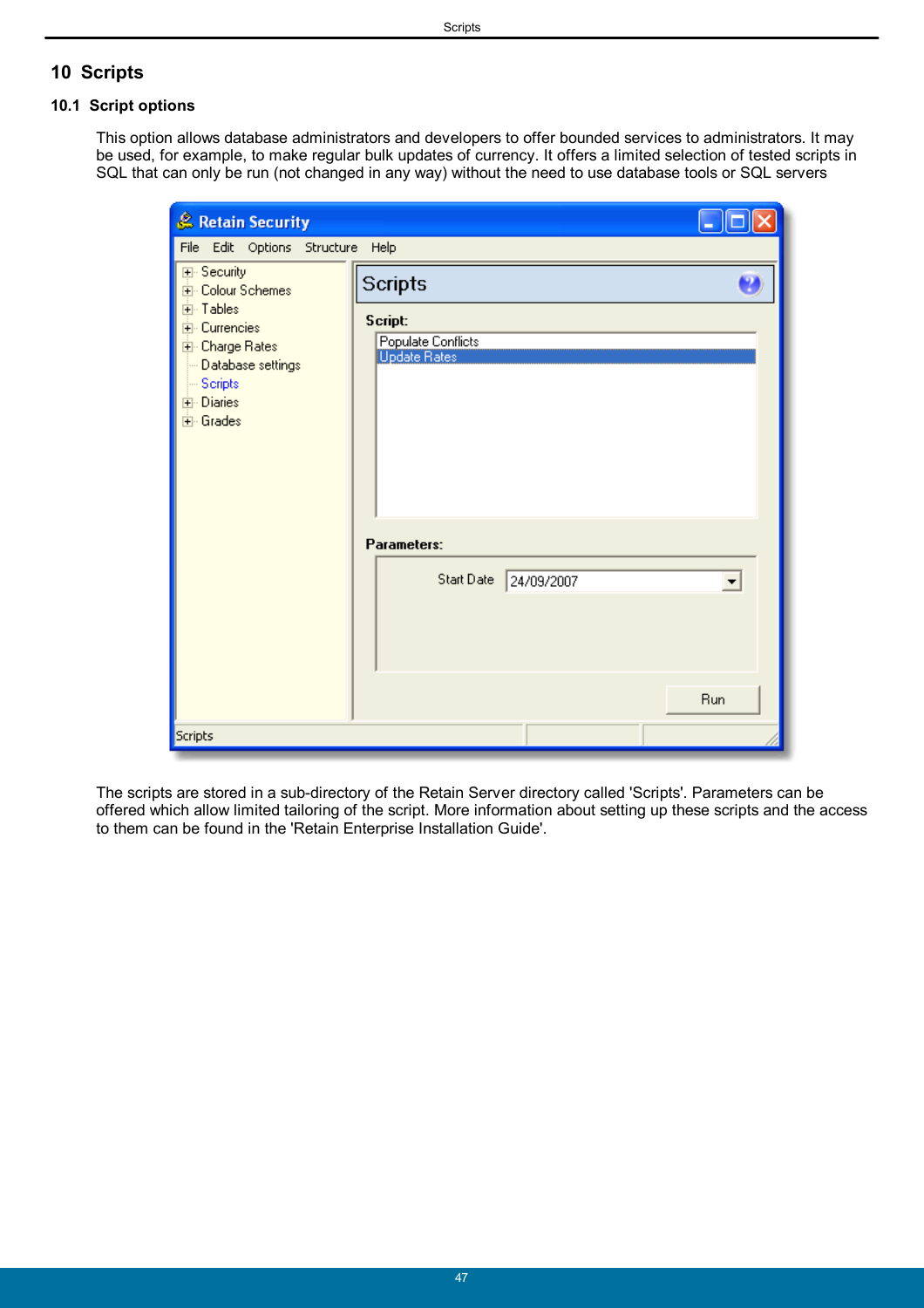# 10 Scripts

## 10.1 Script options

This option allows database administrators and developers to offer bounded services to administrators. It may be used, for example, to make regular bulk updates of currency. It offers a limited selection of tested scripts in SQL that can only be run (not changed in any way) without the need to use database tools or SQL servers

The scripts are stored in a sub-directory of the Retain Server directory called 'Scripts'. Parameters can be offered which allow limited tailoring of the script. More information about setting up these scripts and the access to them can be found in the 'Retain Enterprise Installation Guide'.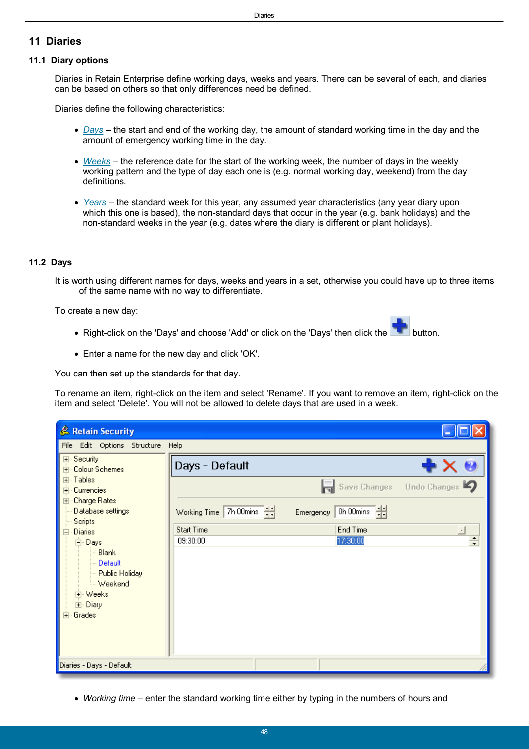# 11 Diaries

## 11.1 Diary options

Diaries in Retain Enterprise define working days, weeks and years. There can be several of each, and diaries can be based on others so that only differences need be defined.

Diaries define the following characteristics:

- *Days* – the start and end of the working day, the amount of standard working time in the day and the amount of emergency working time in the day.
- *Weeks* – the reference date for the start of the working week, the number of days in the weekly working pattern and the type of day each one is (e.g. normal working day, weekend) from the day definitions.
- *Years* – the standard week for this year, any assumed year characteristics (any year diary upon which this one is based), the non-standard days that occur in the year (e.g. bank holidays) and the non-standard weeks in the year (e.g. dates where the diary is different or plant holidays).

## 11.2 Days

It is worth using different names for days, weeks and years in a set, otherwise you could have up to three items of the same name with no way to differentiate.

To create a new day:

- Right-click on the 'Days' and choose 'Add' or click on the 'Days' then click the button.
- Enter a name for the new day and click 'OK'.

You can then set up the standards for that day.

To rename an item, right-click on the item and select 'Rename'. If you want to remove an item, right-click on the item and select 'Delete'. You will not be allowed to delete days that are used in a week.

- *Working time* – enter the standard working time either by typing in the numbers of hours and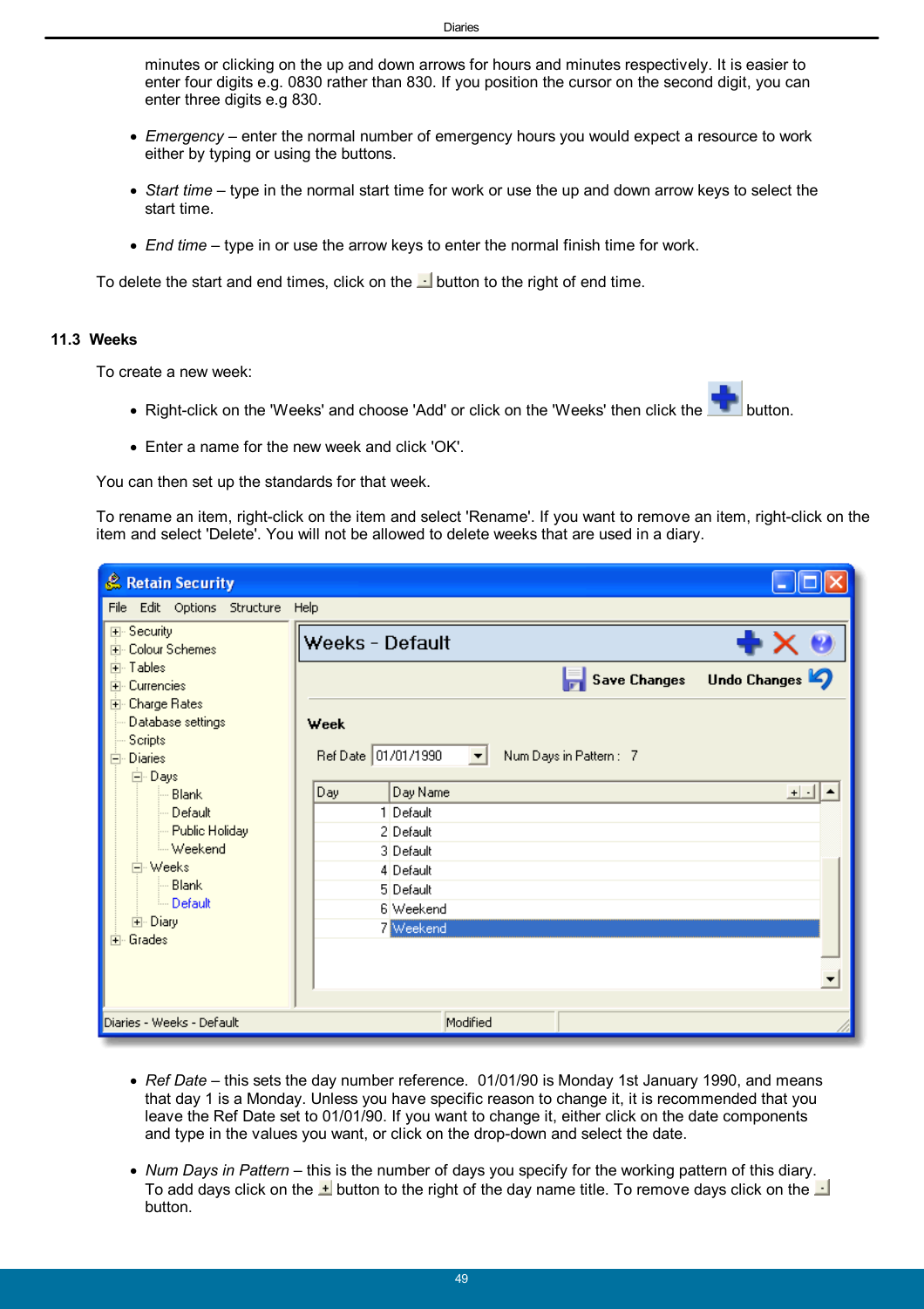minutes or clicking on the up and down arrows for hours and minutes respectively. It is easier to enter four digits e.g. 0830 rather than 830. If you position the cursor on the second digit, you can enter three digits e.g 830.

- *Emergency* – enter the normal number of emergency hours you would expect a resource to work either by typing or using the buttons.
- *Start time* – type in the normal start time for work or use the up and down arrow keys to select the start time.
- *End time* – type in or use the arrow keys to enter the normal finish time for work.

To delete the start and end times, click on the button to the right of end time.

## 11.3 Weeks

To create a new week:

- Right-click on the 'Weeks' and choose 'Add' or click on the 'Weeks' then click the button.
- Enter a name for the new week and click 'OK'.

You can then set up the standards for that week.

To rename an item, right-click on the item and select 'Rename'. If you want to remove an item, right-click on the item and select 'Delete'. You will not be allowed to delete weeks that are used in a diary.

- *Ref Date* – this sets the day number reference. 01/01/90 is Monday 1st January 1990, and means that day 1 is a Monday. Unless you have specific reason to change it, it is recommended that you leave the Ref Date set to 01/01/90. If you want to change it, either click on the date components and type in the values you want, or click on the drop-down and select the date.
- *Num Days in Pattern* – this is the number of days you specify for the working pattern of this diary. To add days click on the button to the right of the day name title. To remove days click on the button.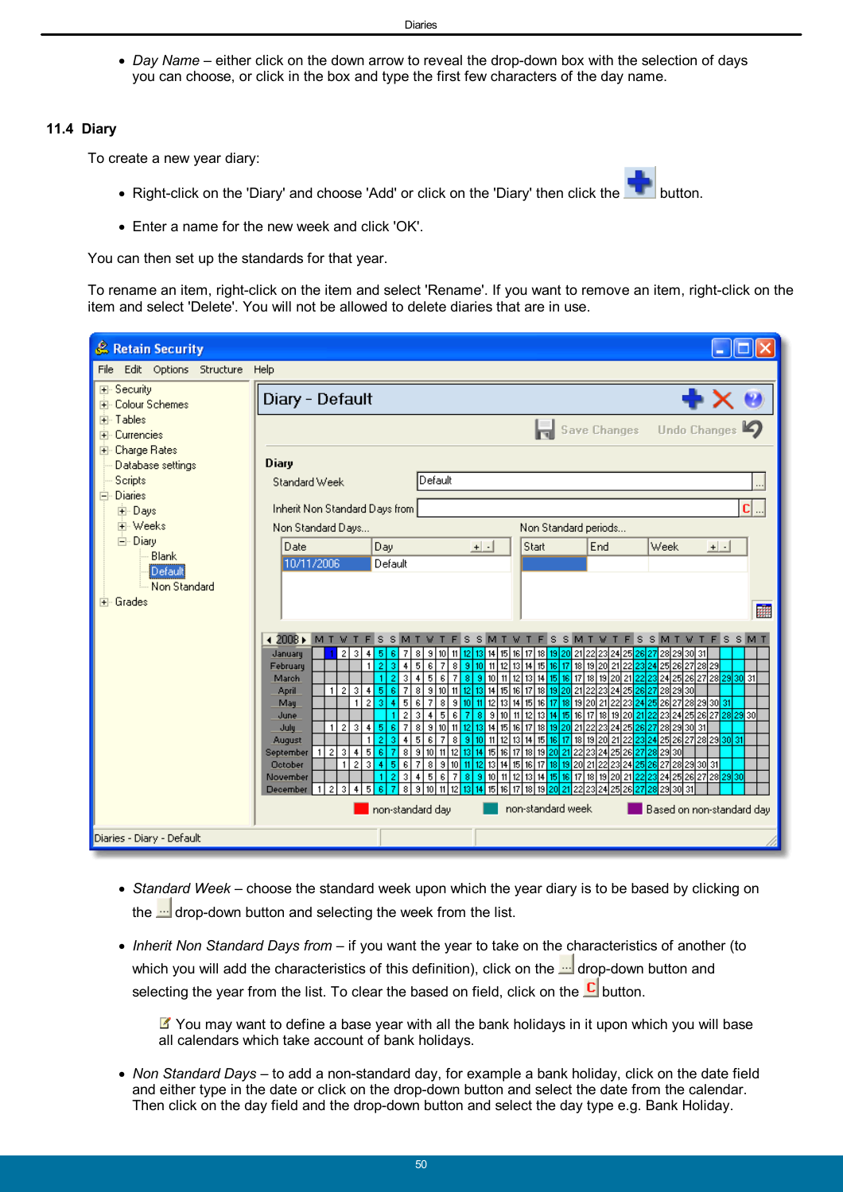- *Day Name* – either click on the down arrow to reveal the drop-down box with the selection of days you can choose, or click in the box and type the first few characters of the day name.

## 11.4 Diary

To create a new year diary:

- Right-click on the 'Diary' and choose 'Add' or click on the 'Diary' then click the button.
- Enter a name for the new week and click 'OK'.

You can then set up the standards for that year.

To rename an item, right-click on the item and select 'Rename'. If you want to remove an item, right-click on the item and select 'Delete'. You will not be allowed to delete diaries that are in use.

- *Standard Week* – choose the standard week upon which the year diary is to be based by clicking on the drop-down button and selecting the week from the list.
- *Inherit Non Standard Days from* – if you want the year to take on the characteristics of another (to which you will add the characteristics of this definition), click on the drop-down button and selecting the year from the list. To clear the based on field, click on the button.

  You may want to define a base year with all the bank holidays in it upon which you will base all calendars which take account of bank holidays.

- *Non Standard Days* – to add a non-standard day, for example a bank holiday, click on the date field and either type in the date or click on the drop-down button and select the date from the calendar. Then click on the day field and the drop-down button and select the day type e.g. Bank Holiday.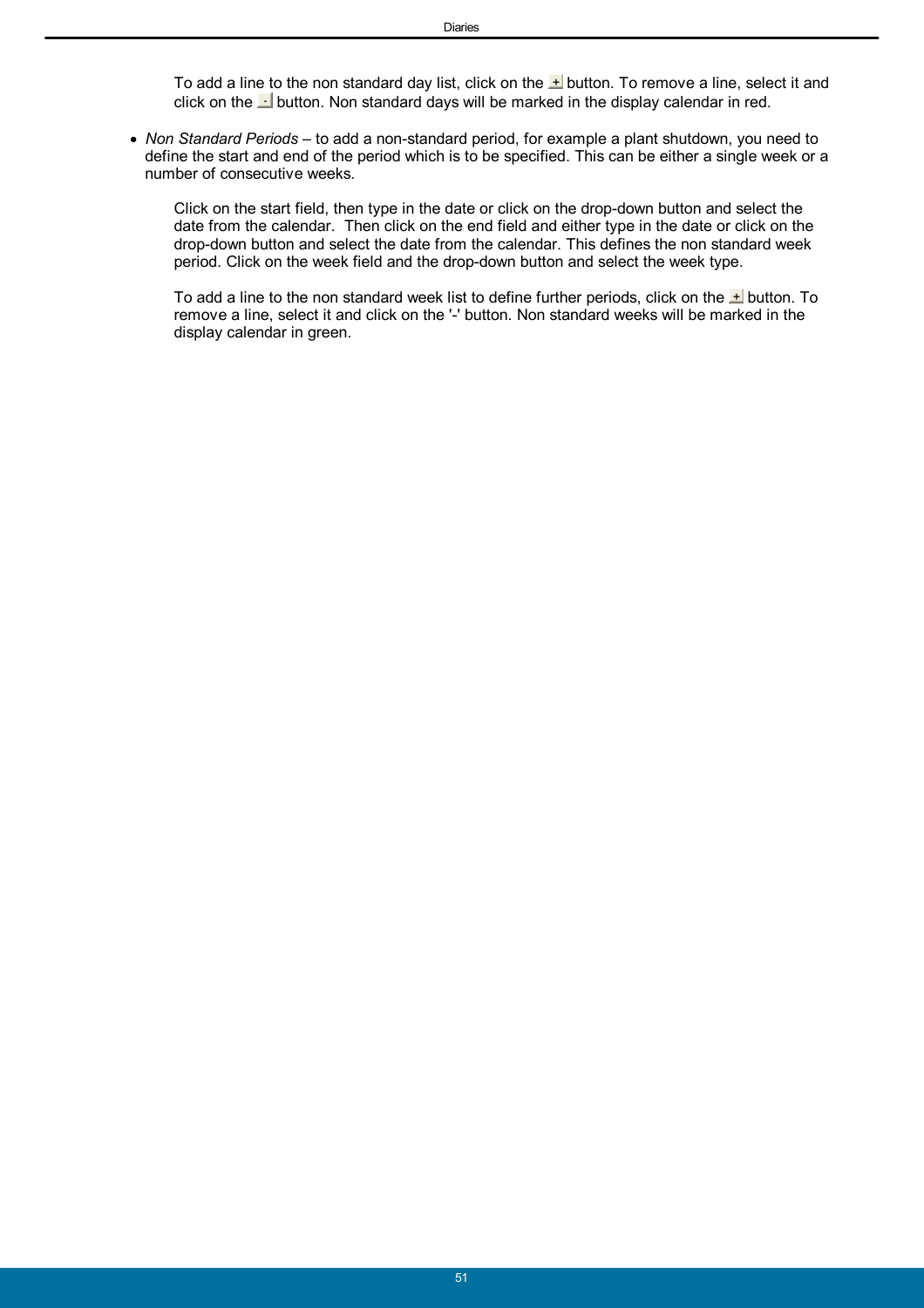To add a line to the non standard day list, click on the + button. To remove a line, select it and click on the - button. Non standard days will be marked in the display calendar in red.

- *Non Standard Periods* – to add a non-standard period, for example a plant shutdown, you need to define the start and end of the period which is to be specified. This can be either a single week or a number of consecutive weeks.

  Click on the start field, then type in the date or click on the drop-down button and select the date from the calendar.  Then click on the end field and either type in the date or click on the drop-down button and select the date from the calendar. This defines the non standard week period. Click on the week field and the drop-down button and select the week type.

  To add a line to the non standard week list to define further periods, click on the + button. To remove a line, select it and click on the '-' button. Non standard weeks will be marked in the display calendar in green.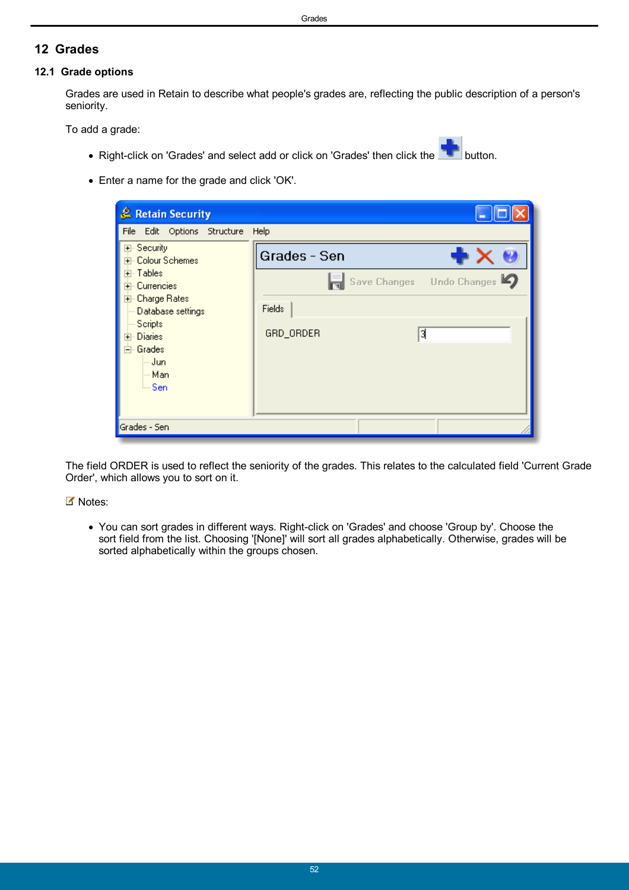# 12 Grades

## 12.1 Grade options

Grades are used in Retain to describe what people's grades are, reflecting the public description of a person's seniority.

To add a grade:

- Right-click on 'Grades' and select add or click on 'Grades' then click the button.
- Enter a name for the grade and click 'OK'.

The field ORDER is used to reflect the seniority of the grades. This relates to the calculated field 'Current Grade Order', which allows you to sort on it.

Notes:

- You can sort grades in different ways. Right-click on 'Grades' and choose 'Group by'. Choose the sort field from the list. Choosing '[None]' will sort all grades alphabetically. Otherwise, grades will be sorted alphabetically within the groups chosen.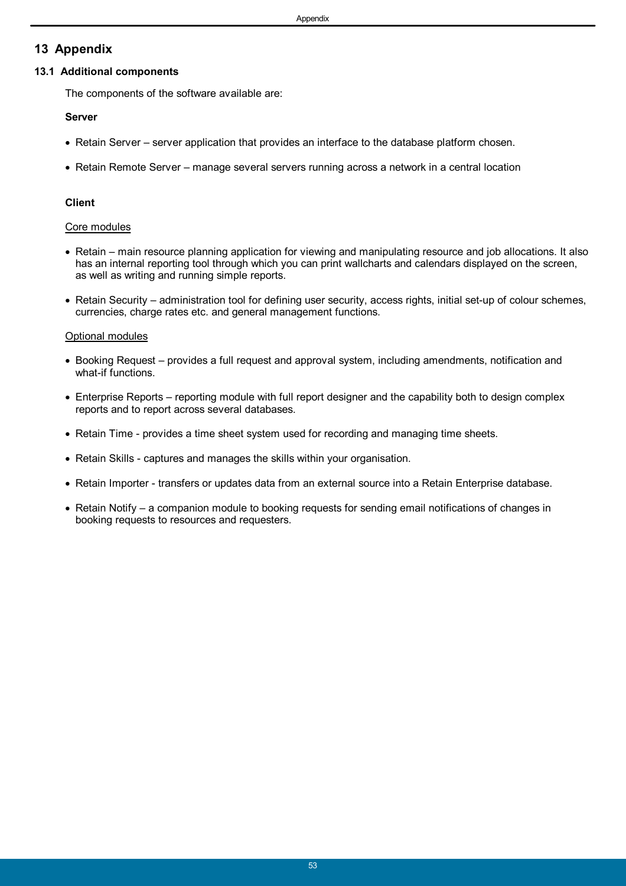# 13 Appendix

## 13.1 Additional components

The components of the software available are:

**Server**

- Retain Server – server application that provides an interface to the database platform chosen.
- Retain Remote Server – manage several servers running across a network in a central location

**Client**

Core modules

- Retain – main resource planning application for viewing and manipulating resource and job allocations. It also has an internal reporting tool through which you can print wallcharts and calendars displayed on the screen, as well as writing and running simple reports.
- Retain Security – administration tool for defining user security, access rights, initial set-up of colour schemes, currencies, charge rates etc. and general management functions.

Optional modules

- Booking Request – provides a full request and approval system, including amendments, notification and what-if functions.
- Enterprise Reports – reporting module with full report designer and the capability both to design complex reports and to report across several databases.
- Retain Time - provides a time sheet system used for recording and managing time sheets.
- Retain Skills - captures and manages the skills within your organisation.
- Retain Importer - transfers or updates data from an external source into a Retain Enterprise database.
- Retain Notify – a companion module to booking requests for sending email notifications of changes in booking requests to resources and requesters.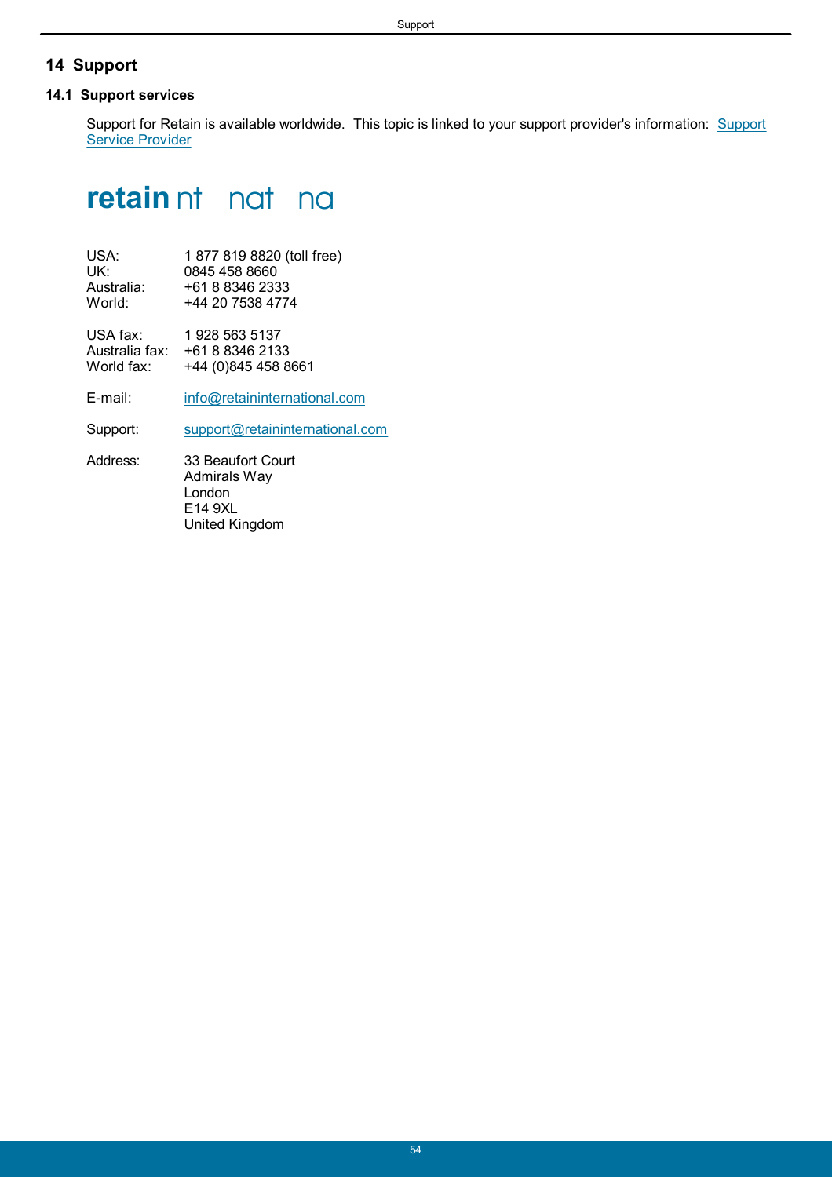# 14 Support

## 14.1 Support services

Support for Retain is available worldwide. This topic is linked to your support provider's information: Support Service Provider

**retain** nt nat na

| | |
|---|---|
| USA: | 1 877 819 8820 (toll free) |
| UK: | 0845 458 8660 |
| Australia: | +61 8 8346 2333 |
| World: | +44 20 7538 4774 |
| | |
| USA fax: | 1 928 563 5137 |
| Australia fax: | +61 8 8346 2133 |
| World fax: | +44 (0)845 458 8661 |
| | |
| E-mail: | info@retaininternational.com |
| | |
| Support: | support@retaininternational.com |
| | |
| Address: | 33 Beaufort Court<br>Admirals Way<br>London<br>E14 9XL<br>United Kingdom |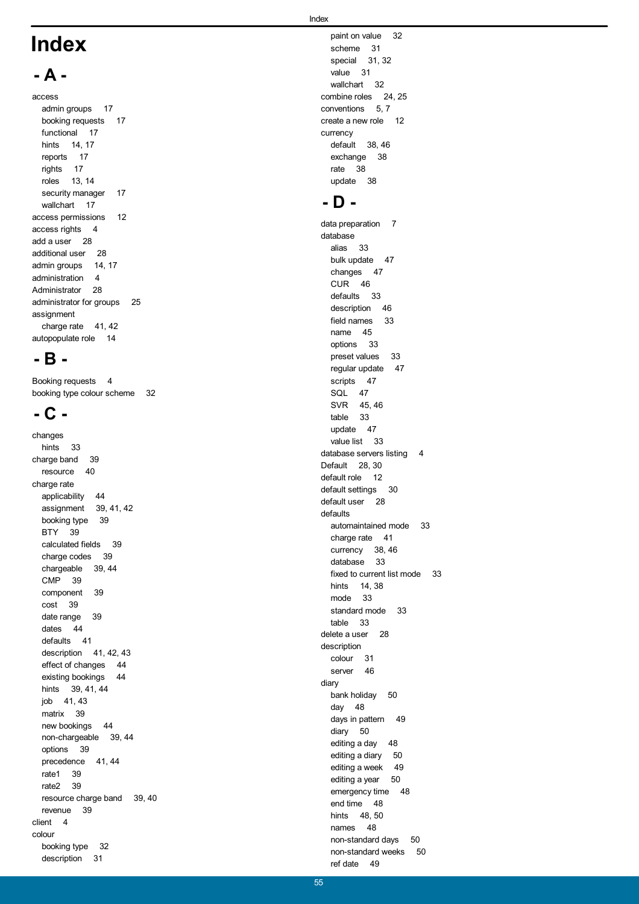# Index

## - A -

access
- admin groups 17
- booking requests 17
- functional 17
- hints 14, 17
- reports 17
- rights 17
- roles 13, 14
- security manager 17
- wallchart 17

access permissions 12
access rights 4
add a user 28
additional user 28
admin groups 14, 17
administration 4
Administrator 28
administrator for groups 25
assignment
- charge rate 41, 42

autopopulate role 14

## - B -

Booking requests 4
booking type colour scheme 32

## - C -

changes
- hints 33

charge band 39
- resource 40

charge rate
- applicability 44
- assignment 39, 41, 42
- booking type 39
- BTY 39
- calculated fields 39
- charge codes 39
- chargeable 39, 44
- CMP 39
- component 39
- cost 39
- date range 39
- dates 44
- defaults 41
- description 41, 42, 43
- effect of changes 44
- existing bookings 44
- hints 39, 41, 44
- job 41, 43
- matrix 39
- new bookings 44
- non-chargeable 39, 44
- options 39
- precedence 41, 44
- rate1 39
- rate2 39
- resource charge band 39, 40
- revenue 39

client 4
colour
- booking type 32
- description 31
- paint on value 32
- scheme 31
- special 31, 32
- value 31
- wallchart 32

combine roles 24, 25
conventions 5, 7
create a new role 12
currency
- default 38, 46
- exchange 38
- rate 38
- update 38

## - D -

data preparation 7
database
- alias 33
- bulk update 47
- changes 47
- CUR 46
- defaults 33
- description 46
- field names 33
- name 45
- options 33
- preset values 33
- regular update 47
- scripts 47
- SQL 47
- SVR 45, 46
- table 33
- update 47
- value list 33

database servers listing 4
Default 28, 30
default role 12
default settings 30
default user 28
defaults
- automaintained mode 33
- charge rate 41
- currency 38, 46
- database 33
- fixed to current list mode 33
- hints 14, 38
- mode 33
- standard mode 33
- table 33

delete a user 28
description
- colour 31
- server 46

diary
- bank holiday 50
- day 48
- days in pattern 49
- diary 50
- editing a day 48
- editing a diary 50
- editing a week 49
- editing a year 50
- emergency time 48
- end time 48
- hints 48, 50
- names 48
- non-standard days 50
- non-standard weeks 50
- ref date 49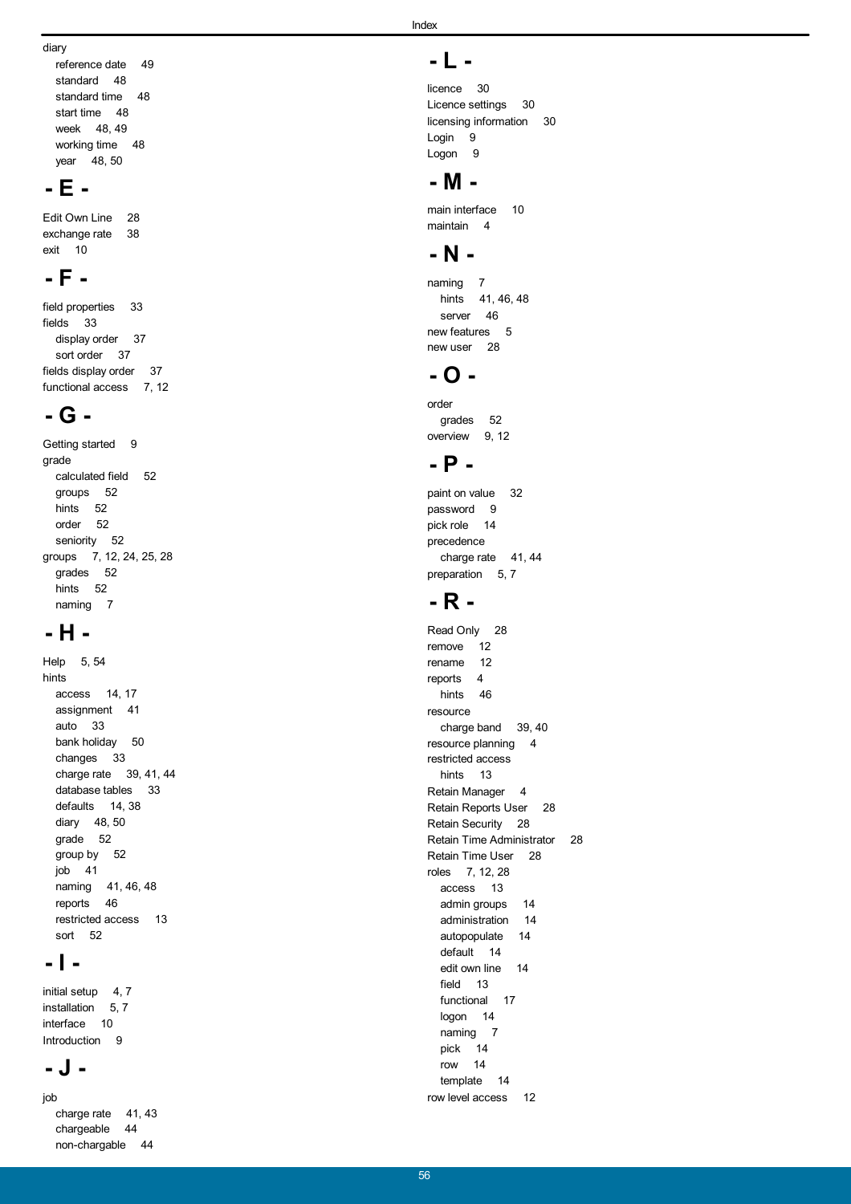diary
- reference date 49
- standard 48
- standard time 48
- start time 48
- week 48, 49
- working time 48
- year 48, 50

## - E -

Edit Own Line 28
exchange rate 38
exit 10

## - F -

field properties 33
fields 33
- display order 37
- sort order 37

fields display order 37
functional access 7, 12

## - G -

Getting started 9
grade
- calculated field 52
- groups 52
- hints 52
- order 52
- seniority 52

groups 7, 12, 24, 25, 28
- grades 52
- hints 52
- naming 7

## - H -

Help 5, 54
hints
- access 14, 17
- assignment 41
- auto 33
- bank holiday 50
- changes 33
- charge rate 39, 41, 44
- database tables 33
- defaults 14, 38
- diary 48, 50
- grade 52
- group by 52
- job 41
- naming 41, 46, 48
- reports 46
- restricted access 13
- sort 52

## - I -

initial setup 4, 7
installation 5, 7
interface 10
Introduction 9

## - J -

job
- charge rate 41, 43
- chargeable 44
- non-chargable 44

## - L -

licence 30
Licence settings 30
licensing information 30
Login 9
Logon 9

## - M -

main interface 10
maintain 4

## - N -

naming 7
- hints 41, 46, 48
- server 46

new features 5
new user 28

## - O -

order
- grades 52

overview 9, 12

## - P -

paint on value 32
password 9
pick role 14
precedence
- charge rate 41, 44

preparation 5, 7

## - R -

Read Only 28
remove 12
rename 12
reports 4
- hints 46

resource
- charge band 39, 40

resource planning 4
restricted access
- hints 13

Retain Manager 4
Retain Reports User 28
Retain Security 28
Retain Time Administrator 28
Retain Time User 28
roles 7, 12, 28
- access 13
- admin groups 14
- administration 14
- autopopulate 14
- default 14
- edit own line 14
- field 13
- functional 17
- logon 14
- naming 7
- pick 14
- row 14
- template 14

row level access 12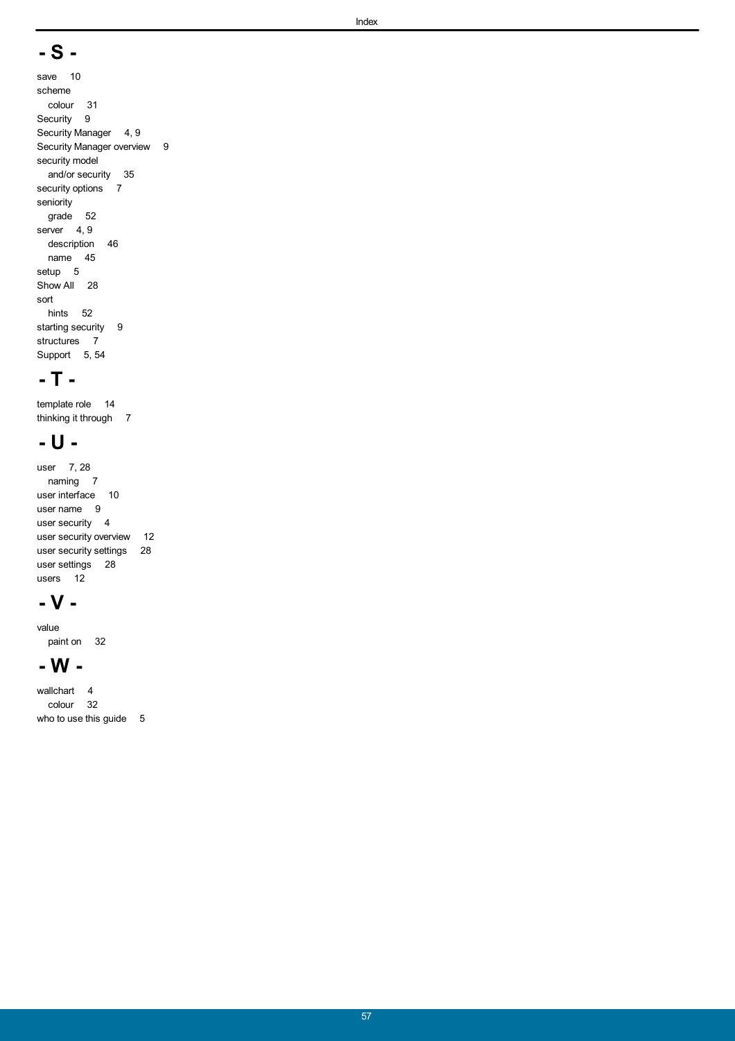## - S -

save 10
scheme
  colour 31
Security 9
Security Manager 4, 9
Security Manager overview 9
security model
  and/or security 35
security options 7
seniority
  grade 52
server 4, 9
  description 46
  name 45
setup 5
Show All 28
sort
  hints 52
starting security 9
structures 7
Support 5, 54

## - T -

template role 14
thinking it through 7

## - U -

user 7, 28
  naming 7
user interface 10
user name 9
user security 4
user security overview 12
user security settings 28
user settings 28
users 12

## - V -

value
  paint on 32

## - W -

wallchart 4
  colour 32
who to use this guide 5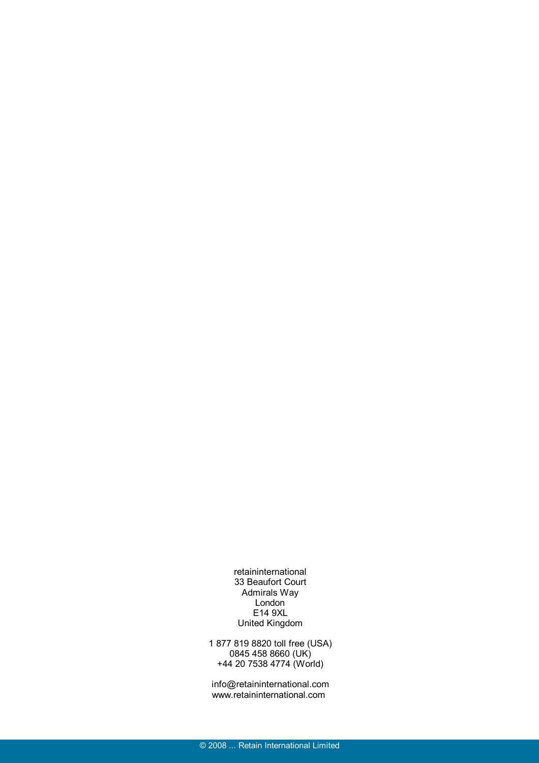retaininternational
33 Beaufort Court
Admirals Way
London
E14 9XL
United Kingdom

1 877 819 8820 toll free (USA)
0845 458 8660 (UK)
+44 20 7538 4774 (World)

info@retaininternational.com
www.retaininternational.com

© 2008 ... Retain International Limited